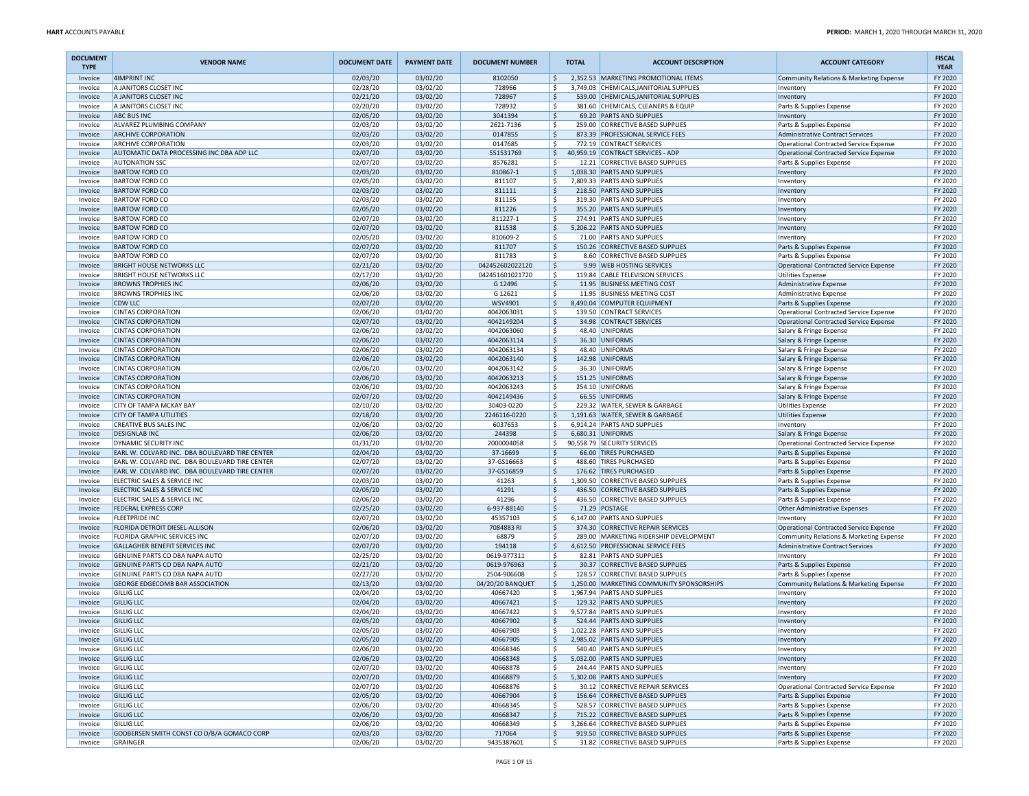**HART** ACCOUNTS PAYABLE

**PERIOD:** MARCH 1, 2020 THROUGH MARCH 31, 2020

| DOCUMENT TYPE | VENDOR NAME | DOCUMENT DATE | PAYMENT DATE | DOCUMENT NUMBER | TOTAL | ACCOUNT DESCRIPTION | ACCOUNT CATEGORY | FISCAL YEAR |
|---|---|---|---|---|---|---|---|---|
| Invoice | 4IMPRINT INC | 02/03/20 | 03/02/20 | 8102050 | $ 2,352.53 | MARKETING PROMOTIONAL ITEMS | Community Relations & Marketing Expense | FY 2020 |
| Invoice | A JANITORS CLOSET INC | 02/28/20 | 03/02/20 | 728966 | $ 3,749.03 | CHEMICALS,JANITORIAL SUPPLIES | Inventory | FY 2020 |
| Invoice | A JANITORS CLOSET INC | 02/21/20 | 03/02/20 | 728967 | $ 539.00 | CHEMICALS,JANITORIAL SUPPLIES | Inventory | FY 2020 |
| Invoice | A JANITORS CLOSET INC | 02/20/20 | 03/02/20 | 728932 | $ 381.60 | CHEMICALS, CLEANERS & EQUIP | Parts & Supplies Expense | FY 2020 |
| Invoice | ABC BUS INC | 02/05/20 | 03/02/20 | 3041394 | $ 69.20 | PARTS AND SUPPLIES | Inventory | FY 2020 |
| Invoice | ALVAREZ PLUMBING COMPANY | 02/03/20 | 03/02/20 | 2621-7136 | $ 259.00 | CORRECTIVE BASED SUPPLIES | Parts & Supplies Expense | FY 2020 |
| Invoice | ARCHIVE CORPORATION | 02/03/20 | 03/02/20 | 0147855 | $ 873.39 | PROFESSIONAL SERVICE FEES | Administrative Contract Services | FY 2020 |
| Invoice | ARCHIVE CORPORATION | 02/03/20 | 03/02/20 | 0147685 | $ 772.19 | CONTRACT SERVICES | Operational Contracted Service Expense | FY 2020 |
| Invoice | AUTOMATIC DATA PROCESSING INC DBA ADP LLC | 02/07/20 | 03/02/20 | 551531769 | $ 40,959.19 | CONTRACT SERVICES - ADP | Operational Contracted Service Expense | FY 2020 |
| Invoice | AUTONATION SSC | 02/07/20 | 03/02/20 | 8576281 | $ 12.21 | CORRECTIVE BASED SUPPLIES | Parts & Supplies Expense | FY 2020 |
| Invoice | BARTOW FORD CO | 02/03/20 | 03/02/20 | 810867-1 | $ 1,038.30 | PARTS AND SUPPLIES | Inventory | FY 2020 |
| Invoice | BARTOW FORD CO | 02/05/20 | 03/02/20 | 811107 | $ 7,809.33 | PARTS AND SUPPLIES | Inventory | FY 2020 |
| Invoice | BARTOW FORD CO | 02/03/20 | 03/02/20 | 811111 | $ 218.50 | PARTS AND SUPPLIES | Inventory | FY 2020 |
| Invoice | BARTOW FORD CO | 02/03/20 | 03/02/20 | 811155 | $ 319.30 | PARTS AND SUPPLIES | Inventory | FY 2020 |
| Invoice | BARTOW FORD CO | 02/05/20 | 03/02/20 | 811226 | $ 355.20 | PARTS AND SUPPLIES | Inventory | FY 2020 |
| Invoice | BARTOW FORD CO | 02/07/20 | 03/02/20 | 811227-1 | $ 274.91 | PARTS AND SUPPLIES | Inventory | FY 2020 |
| Invoice | BARTOW FORD CO | 02/07/20 | 03/02/20 | 811538 | $ 5,206.22 | PARTS AND SUPPLIES | Inventory | FY 2020 |
| Invoice | BARTOW FORD CO | 02/05/20 | 03/02/20 | 810609-2 | $ 71.00 | PARTS AND SUPPLIES | Inventory | FY 2020 |
| Invoice | BARTOW FORD CO | 02/07/20 | 03/02/20 | 811707 | $ 150.26 | CORRECTIVE BASED SUPPLIES | Parts & Supplies Expense | FY 2020 |
| Invoice | BARTOW FORD CO | 02/07/20 | 03/02/20 | 811783 | $ 8.60 | CORRECTIVE BASED SUPPLIES | Parts & Supplies Expense | FY 2020 |
| Invoice | BRIGHT HOUSE NETWORKS LLC | 02/21/20 | 03/02/20 | 042452602022120 | $ 9.99 | WEB HOSTING SERVICES | Operational Contracted Service Expense | FY 2020 |
| Invoice | BRIGHT HOUSE NETWORKS LLC | 02/17/20 | 03/02/20 | 042451601021720 | $ 119.84 | CABLE TELEVISION SERVICES | Utilities Expense | FY 2020 |
| Invoice | BROWNS TROPHIES INC | 02/06/20 | 03/02/20 | G 12496 | $ 11.95 | BUSINESS MEETING COST | Administrative Expense | FY 2020 |
| Invoice | BROWNS TROPHIES INC | 02/06/20 | 03/02/20 | G 12621 | $ 11.95 | BUSINESS MEETING COST | Administrative Expense | FY 2020 |
| Invoice | CDW LLC | 02/07/20 | 03/02/20 | WSV4901 | $ 8,490.04 | COMPUTER EQUIPMENT | Parts & Supplies Expense | FY 2020 |
| Invoice | CINTAS CORPORATION | 02/06/20 | 03/02/20 | 4042063031 | $ 139.50 | CONTRACT SERVICES | Operational Contracted Service Expense | FY 2020 |
| Invoice | CINTAS CORPORATION | 02/07/20 | 03/02/20 | 4042149204 | $ 34.98 | CONTRACT SERVICES | Operational Contracted Service Expense | FY 2020 |
| Invoice | CINTAS CORPORATION | 02/06/20 | 03/02/20 | 4042063060 | $ 48.40 | UNIFORMS | Salary & Fringe Expense | FY 2020 |
| Invoice | CINTAS CORPORATION | 02/06/20 | 03/02/20 | 4042063114 | $ 36.30 | UNIFORMS | Salary & Fringe Expense | FY 2020 |
| Invoice | CINTAS CORPORATION | 02/06/20 | 03/02/20 | 4042063134 | $ 48.40 | UNIFORMS | Salary & Fringe Expense | FY 2020 |
| Invoice | CINTAS CORPORATION | 02/06/20 | 03/02/20 | 4042063140 | $ 142.98 | UNIFORMS | Salary & Fringe Expense | FY 2020 |
| Invoice | CINTAS CORPORATION | 02/06/20 | 03/02/20 | 4042063142 | $ 36.30 | UNIFORMS | Salary & Fringe Expense | FY 2020 |
| Invoice | CINTAS CORPORATION | 02/06/20 | 03/02/20 | 4042063213 | $ 151.25 | UNIFORMS | Salary & Fringe Expense | FY 2020 |
| Invoice | CINTAS CORPORATION | 02/06/20 | 03/02/20 | 4042063243 | $ 254.10 | UNIFORMS | Salary & Fringe Expense | FY 2020 |
| Invoice | CINTAS CORPORATION | 02/07/20 | 03/02/20 | 4042149436 | $ 66.55 | UNIFORMS | Salary & Fringe Expense | FY 2020 |
| Invoice | CITY OF TAMPA MCKAY BAY | 02/10/20 | 03/02/20 | 30403-0220 | $ 229.32 | WATER, SEWER & GARBAGE | Utilities Expense | FY 2020 |
| Invoice | CITY OF TAMPA UTILITIES | 02/18/20 | 03/02/20 | 2246116-0220 | $ 1,191.63 | WATER, SEWER & GARBAGE | Utilities Expense | FY 2020 |
| Invoice | CREATIVE BUS SALES INC | 02/06/20 | 03/02/20 | 6037653 | $ 6,914.24 | PARTS AND SUPPLIES | Inventory | FY 2020 |
| Invoice | DESIGNLAB INC | 02/06/20 | 03/02/20 | 244398 | $ 6,680.31 | UNIFORMS | Salary & Fringe Expense | FY 2020 |
| Invoice | DYNAMIC SECURITY INC | 01/31/20 | 03/02/20 | 2000004058 | $ 90,558.79 | SECURITY SERVICES | Operational Contracted Service Expense | FY 2020 |
| Invoice | EARL W. COLVARD INC. DBA BOULEVARD TIRE CENTER | 02/04/20 | 03/02/20 | 37-16699 | $ 66.00 | TIRES PURCHASED | Parts & Supplies Expense | FY 2020 |
| Invoice | EARL W. COLVARD INC. DBA BOULEVARD TIRE CENTER | 02/07/20 | 03/02/20 | 37-GS16663 | $ 488.60 | TIRES PURCHASED | Parts & Supplies Expense | FY 2020 |
| Invoice | EARL W. COLVARD INC. DBA BOULEVARD TIRE CENTER | 02/07/20 | 03/02/20 | 37-GS16859 | $ 176.62 | TIRES PURCHASED | Parts & Supplies Expense | FY 2020 |
| Invoice | ELECTRIC SALES & SERVICE INC | 02/03/20 | 03/02/20 | 41263 | $ 1,309.50 | CORRECTIVE BASED SUPPLIES | Parts & Supplies Expense | FY 2020 |
| Invoice | ELECTRIC SALES & SERVICE INC | 02/05/20 | 03/02/20 | 41291 | $ 436.50 | CORRECTIVE BASED SUPPLIES | Parts & Supplies Expense | FY 2020 |
| Invoice | ELECTRIC SALES & SERVICE INC | 02/06/20 | 03/02/20 | 41296 | $ 436.50 | CORRECTIVE BASED SUPPLIES | Parts & Supplies Expense | FY 2020 |
| Invoice | FEDERAL EXPRESS CORP | 02/25/20 | 03/02/20 | 6-937-88140 | $ 71.29 | POSTAGE | Other Administrative Expenses | FY 2020 |
| Invoice | FLEETPRIDE INC | 02/07/20 | 03/02/20 | 45357103 | $ 6,147.00 | PARTS AND SUPPLIES | Inventory | FY 2020 |
| Invoice | FLORIDA DETROIT DIESEL-ALLISON | 02/06/20 | 03/02/20 | 7084883 RI | $ 374.30 | CORRECTIVE REPAIR SERVICES | Operational Contracted Service Expense | FY 2020 |
| Invoice | FLORIDA GRAPHIC SERVICES INC | 02/07/20 | 03/02/20 | 68879 | $ 289.00 | MARKETING RIDERSHIP DEVELOPMENT | Community Relations & Marketing Expense | FY 2020 |
| Invoice | GALLAGHER BENEFIT SERVICES INC | 02/07/20 | 03/02/20 | 194118 | $ 4,612.50 | PROFESSIONAL SERVICE FEES | Administrative Contract Services | FY 2020 |
| Invoice | GENUINE PARTS CO DBA NAPA AUTO | 02/25/20 | 03/02/20 | 0619-977311 | $ 82.81 | PARTS AND SUPPLIES | Inventory | FY 2020 |
| Invoice | GENUINE PARTS CO DBA NAPA AUTO | 02/21/20 | 03/02/20 | 0619-976963 | $ 30.37 | CORRECTIVE BASED SUPPLIES | Parts & Supplies Expense | FY 2020 |
| Invoice | GENUINE PARTS CO DBA NAPA AUTO | 02/27/20 | 03/02/20 | 2504-906608 | $ 128.57 | CORRECTIVE BASED SUPPLIES | Parts & Supplies Expense | FY 2020 |
| Invoice | GEORGE EDGECOMB BAR ASSOCIATION | 02/13/20 | 03/02/20 | 04/20/20 BANQUET | $ 1,250.00 | MARKETING COMMUNITY SPONSORSHIPS | Community Relations & Marketing Expense | FY 2020 |
| Invoice | GILLIG LLC | 02/04/20 | 03/02/20 | 40667420 | $ 1,967.94 | PARTS AND SUPPLIES | Inventory | FY 2020 |
| Invoice | GILLIG LLC | 02/04/20 | 03/02/20 | 40667421 | $ 129.32 | PARTS AND SUPPLIES | Inventory | FY 2020 |
| Invoice | GILLIG LLC | 02/04/20 | 03/02/20 | 40667422 | $ 9,577.84 | PARTS AND SUPPLIES | Inventory | FY 2020 |
| Invoice | GILLIG LLC | 02/05/20 | 03/02/20 | 40667902 | $ 524.44 | PARTS AND SUPPLIES | Inventory | FY 2020 |
| Invoice | GILLIG LLC | 02/05/20 | 03/02/20 | 40667903 | $ 1,022.28 | PARTS AND SUPPLIES | Inventory | FY 2020 |
| Invoice | GILLIG LLC | 02/05/20 | 03/02/20 | 40667905 | $ 2,985.02 | PARTS AND SUPPLIES | Inventory | FY 2020 |
| Invoice | GILLIG LLC | 02/06/20 | 03/02/20 | 40668346 | $ 540.40 | PARTS AND SUPPLIES | Inventory | FY 2020 |
| Invoice | GILLIG LLC | 02/06/20 | 03/02/20 | 40668348 | $ 5,032.00 | PARTS AND SUPPLIES | Inventory | FY 2020 |
| Invoice | GILLIG LLC | 02/07/20 | 03/02/20 | 40668878 | $ 244.44 | PARTS AND SUPPLIES | Inventory | FY 2020 |
| Invoice | GILLIG LLC | 02/07/20 | 03/02/20 | 40668879 | $ 5,302.08 | PARTS AND SUPPLIES | Inventory | FY 2020 |
| Invoice | GILLIG LLC | 02/07/20 | 03/02/20 | 40668876 | $ 30.12 | CORRECTIVE REPAIR SERVICES | Operational Contracted Service Expense | FY 2020 |
| Invoice | GILLIG LLC | 02/05/20 | 03/02/20 | 40667904 | $ 156.64 | CORRECTIVE BASED SUPPLIES | Parts & Supplies Expense | FY 2020 |
| Invoice | GILLIG LLC | 02/06/20 | 03/02/20 | 40668345 | $ 528.57 | CORRECTIVE BASED SUPPLIES | Parts & Supplies Expense | FY 2020 |
| Invoice | GILLIG LLC | 02/06/20 | 03/02/20 | 40668347 | $ 715.22 | CORRECTIVE BASED SUPPLIES | Parts & Supplies Expense | FY 2020 |
| Invoice | GILLIG LLC | 02/06/20 | 03/02/20 | 40668349 | $ 3,266.64 | CORRECTIVE BASED SUPPLIES | Parts & Supplies Expense | FY 2020 |
| Invoice | GODBERSEN SMITH CONST CO D/B/A GOMACO CORP | 02/03/20 | 03/02/20 | 717064 | $ 919.50 | CORRECTIVE BASED SUPPLIES | Parts & Supplies Expense | FY 2020 |
| Invoice | GRAINGER | 02/06/20 | 03/02/20 | 9435387601 | $ 31.82 | CORRECTIVE BASED SUPPLIES | Parts & Supplies Expense | FY 2020 |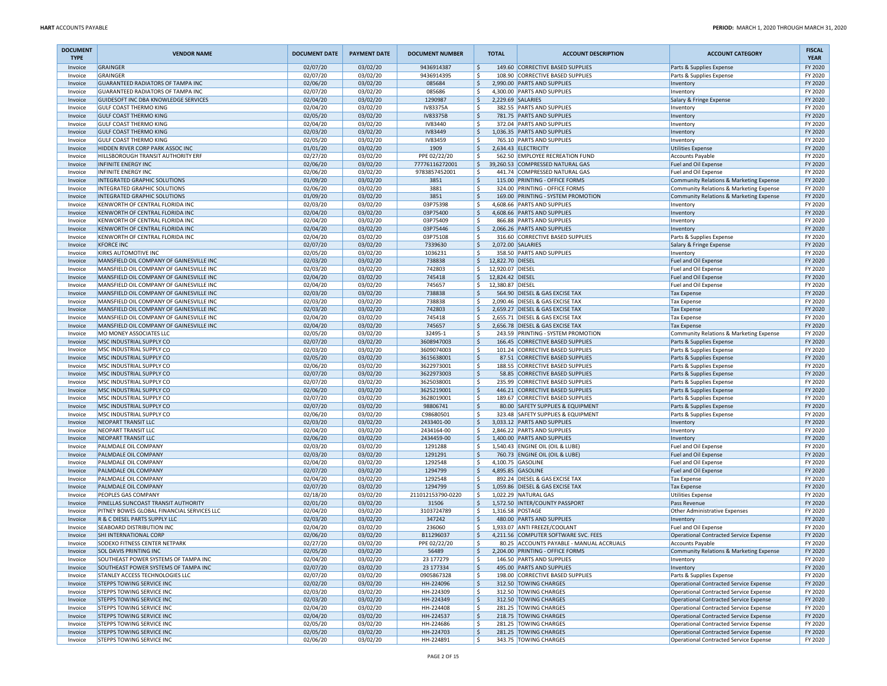| DOCUMENT TYPE | VENDOR NAME | DOCUMENT DATE | PAYMENT DATE | DOCUMENT NUMBER | TOTAL | ACCOUNT DESCRIPTION | ACCOUNT CATEGORY | FISCAL YEAR |
|---|---|---|---|---|---|---|---|---|
| Invoice | GRAINGER | 02/07/20 | 03/02/20 | 9436914387 | $ 149.60 | CORRECTIVE BASED SUPPLIES | Parts & Supplies Expense | FY 2020 |
| Invoice | GRAINGER | 02/07/20 | 03/02/20 | 9436914395 | $ 108.90 | CORRECTIVE BASED SUPPLIES | Parts & Supplies Expense | FY 2020 |
| Invoice | GUARANTEED RADIATORS OF TAMPA INC | 02/06/20 | 03/02/20 | 085684 | $ 2,990.00 | PARTS AND SUPPLIES | Inventory | FY 2020 |
| Invoice | GUARANTEED RADIATORS OF TAMPA INC | 02/07/20 | 03/02/20 | 085686 | $ 4,300.00 | PARTS AND SUPPLIES | Inventory | FY 2020 |
| Invoice | GUIDESOFT INC DBA KNOWLEDGE SERVICES | 02/04/20 | 03/02/20 | 1290987 | $ 2,229.69 | SALARIES | Salary & Fringe Expense | FY 2020 |
| Invoice | GULF COAST THERMO KING | 02/04/20 | 03/02/20 | IV83375A | $ 382.55 | PARTS AND SUPPLIES | Inventory | FY 2020 |
| Invoice | GULF COAST THERMO KING | 02/05/20 | 03/02/20 | IV83375B | $ 781.75 | PARTS AND SUPPLIES | Inventory | FY 2020 |
| Invoice | GULF COAST THERMO KING | 02/04/20 | 03/02/20 | IV83440 | $ 372.04 | PARTS AND SUPPLIES | Inventory | FY 2020 |
| Invoice | GULF COAST THERMO KING | 02/03/20 | 03/02/20 | IV83449 | $ 1,036.35 | PARTS AND SUPPLIES | Inventory | FY 2020 |
| Invoice | GULF COAST THERMO KING | 02/05/20 | 03/02/20 | IV83459 | $ 765.10 | PARTS AND SUPPLIES | Inventory | FY 2020 |
| Invoice | HIDDEN RIVER CORP PARK ASSOC INC | 01/01/20 | 03/02/20 | 1909 | $ 2,634.43 | ELECTRICITY | Utilities Expense | FY 2020 |
| Invoice | HILLSBOROUGH TRANSIT AUTHORITY ERF | 02/27/20 | 03/02/20 | PPE 02/22/20 | $ 562.50 | EMPLOYEE RECREATION FUND | Accounts Payable | FY 2020 |
| Invoice | INFINITE ENERGY INC | 02/06/20 | 03/02/20 | 77776116272001 | $ 39,260.53 | COMPRESSED NATURAL GAS | Fuel and Oil Expense | FY 2020 |
| Invoice | INFINITE ENERGY INC | 02/06/20 | 03/02/20 | 9783857452001 | $ 441.74 | COMPRESSED NATURAL GAS | Fuel and Oil Expense | FY 2020 |
| Invoice | INTEGRATED GRAPHIC SOLUTIONS | 01/09/20 | 03/02/20 | 3851 | $ 115.00 | PRINTING - OFFICE FORMS | Community Relations & Marketing Expense | FY 2020 |
| Invoice | INTEGRATED GRAPHIC SOLUTIONS | 02/06/20 | 03/02/20 | 3881 | $ 324.00 | PRINTING - OFFICE FORMS | Community Relations & Marketing Expense | FY 2020 |
| Invoice | INTEGRATED GRAPHIC SOLUTIONS | 01/09/20 | 03/02/20 | 3851 | $ 169.00 | PRINTING - SYSTEM PROMOTION | Community Relations & Marketing Expense | FY 2020 |
| Invoice | KENWORTH OF CENTRAL FLORIDA INC | 02/03/20 | 03/02/20 | 03P75398 | $ 4,608.66 | PARTS AND SUPPLIES | Inventory | FY 2020 |
| Invoice | KENWORTH OF CENTRAL FLORIDA INC | 02/04/20 | 03/02/20 | 03P75400 | $ 4,608.66 | PARTS AND SUPPLIES | Inventory | FY 2020 |
| Invoice | KENWORTH OF CENTRAL FLORIDA INC | 02/04/20 | 03/02/20 | 03P75409 | $ 866.88 | PARTS AND SUPPLIES | Inventory | FY 2020 |
| Invoice | KENWORTH OF CENTRAL FLORIDA INC | 02/04/20 | 03/02/20 | 03P75446 | $ 2,066.26 | PARTS AND SUPPLIES | Inventory | FY 2020 |
| Invoice | KENWORTH OF CENTRAL FLORIDA INC | 02/04/20 | 03/02/20 | 03P75108 | $ 316.60 | CORRECTIVE BASED SUPPLIES | Parts & Supplies Expense | FY 2020 |
| Invoice | KFORCE INC | 02/07/20 | 03/02/20 | 7339630 | $ 2,072.00 | SALARIES | Salary & Fringe Expense | FY 2020 |
| Invoice | KIRKS AUTOMOTIVE INC | 02/05/20 | 03/02/20 | 1036231 | $ 358.50 | PARTS AND SUPPLIES | Inventory | FY 2020 |
| Invoice | MANSFIELD OIL COMPANY OF GAINESVILLE INC | 02/03/20 | 03/02/20 | 738838 | $ 12,822.70 | DIESEL | Fuel and Oil Expense | FY 2020 |
| Invoice | MANSFIELD OIL COMPANY OF GAINESVILLE INC | 02/03/20 | 03/02/20 | 742803 | $ 12,920.07 | DIESEL | Fuel and Oil Expense | FY 2020 |
| Invoice | MANSFIELD OIL COMPANY OF GAINESVILLE INC | 02/04/20 | 03/02/20 | 745418 | $ 12,824.42 | DIESEL | Fuel and Oil Expense | FY 2020 |
| Invoice | MANSFIELD OIL COMPANY OF GAINESVILLE INC | 02/04/20 | 03/02/20 | 745657 | $ 12,380.87 | DIESEL | Fuel and Oil Expense | FY 2020 |
| Invoice | MANSFIELD OIL COMPANY OF GAINESVILLE INC | 02/03/20 | 03/02/20 | 738838 | $ 564.90 | DIESEL & GAS EXCISE TAX | Tax Expense | FY 2020 |
| Invoice | MANSFIELD OIL COMPANY OF GAINESVILLE INC | 02/03/20 | 03/02/20 | 738838 | $ 2,090.46 | DIESEL & GAS EXCISE TAX | Tax Expense | FY 2020 |
| Invoice | MANSFIELD OIL COMPANY OF GAINESVILLE INC | 02/03/20 | 03/02/20 | 742803 | $ 2,659.27 | DIESEL & GAS EXCISE TAX | Tax Expense | FY 2020 |
| Invoice | MANSFIELD OIL COMPANY OF GAINESVILLE INC | 02/04/20 | 03/02/20 | 745418 | $ 2,655.71 | DIESEL & GAS EXCISE TAX | Tax Expense | FY 2020 |
| Invoice | MANSFIELD OIL COMPANY OF GAINESVILLE INC | 02/04/20 | 03/02/20 | 745657 | $ 2,656.78 | DIESEL & GAS EXCISE TAX | Tax Expense | FY 2020 |
| Invoice | MO MONEY ASSOCIATES LLC | 02/05/20 | 03/02/20 | 32495-1 | $ 243.59 | PRINTING - SYSTEM PROMOTION | Community Relations & Marketing Expense | FY 2020 |
| Invoice | MSC INDUSTRIAL SUPPLY CO | 02/07/20 | 03/02/20 | 3608947003 | $ 166.45 | CORRECTIVE BASED SUPPLIES | Parts & Supplies Expense | FY 2020 |
| Invoice | MSC INDUSTRIAL SUPPLY CO | 02/03/20 | 03/02/20 | 3609074003 | $ 101.24 | CORRECTIVE BASED SUPPLIES | Parts & Supplies Expense | FY 2020 |
| Invoice | MSC INDUSTRIAL SUPPLY CO | 02/05/20 | 03/02/20 | 3615638001 | $ 87.51 | CORRECTIVE BASED SUPPLIES | Parts & Supplies Expense | FY 2020 |
| Invoice | MSC INDUSTRIAL SUPPLY CO | 02/06/20 | 03/02/20 | 3622973001 | $ 188.55 | CORRECTIVE BASED SUPPLIES | Parts & Supplies Expense | FY 2020 |
| Invoice | MSC INDUSTRIAL SUPPLY CO | 02/07/20 | 03/02/20 | 3622973003 | $ 58.85 | CORRECTIVE BASED SUPPLIES | Parts & Supplies Expense | FY 2020 |
| Invoice | MSC INDUSTRIAL SUPPLY CO | 02/07/20 | 03/02/20 | 3625038001 | $ 235.99 | CORRECTIVE BASED SUPPLIES | Parts & Supplies Expense | FY 2020 |
| Invoice | MSC INDUSTRIAL SUPPLY CO | 02/06/20 | 03/02/20 | 3625219001 | $ 446.21 | CORRECTIVE BASED SUPPLIES | Parts & Supplies Expense | FY 2020 |
| Invoice | MSC INDUSTRIAL SUPPLY CO | 02/07/20 | 03/02/20 | 3628019001 | $ 189.67 | CORRECTIVE BASED SUPPLIES | Parts & Supplies Expense | FY 2020 |
| Invoice | MSC INDUSTRIAL SUPPLY CO | 02/07/20 | 03/02/20 | 98806741 | $ 80.00 | SAFETY SUPPLIES & EQUIPMENT | Parts & Supplies Expense | FY 2020 |
| Invoice | MSC INDUSTRIAL SUPPLY CO | 02/06/20 | 03/02/20 | C98680501 | $ 323.48 | SAFETY SUPPLIES & EQUIPMENT | Parts & Supplies Expense | FY 2020 |
| Invoice | NEOPART TRANSIT LLC | 02/03/20 | 03/02/20 | 2433401-00 | $ 3,033.12 | PARTS AND SUPPLIES | Inventory | FY 2020 |
| Invoice | NEOPART TRANSIT LLC | 02/04/20 | 03/02/20 | 2434164-00 | $ 2,846.22 | PARTS AND SUPPLIES | Inventory | FY 2020 |
| Invoice | NEOPART TRANSIT LLC | 02/06/20 | 03/02/20 | 2434459-00 | $ 1,400.00 | PARTS AND SUPPLIES | Inventory | FY 2020 |
| Invoice | PALMDALE OIL COMPANY | 02/03/20 | 03/02/20 | 1291288 | $ 1,540.43 | ENGINE OIL (OIL & LUBE) | Fuel and Oil Expense | FY 2020 |
| Invoice | PALMDALE OIL COMPANY | 02/03/20 | 03/02/20 | 1291291 | $ 760.73 | ENGINE OIL (OIL & LUBE) | Fuel and Oil Expense | FY 2020 |
| Invoice | PALMDALE OIL COMPANY | 02/04/20 | 03/02/20 | 1292548 | $ 4,100.75 | GASOLINE | Fuel and Oil Expense | FY 2020 |
| Invoice | PALMDALE OIL COMPANY | 02/07/20 | 03/02/20 | 1294799 | $ 4,895.85 | GASOLINE | Fuel and Oil Expense | FY 2020 |
| Invoice | PALMDALE OIL COMPANY | 02/04/20 | 03/02/20 | 1292548 | $ 892.24 | DIESEL & GAS EXCISE TAX | Tax Expense | FY 2020 |
| Invoice | PALMDALE OIL COMPANY | 02/07/20 | 03/02/20 | 1294799 | $ 1,059.86 | DIESEL & GAS EXCISE TAX | Tax Expense | FY 2020 |
| Invoice | PEOPLES GAS COMPANY | 02/18/20 | 03/02/20 | 211012153790-0220 | $ 1,022.29 | NATURAL GAS | Utilities Expense | FY 2020 |
| Invoice | PINELLAS SUNCOAST TRANSIT AUTHORITY | 02/01/20 | 03/02/20 | 31506 | $ 1,572.50 | INTER/COUNTY PASSPORT | Pass Revenue | FY 2020 |
| Invoice | PITNEY BOWES GLOBAL FINANCIAL SERVICES LLC | 02/04/20 | 03/02/20 | 3103724789 | $ 1,316.58 | POSTAGE | Other Administrative Expenses | FY 2020 |
| Invoice | R & C DIESEL PARTS SUPPLY LLC | 02/03/20 | 03/02/20 | 347242 | $ 480.00 | PARTS AND SUPPLIES | Inventory | FY 2020 |
| Invoice | SEABOARD DISTRIBUTION INC | 02/04/20 | 03/02/20 | 236060 | $ 1,933.07 | ANTI FREEZE/COOLANT | Fuel and Oil Expense | FY 2020 |
| Invoice | SHI INTERNATIONAL CORP | 02/06/20 | 03/02/20 | B11296037 | $ 4,211.56 | COMPUTER SOFTWARE SVC. FEES | Operational Contracted Service Expense | FY 2020 |
| Invoice | SODEXO FITNESS CENTER NETPARK | 02/27/20 | 03/02/20 | PPE 02/22/20 | $ 80.25 | ACCOUNTS PAYABLE - MANUAL ACCRUALS | Accounts Payable | FY 2020 |
| Invoice | SOL DAVIS PRINTING INC | 02/05/20 | 03/02/20 | 56489 | $ 2,204.00 | PRINTING - OFFICE FORMS | Community Relations & Marketing Expense | FY 2020 |
| Invoice | SOUTHEAST POWER SYSTEMS OF TAMPA INC | 02/04/20 | 03/02/20 | 23 177279 | $ 146.50 | PARTS AND SUPPLIES | Inventory | FY 2020 |
| Invoice | SOUTHEAST POWER SYSTEMS OF TAMPA INC | 02/07/20 | 03/02/20 | 23 177334 | $ 495.00 | PARTS AND SUPPLIES | Inventory | FY 2020 |
| Invoice | STANLEY ACCESS TECHNOLOGIES LLC | 02/07/20 | 03/02/20 | 0905867328 | $ 198.00 | CORRECTIVE BASED SUPPLIES | Parts & Supplies Expense | FY 2020 |
| Invoice | STEPPS TOWING SERVICE INC | 02/02/20 | 03/02/20 | HH-224096 | $ 312.50 | TOWING CHARGES | Operational Contracted Service Expense | FY 2020 |
| Invoice | STEPPS TOWING SERVICE INC | 02/03/20 | 03/02/20 | HH-224309 | $ 312.50 | TOWING CHARGES | Operational Contracted Service Expense | FY 2020 |
| Invoice | STEPPS TOWING SERVICE INC | 02/03/20 | 03/02/20 | HH-224349 | $ 312.50 | TOWING CHARGES | Operational Contracted Service Expense | FY 2020 |
| Invoice | STEPPS TOWING SERVICE INC | 02/04/20 | 03/02/20 | HH-224408 | $ 281.25 | TOWING CHARGES | Operational Contracted Service Expense | FY 2020 |
| Invoice | STEPPS TOWING SERVICE INC | 02/04/20 | 03/02/20 | HH-224537 | $ 218.75 | TOWING CHARGES | Operational Contracted Service Expense | FY 2020 |
| Invoice | STEPPS TOWING SERVICE INC | 02/05/20 | 03/02/20 | HH-224686 | $ 281.25 | TOWING CHARGES | Operational Contracted Service Expense | FY 2020 |
| Invoice | STEPPS TOWING SERVICE INC | 02/05/20 | 03/02/20 | HH-224703 | $ 281.25 | TOWING CHARGES | Operational Contracted Service Expense | FY 2020 |
| Invoice | STEPPS TOWING SERVICE INC | 02/06/20 | 03/02/20 | HH-224891 | $ 343.75 | TOWING CHARGES | Operational Contracted Service Expense | FY 2020 |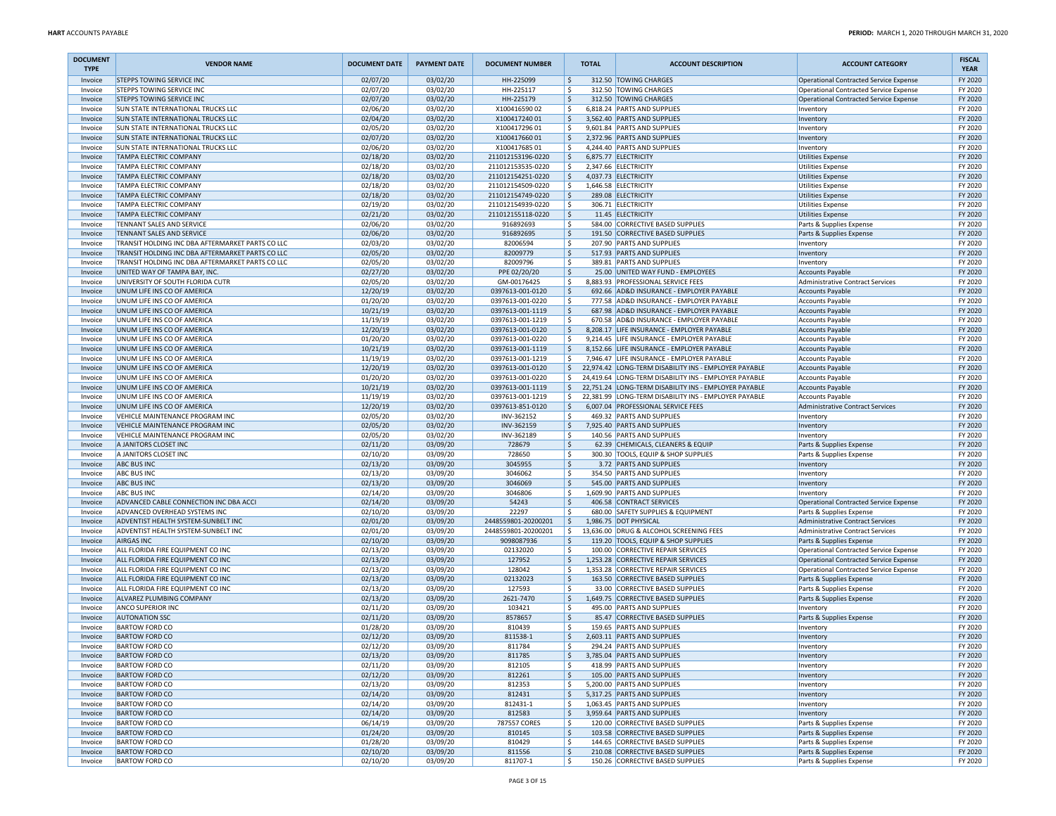| DOCUMENT TYPE | VENDOR NAME | DOCUMENT DATE | PAYMENT DATE | DOCUMENT NUMBER | TOTAL | ACCOUNT DESCRIPTION | ACCOUNT CATEGORY | FISCAL YEAR |
|---|---|---|---|---|---|---|---|---|
| Invoice | STEPPS TOWING SERVICE INC | 02/07/20 | 03/02/20 | HH-225099 | $ 312.50 | TOWING CHARGES | Operational Contracted Service Expense | FY 2020 |
| Invoice | STEPPS TOWING SERVICE INC | 02/07/20 | 03/02/20 | HH-225117 | $ 312.50 | TOWING CHARGES | Operational Contracted Service Expense | FY 2020 |
| Invoice | STEPPS TOWING SERVICE INC | 02/07/20 | 03/02/20 | HH-225179 | $ 312.50 | TOWING CHARGES | Operational Contracted Service Expense | FY 2020 |
| Invoice | SUN STATE INTERNATIONAL TRUCKS LLC | 02/06/20 | 03/02/20 | X100416590 02 | $ 6,818.24 | PARTS AND SUPPLIES | Inventory | FY 2020 |
| Invoice | SUN STATE INTERNATIONAL TRUCKS LLC | 02/04/20 | 03/02/20 | X100417240 01 | $ 3,562.40 | PARTS AND SUPPLIES | Inventory | FY 2020 |
| Invoice | SUN STATE INTERNATIONAL TRUCKS LLC | 02/05/20 | 03/02/20 | X100417296 01 | $ 9,601.84 | PARTS AND SUPPLIES | Inventory | FY 2020 |
| Invoice | SUN STATE INTERNATIONAL TRUCKS LLC | 02/07/20 | 03/02/20 | X100417660 01 | $ 2,372.96 | PARTS AND SUPPLIES | Inventory | FY 2020 |
| Invoice | SUN STATE INTERNATIONAL TRUCKS LLC | 02/06/20 | 03/02/20 | X100417685 01 | $ 4,244.40 | PARTS AND SUPPLIES | Inventory | FY 2020 |
| Invoice | TAMPA ELECTRIC COMPANY | 02/18/20 | 03/02/20 | 211012153196-0220 | $ 6,875.77 | ELECTRICITY | Utilities Expense | FY 2020 |
| Invoice | TAMPA ELECTRIC COMPANY | 02/18/20 | 03/02/20 | 211012153535-0220 | $ 2,347.66 | ELECTRICITY | Utilities Expense | FY 2020 |
| Invoice | TAMPA ELECTRIC COMPANY | 02/18/20 | 03/02/20 | 211012154251-0220 | $ 4,037.73 | ELECTRICITY | Utilities Expense | FY 2020 |
| Invoice | TAMPA ELECTRIC COMPANY | 02/18/20 | 03/02/20 | 211012154509-0220 | $ 1,646.58 | ELECTRICITY | Utilities Expense | FY 2020 |
| Invoice | TAMPA ELECTRIC COMPANY | 02/18/20 | 03/02/20 | 211012154749-0220 | $ 289.08 | ELECTRICITY | Utilities Expense | FY 2020 |
| Invoice | TAMPA ELECTRIC COMPANY | 02/19/20 | 03/02/20 | 211012154939-0220 | $ 306.71 | ELECTRICITY | Utilities Expense | FY 2020 |
| Invoice | TAMPA ELECTRIC COMPANY | 02/21/20 | 03/02/20 | 211012155118-0220 | $ 11.45 | ELECTRICITY | Utilities Expense | FY 2020 |
| Invoice | TENNANT SALES AND SERVICE | 02/06/20 | 03/02/20 | 916892693 | $ 584.00 | CORRECTIVE BASED SUPPLIES | Parts & Supplies Expense | FY 2020 |
| Invoice | TENNANT SALES AND SERVICE | 02/06/20 | 03/02/20 | 916892695 | $ 191.50 | CORRECTIVE BASED SUPPLIES | Parts & Supplies Expense | FY 2020 |
| Invoice | TRANSIT HOLDING INC DBA AFTERMARKET PARTS CO LLC | 02/03/20 | 03/02/20 | 82006594 | $ 207.90 | PARTS AND SUPPLIES | Inventory | FY 2020 |
| Invoice | TRANSIT HOLDING INC DBA AFTERMARKET PARTS CO LLC | 02/05/20 | 03/02/20 | 82009779 | $ 517.93 | PARTS AND SUPPLIES | Inventory | FY 2020 |
| Invoice | TRANSIT HOLDING INC DBA AFTERMARKET PARTS CO LLC | 02/05/20 | 03/02/20 | 82009796 | $ 389.81 | PARTS AND SUPPLIES | Inventory | FY 2020 |
| Invoice | UNITED WAY OF TAMPA BAY, INC. | 02/27/20 | 03/02/20 | PPE 02/20/20 | $ 25.00 | UNITED WAY FUND - EMPLOYEES | Accounts Payable | FY 2020 |
| Invoice | UNIVERSITY OF SOUTH FLORIDA CUTR | 02/05/20 | 03/02/20 | GM-00176425 | $ 8,883.93 | PROFESSIONAL SERVICE FEES | Administrative Contract Services | FY 2020 |
| Invoice | UNUM LIFE INS CO OF AMERICA | 12/20/19 | 03/02/20 | 0397613-001-0120 | $ 692.66 | AD&D INSURANCE - EMPLOYER PAYABLE | Accounts Payable | FY 2020 |
| Invoice | UNUM LIFE INS CO OF AMERICA | 01/20/20 | 03/02/20 | 0397613-001-0220 | $ 777.58 | AD&D INSURANCE - EMPLOYER PAYABLE | Accounts Payable | FY 2020 |
| Invoice | UNUM LIFE INS CO OF AMERICA | 10/21/19 | 03/02/20 | 0397613-001-1119 | $ 687.98 | AD&D INSURANCE - EMPLOYER PAYABLE | Accounts Payable | FY 2020 |
| Invoice | UNUM LIFE INS CO OF AMERICA | 11/19/19 | 03/02/20 | 0397613-001-1219 | $ 670.58 | AD&D INSURANCE - EMPLOYER PAYABLE | Accounts Payable | FY 2020 |
| Invoice | UNUM LIFE INS CO OF AMERICA | 12/20/19 | 03/02/20 | 0397613-001-0120 | $ 8,208.17 | LIFE INSURANCE - EMPLOYER PAYABLE | Accounts Payable | FY 2020 |
| Invoice | UNUM LIFE INS CO OF AMERICA | 01/20/20 | 03/02/20 | 0397613-001-0220 | $ 9,214.45 | LIFE INSURANCE - EMPLOYER PAYABLE | Accounts Payable | FY 2020 |
| Invoice | UNUM LIFE INS CO OF AMERICA | 10/21/19 | 03/02/20 | 0397613-001-1119 | $ 8,152.66 | LIFE INSURANCE - EMPLOYER PAYABLE | Accounts Payable | FY 2020 |
| Invoice | UNUM LIFE INS CO OF AMERICA | 11/19/19 | 03/02/20 | 0397613-001-1219 | $ 7,946.47 | LIFE INSURANCE - EMPLOYER PAYABLE | Accounts Payable | FY 2020 |
| Invoice | UNUM LIFE INS CO OF AMERICA | 12/20/19 | 03/02/20 | 0397613-001-0120 | $ 22,974.42 | LONG-TERM DISABILITY INS - EMPLOYER PAYABLE | Accounts Payable | FY 2020 |
| Invoice | UNUM LIFE INS CO OF AMERICA | 01/20/20 | 03/02/20 | 0397613-001-0220 | $ 24,419.64 | LONG-TERM DISABILITY INS - EMPLOYER PAYABLE | Accounts Payable | FY 2020 |
| Invoice | UNUM LIFE INS CO OF AMERICA | 10/21/19 | 03/02/20 | 0397613-001-1119 | $ 22,751.24 | LONG-TERM DISABILITY INS - EMPLOYER PAYABLE | Accounts Payable | FY 2020 |
| Invoice | UNUM LIFE INS CO OF AMERICA | 11/19/19 | 03/02/20 | 0397613-001-1219 | $ 22,381.99 | LONG-TERM DISABILITY INS - EMPLOYER PAYABLE | Accounts Payable | FY 2020 |
| Invoice | UNUM LIFE INS CO OF AMERICA | 12/20/19 | 03/02/20 | 0397613-851-0120 | $ 6,007.04 | PROFESSIONAL SERVICE FEES | Administrative Contract Services | FY 2020 |
| Invoice | VEHICLE MAINTENANCE PROGRAM INC | 02/05/20 | 03/02/20 | INV-362152 | $ 469.32 | PARTS AND SUPPLIES | Inventory | FY 2020 |
| Invoice | VEHICLE MAINTENANCE PROGRAM INC | 02/05/20 | 03/02/20 | INV-362159 | $ 7,925.40 | PARTS AND SUPPLIES | Inventory | FY 2020 |
| Invoice | VEHICLE MAINTENANCE PROGRAM INC | 02/05/20 | 03/02/20 | INV-362189 | $ 140.56 | PARTS AND SUPPLIES | Inventory | FY 2020 |
| Invoice | A JANITORS CLOSET INC | 02/11/20 | 03/09/20 | 728679 | $ 62.39 | CHEMICALS, CLEANERS & EQUIP | Parts & Supplies Expense | FY 2020 |
| Invoice | A JANITORS CLOSET INC | 02/10/20 | 03/09/20 | 728650 | $ 300.30 | TOOLS, EQUIP & SHOP SUPPLIES | Parts & Supplies Expense | FY 2020 |
| Invoice | ABC BUS INC | 02/13/20 | 03/09/20 | 3045955 | $ 3.72 | PARTS AND SUPPLIES | Inventory | FY 2020 |
| Invoice | ABC BUS INC | 02/13/20 | 03/09/20 | 3046062 | $ 354.50 | PARTS AND SUPPLIES | Inventory | FY 2020 |
| Invoice | ABC BUS INC | 02/13/20 | 03/09/20 | 3046069 | $ 545.00 | PARTS AND SUPPLIES | Inventory | FY 2020 |
| Invoice | ABC BUS INC | 02/14/20 | 03/09/20 | 3046806 | $ 1,609.90 | PARTS AND SUPPLIES | Inventory | FY 2020 |
| Invoice | ADVANCED CABLE CONNECTION INC DBA ACCI | 02/14/20 | 03/09/20 | 54243 | $ 406.58 | CONTRACT SERVICES | Operational Contracted Service Expense | FY 2020 |
| Invoice | ADVANCED OVERHEAD SYSTEMS INC | 02/10/20 | 03/09/20 | 22297 | $ 680.00 | SAFETY SUPPLIES & EQUIPMENT | Parts & Supplies Expense | FY 2020 |
| Invoice | ADVENTIST HEALTH SYSTEM-SUNBELT INC | 02/01/20 | 03/09/20 | 2448559801-20200201 | $ 1,986.75 | DOT PHYSICAL | Administrative Contract Services | FY 2020 |
| Invoice | ADVENTIST HEALTH SYSTEM-SUNBELT INC | 02/01/20 | 03/09/20 | 2448559801-20200201 | $ 13,636.00 | DRUG & ALCOHOL SCREENING FEES | Administrative Contract Services | FY 2020 |
| Invoice | AIRGAS INC | 02/10/20 | 03/09/20 | 9098087936 | $ 119.20 | TOOLS, EQUIP & SHOP SUPPLIES | Parts & Supplies Expense | FY 2020 |
| Invoice | ALL FLORIDA FIRE EQUIPMENT CO INC | 02/13/20 | 03/09/20 | 02132020 | $ 100.00 | CORRECTIVE REPAIR SERVICES | Operational Contracted Service Expense | FY 2020 |
| Invoice | ALL FLORIDA FIRE EQUIPMENT CO INC | 02/13/20 | 03/09/20 | 127952 | $ 1,253.28 | CORRECTIVE REPAIR SERVICES | Operational Contracted Service Expense | FY 2020 |
| Invoice | ALL FLORIDA FIRE EQUIPMENT CO INC | 02/13/20 | 03/09/20 | 128042 | $ 1,353.28 | CORRECTIVE REPAIR SERVICES | Operational Contracted Service Expense | FY 2020 |
| Invoice | ALL FLORIDA FIRE EQUIPMENT CO INC | 02/13/20 | 03/09/20 | 02132023 | $ 163.50 | CORRECTIVE BASED SUPPLIES | Parts & Supplies Expense | FY 2020 |
| Invoice | ALL FLORIDA FIRE EQUIPMENT CO INC | 02/13/20 | 03/09/20 | 127593 | $ 33.00 | CORRECTIVE BASED SUPPLIES | Parts & Supplies Expense | FY 2020 |
| Invoice | ALVAREZ PLUMBING COMPANY | 02/13/20 | 03/09/20 | 2621-7470 | $ 1,649.75 | CORRECTIVE BASED SUPPLIES | Parts & Supplies Expense | FY 2020 |
| Invoice | ANCO SUPERIOR INC | 02/11/20 | 03/09/20 | 103421 | $ 495.00 | PARTS AND SUPPLIES | Inventory | FY 2020 |
| Invoice | AUTONATION SSC | 02/11/20 | 03/09/20 | 8578657 | $ 85.47 | CORRECTIVE BASED SUPPLIES | Parts & Supplies Expense | FY 2020 |
| Invoice | BARTOW FORD CO | 01/28/20 | 03/09/20 | 810439 | $ 159.65 | PARTS AND SUPPLIES | Inventory | FY 2020 |
| Invoice | BARTOW FORD CO | 02/12/20 | 03/09/20 | 811538-1 | $ 2,603.11 | PARTS AND SUPPLIES | Inventory | FY 2020 |
| Invoice | BARTOW FORD CO | 02/12/20 | 03/09/20 | 811784 | $ 294.24 | PARTS AND SUPPLIES | Inventory | FY 2020 |
| Invoice | BARTOW FORD CO | 02/13/20 | 03/09/20 | 811785 | $ 3,785.04 | PARTS AND SUPPLIES | Inventory | FY 2020 |
| Invoice | BARTOW FORD CO | 02/11/20 | 03/09/20 | 812105 | $ 418.99 | PARTS AND SUPPLIES | Inventory | FY 2020 |
| Invoice | BARTOW FORD CO | 02/12/20 | 03/09/20 | 812261 | $ 105.00 | PARTS AND SUPPLIES | Inventory | FY 2020 |
| Invoice | BARTOW FORD CO | 02/13/20 | 03/09/20 | 812353 | $ 5,200.00 | PARTS AND SUPPLIES | Inventory | FY 2020 |
| Invoice | BARTOW FORD CO | 02/14/20 | 03/09/20 | 812431 | $ 5,317.25 | PARTS AND SUPPLIES | Inventory | FY 2020 |
| Invoice | BARTOW FORD CO | 02/14/20 | 03/09/20 | 812431-1 | $ 1,063.45 | PARTS AND SUPPLIES | Inventory | FY 2020 |
| Invoice | BARTOW FORD CO | 02/14/20 | 03/09/20 | 812583 | $ 3,959.64 | PARTS AND SUPPLIES | Inventory | FY 2020 |
| Invoice | BARTOW FORD CO | 06/14/19 | 03/09/20 | 787557 CORES | $ 120.00 | CORRECTIVE BASED SUPPLIES | Parts & Supplies Expense | FY 2020 |
| Invoice | BARTOW FORD CO | 01/24/20 | 03/09/20 | 810145 | $ 103.58 | CORRECTIVE BASED SUPPLIES | Parts & Supplies Expense | FY 2020 |
| Invoice | BARTOW FORD CO | 01/28/20 | 03/09/20 | 810429 | $ 144.65 | CORRECTIVE BASED SUPPLIES | Parts & Supplies Expense | FY 2020 |
| Invoice | BARTOW FORD CO | 02/10/20 | 03/09/20 | 811556 | $ 210.08 | CORRECTIVE BASED SUPPLIES | Parts & Supplies Expense | FY 2020 |
| Invoice | BARTOW FORD CO | 02/10/20 | 03/09/20 | 811707-1 | $ 150.26 | CORRECTIVE BASED SUPPLIES | Parts & Supplies Expense | FY 2020 |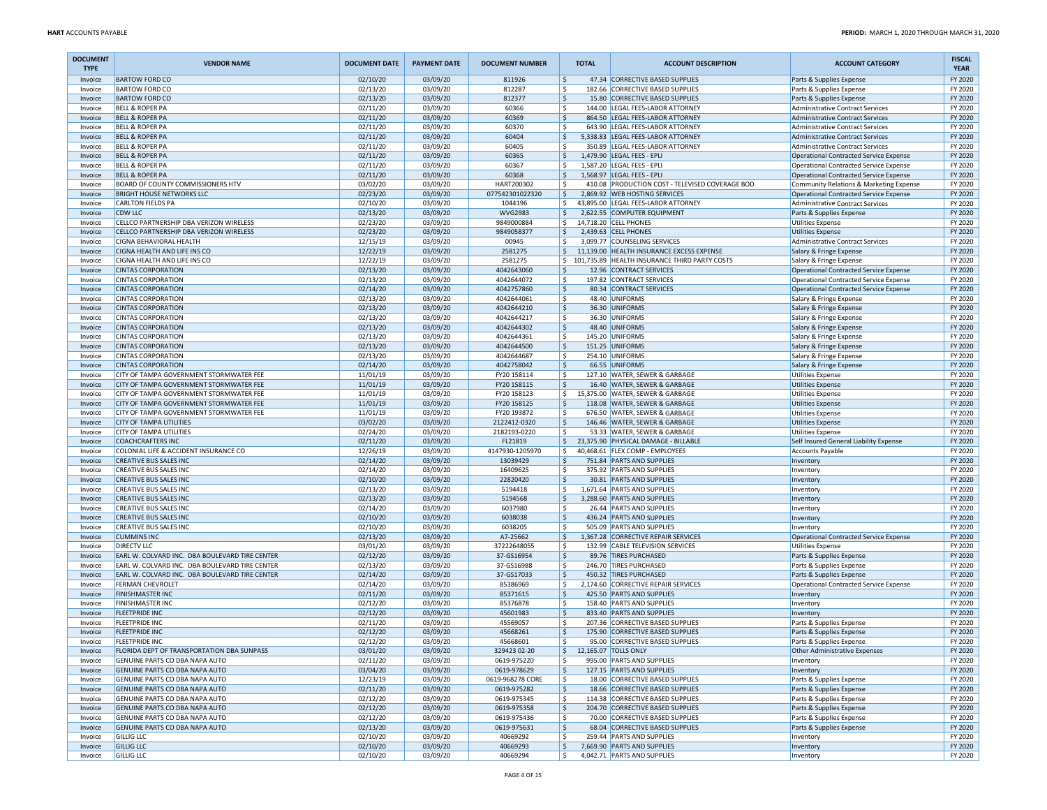| DOCUMENT TYPE | VENDOR NAME | DOCUMENT DATE | PAYMENT DATE | DOCUMENT NUMBER | TOTAL | ACCOUNT DESCRIPTION | ACCOUNT CATEGORY | FISCAL YEAR |
|---|---|---|---|---|---|---|---|---|
| Invoice | BARTOW FORD CO | 02/10/20 | 03/09/20 | 811926 | $ 47.34 | CORRECTIVE BASED SUPPLIES | Parts & Supplies Expense | FY 2020 |
| Invoice | BARTOW FORD CO | 02/13/20 | 03/09/20 | 812287 | $ 182.66 | CORRECTIVE BASED SUPPLIES | Parts & Supplies Expense | FY 2020 |
| Invoice | BARTOW FORD CO | 02/13/20 | 03/09/20 | 812377 | $ 15.80 | CORRECTIVE BASED SUPPLIES | Parts & Supplies Expense | FY 2020 |
| Invoice | BELL & ROPER PA | 02/11/20 | 03/09/20 | 60366 | $ 144.00 | LEGAL FEES-LABOR ATTORNEY | Administrative Contract Services | FY 2020 |
| Invoice | BELL & ROPER PA | 02/11/20 | 03/09/20 | 60369 | $ 864.50 | LEGAL FEES-LABOR ATTORNEY | Administrative Contract Services | FY 2020 |
| Invoice | BELL & ROPER PA | 02/11/20 | 03/09/20 | 60370 | $ 643.90 | LEGAL FEES-LABOR ATTORNEY | Administrative Contract Services | FY 2020 |
| Invoice | BELL & ROPER PA | 02/11/20 | 03/09/20 | 60404 | $ 5,338.83 | LEGAL FEES-LABOR ATTORNEY | Administrative Contract Services | FY 2020 |
| Invoice | BELL & ROPER PA | 02/11/20 | 03/09/20 | 60405 | $ 350.89 | LEGAL FEES-LABOR ATTORNEY | Administrative Contract Services | FY 2020 |
| Invoice | BELL & ROPER PA | 02/11/20 | 03/09/20 | 60365 | $ 1,479.90 | LEGAL FEES - EPLI | Operational Contracted Service Expense | FY 2020 |
| Invoice | BELL & ROPER PA | 02/11/20 | 03/09/20 | 60367 | $ 1,587.20 | LEGAL FEES - EPLI | Operational Contracted Service Expense | FY 2020 |
| Invoice | BELL & ROPER PA | 02/11/20 | 03/09/20 | 60368 | $ 1,568.97 | LEGAL FEES - EPLI | Operational Contracted Service Expense | FY 2020 |
| Invoice | BOARD OF COUNTY COMMISSIONERS HTV | 03/02/20 | 03/09/20 | HART200302 | $ 410.08 | PRODUCTION COST - TELEVISED COVERAGE BOD | Community Relations & Marketing Expense | FY 2020 |
| Invoice | BRIGHT HOUSE NETWORKS LLC | 02/23/20 | 03/09/20 | 077542301022320 | $ 2,869.92 | WEB HOSTING SERVICES | Operational Contracted Service Expense | FY 2020 |
| Invoice | CARLTON FIELDS PA | 02/10/20 | 03/09/20 | 1044196 | $ 43,895.00 | LEGAL FEES-LABOR ATTORNEY | Administrative Contract Services | FY 2020 |
| Invoice | CDW LLC | 02/13/20 | 03/09/20 | WVG2983 | $ 2,622.55 | COMPUTER EQUIPMENT | Parts & Supplies Expense | FY 2020 |
| Invoice | CELLCO PARTNERSHIP DBA VERIZON WIRELESS | 02/23/20 | 03/09/20 | 9849000884 | $ 14,718.20 | CELL PHONES | Utilities Expense | FY 2020 |
| Invoice | CELLCO PARTNERSHIP DBA VERIZON WIRELESS | 02/23/20 | 03/09/20 | 9849058377 | $ 2,439.63 | CELL PHONES | Utilities Expense | FY 2020 |
| Invoice | CIGNA BEHAVIORAL HEALTH | 12/15/19 | 03/09/20 | 00945 | $ 3,099.77 | COUNSELING SERVICES | Administrative Contract Services | FY 2020 |
| Invoice | CIGNA HEALTH AND LIFE INS CO | 12/22/19 | 03/09/20 | 2581275 | $ 11,139.00 | HEALTH INSURANCE EXCESS EXPENSE | Salary & Fringe Expense | FY 2020 |
| Invoice | CIGNA HEALTH AND LIFE INS CO | 12/22/19 | 03/09/20 | 2581275 | $ 101,735.89 | HEALTH INSURANCE THIRD PARTY COSTS | Salary & Fringe Expense | FY 2020 |
| Invoice | CINTAS CORPORATION | 02/13/20 | 03/09/20 | 4042643060 | $ 12.96 | CONTRACT SERVICES | Operational Contracted Service Expense | FY 2020 |
| Invoice | CINTAS CORPORATION | 02/13/20 | 03/09/20 | 4042644072 | $ 197.82 | CONTRACT SERVICES | Operational Contracted Service Expense | FY 2020 |
| Invoice | CINTAS CORPORATION | 02/14/20 | 03/09/20 | 4042757860 | $ 80.34 | CONTRACT SERVICES | Operational Contracted Service Expense | FY 2020 |
| Invoice | CINTAS CORPORATION | 02/13/20 | 03/09/20 | 4042644061 | $ 48.40 | UNIFORMS | Salary & Fringe Expense | FY 2020 |
| Invoice | CINTAS CORPORATION | 02/13/20 | 03/09/20 | 4042644210 | $ 36.30 | UNIFORMS | Salary & Fringe Expense | FY 2020 |
| Invoice | CINTAS CORPORATION | 02/13/20 | 03/09/20 | 4042644217 | $ 36.30 | UNIFORMS | Salary & Fringe Expense | FY 2020 |
| Invoice | CINTAS CORPORATION | 02/13/20 | 03/09/20 | 4042644302 | $ 48.40 | UNIFORMS | Salary & Fringe Expense | FY 2020 |
| Invoice | CINTAS CORPORATION | 02/13/20 | 03/09/20 | 4042644361 | $ 145.20 | UNIFORMS | Salary & Fringe Expense | FY 2020 |
| Invoice | CINTAS CORPORATION | 02/13/20 | 03/09/20 | 4042644500 | $ 151.25 | UNIFORMS | Salary & Fringe Expense | FY 2020 |
| Invoice | CINTAS CORPORATION | 02/13/20 | 03/09/20 | 4042644687 | $ 254.10 | UNIFORMS | Salary & Fringe Expense | FY 2020 |
| Invoice | CINTAS CORPORATION | 02/14/20 | 03/09/20 | 4042758042 | $ 66.55 | UNIFORMS | Salary & Fringe Expense | FY 2020 |
| Invoice | CITY OF TAMPA GOVERNMENT STORMWATER FEE | 11/01/19 | 03/09/20 | FY20 158114 | $ 127.10 | WATER, SEWER & GARBAGE | Utilities Expense | FY 2020 |
| Invoice | CITY OF TAMPA GOVERNMENT STORMWATER FEE | 11/01/19 | 03/09/20 | FY20 158115 | $ 16.40 | WATER, SEWER & GARBAGE | Utilities Expense | FY 2020 |
| Invoice | CITY OF TAMPA GOVERNMENT STORMWATER FEE | 11/01/19 | 03/09/20 | FY20 158123 | $ 15,375.00 | WATER, SEWER & GARBAGE | Utilities Expense | FY 2020 |
| Invoice | CITY OF TAMPA GOVERNMENT STORMWATER FEE | 11/01/19 | 03/09/20 | FY20 158125 | $ 118.08 | WATER, SEWER & GARBAGE | Utilities Expense | FY 2020 |
| Invoice | CITY OF TAMPA GOVERNMENT STORMWATER FEE | 11/01/19 | 03/09/20 | FY20 193872 | $ 676.50 | WATER, SEWER & GARBAGE | Utilities Expense | FY 2020 |
| Invoice | CITY OF TAMPA UTILITIES | 03/02/20 | 03/09/20 | 2122412-0320 | $ 146.46 | WATER, SEWER & GARBAGE | Utilities Expense | FY 2020 |
| Invoice | CITY OF TAMPA UTILITIES | 02/24/20 | 03/09/20 | 2182193-0220 | $ 53.33 | WATER, SEWER & GARBAGE | Utilities Expense | FY 2020 |
| Invoice | COACHCRAFTERS INC | 02/11/20 | 03/09/20 | FL21819 | $ 23,375.90 | PHYSICAL DAMAGE - BILLABLE | Self Insured General Liability Expense | FY 2020 |
| Invoice | COLONIAL LIFE & ACCIDENT INSURANCE CO | 12/26/19 | 03/09/20 | 4147930-1205970 | $ 40,468.61 | FLEX COMP - EMPLOYEES | Accounts Payable | FY 2020 |
| Invoice | CREATIVE BUS SALES INC | 02/14/20 | 03/09/20 | 13039429 | $ 751.84 | PARTS AND SUPPLIES | Inventory | FY 2020 |
| Invoice | CREATIVE BUS SALES INC | 02/14/20 | 03/09/20 | 16409625 | $ 375.92 | PARTS AND SUPPLIES | Inventory | FY 2020 |
| Invoice | CREATIVE BUS SALES INC | 02/10/20 | 03/09/20 | 22820420 | $ 30.81 | PARTS AND SUPPLIES | Inventory | FY 2020 |
| Invoice | CREATIVE BUS SALES INC | 02/13/20 | 03/09/20 | 5194418 | $ 1,671.64 | PARTS AND SUPPLIES | Inventory | FY 2020 |
| Invoice | CREATIVE BUS SALES INC | 02/13/20 | 03/09/20 | 5194568 | $ 3,288.60 | PARTS AND SUPPLIES | Inventory | FY 2020 |
| Invoice | CREATIVE BUS SALES INC | 02/14/20 | 03/09/20 | 6037980 | $ 26.44 | PARTS AND SUPPLIES | Inventory | FY 2020 |
| Invoice | CREATIVE BUS SALES INC | 02/10/20 | 03/09/20 | 6038038 | $ 436.24 | PARTS AND SUPPLIES | Inventory | FY 2020 |
| Invoice | CREATIVE BUS SALES INC | 02/10/20 | 03/09/20 | 6038205 | $ 505.09 | PARTS AND SUPPLIES | Inventory | FY 2020 |
| Invoice | CUMMINS INC | 02/13/20 | 03/09/20 | A7-25662 | $ 1,367.28 | CORRECTIVE REPAIR SERVICES | Operational Contracted Service Expense | FY 2020 |
| Invoice | DIRECTV LLC | 03/01/20 | 03/09/20 | 37222648055 | $ 132.99 | CABLE TELEVISION SERVICES | Utilities Expense | FY 2020 |
| Invoice | EARL W. COLVARD INC. DBA BOULEVARD TIRE CENTER | 02/12/20 | 03/09/20 | 37-GS16954 | $ 89.76 | TIRES PURCHASED | Parts & Supplies Expense | FY 2020 |
| Invoice | EARL W. COLVARD INC. DBA BOULEVARD TIRE CENTER | 02/13/20 | 03/09/20 | 37-GS16988 | $ 246.70 | TIRES PURCHASED | Parts & Supplies Expense | FY 2020 |
| Invoice | EARL W. COLVARD INC. DBA BOULEVARD TIRE CENTER | 02/14/20 | 03/09/20 | 37-GS17033 | $ 450.32 | TIRES PURCHASED | Parts & Supplies Expense | FY 2020 |
| Invoice | FERMAN CHEVROLET | 02/14/20 | 03/09/20 | 85386969 | $ 2,174.60 | CORRECTIVE REPAIR SERVICES | Operational Contracted Service Expense | FY 2020 |
| Invoice | FINISHMASTER INC | 02/11/20 | 03/09/20 | 85371615 | $ 425.50 | PARTS AND SUPPLIES | Inventory | FY 2020 |
| Invoice | FINISHMASTER INC | 02/12/20 | 03/09/20 | 85376878 | $ 158.40 | PARTS AND SUPPLIES | Inventory | FY 2020 |
| Invoice | FLEETPRIDE INC | 02/12/20 | 03/09/20 | 45601983 | $ 833.40 | PARTS AND SUPPLIES | Inventory | FY 2020 |
| Invoice | FLEETPRIDE INC | 02/11/20 | 03/09/20 | 45569057 | $ 207.36 | CORRECTIVE BASED SUPPLIES | Parts & Supplies Expense | FY 2020 |
| Invoice | FLEETPRIDE INC | 02/12/20 | 03/09/20 | 45668261 | $ 175.90 | CORRECTIVE BASED SUPPLIES | Parts & Supplies Expense | FY 2020 |
| Invoice | FLEETPRIDE INC | 02/12/20 | 03/09/20 | 45668601 | $ 95.00 | CORRECTIVE BASED SUPPLIES | Parts & Supplies Expense | FY 2020 |
| Invoice | FLORIDA DEPT OF TRANSPORTATION DBA SUNPASS | 03/01/20 | 03/09/20 | 329423 02-20 | $ 12,165.07 | TOLLS ONLY | Other Administrative Expenses | FY 2020 |
| Invoice | GENUINE PARTS CO DBA NAPA AUTO | 02/11/20 | 03/09/20 | 0619-975220 | $ 995.00 | PARTS AND SUPPLIES | Inventory | FY 2020 |
| Invoice | GENUINE PARTS CO DBA NAPA AUTO | 03/04/20 | 03/09/20 | 0619-978629 | $ 127.15 | PARTS AND SUPPLIES | Inventory | FY 2020 |
| Invoice | GENUINE PARTS CO DBA NAPA AUTO | 12/23/19 | 03/09/20 | 0619-968278 CORE | $ 18.00 | CORRECTIVE BASED SUPPLIES | Parts & Supplies Expense | FY 2020 |
| Invoice | GENUINE PARTS CO DBA NAPA AUTO | 02/11/20 | 03/09/20 | 0619-975282 | $ 18.66 | CORRECTIVE BASED SUPPLIES | Parts & Supplies Expense | FY 2020 |
| Invoice | GENUINE PARTS CO DBA NAPA AUTO | 02/12/20 | 03/09/20 | 0619-975345 | $ 114.38 | CORRECTIVE BASED SUPPLIES | Parts & Supplies Expense | FY 2020 |
| Invoice | GENUINE PARTS CO DBA NAPA AUTO | 02/12/20 | 03/09/20 | 0619-975358 | $ 204.70 | CORRECTIVE BASED SUPPLIES | Parts & Supplies Expense | FY 2020 |
| Invoice | GENUINE PARTS CO DBA NAPA AUTO | 02/12/20 | 03/09/20 | 0619-975436 | $ 70.00 | CORRECTIVE BASED SUPPLIES | Parts & Supplies Expense | FY 2020 |
| Invoice | GENUINE PARTS CO DBA NAPA AUTO | 02/13/20 | 03/09/20 | 0619-975631 | $ 68.04 | CORRECTIVE BASED SUPPLIES | Parts & Supplies Expense | FY 2020 |
| Invoice | GILLIG LLC | 02/10/20 | 03/09/20 | 40669292 | $ 259.44 | PARTS AND SUPPLIES | Inventory | FY 2020 |
| Invoice | GILLIG LLC | 02/10/20 | 03/09/20 | 40669293 | $ 7,669.90 | PARTS AND SUPPLIES | Inventory | FY 2020 |
| Invoice | GILLIG LLC | 02/10/20 | 03/09/20 | 40669294 | $ 4,042.71 | PARTS AND SUPPLIES | Inventory | FY 2020 |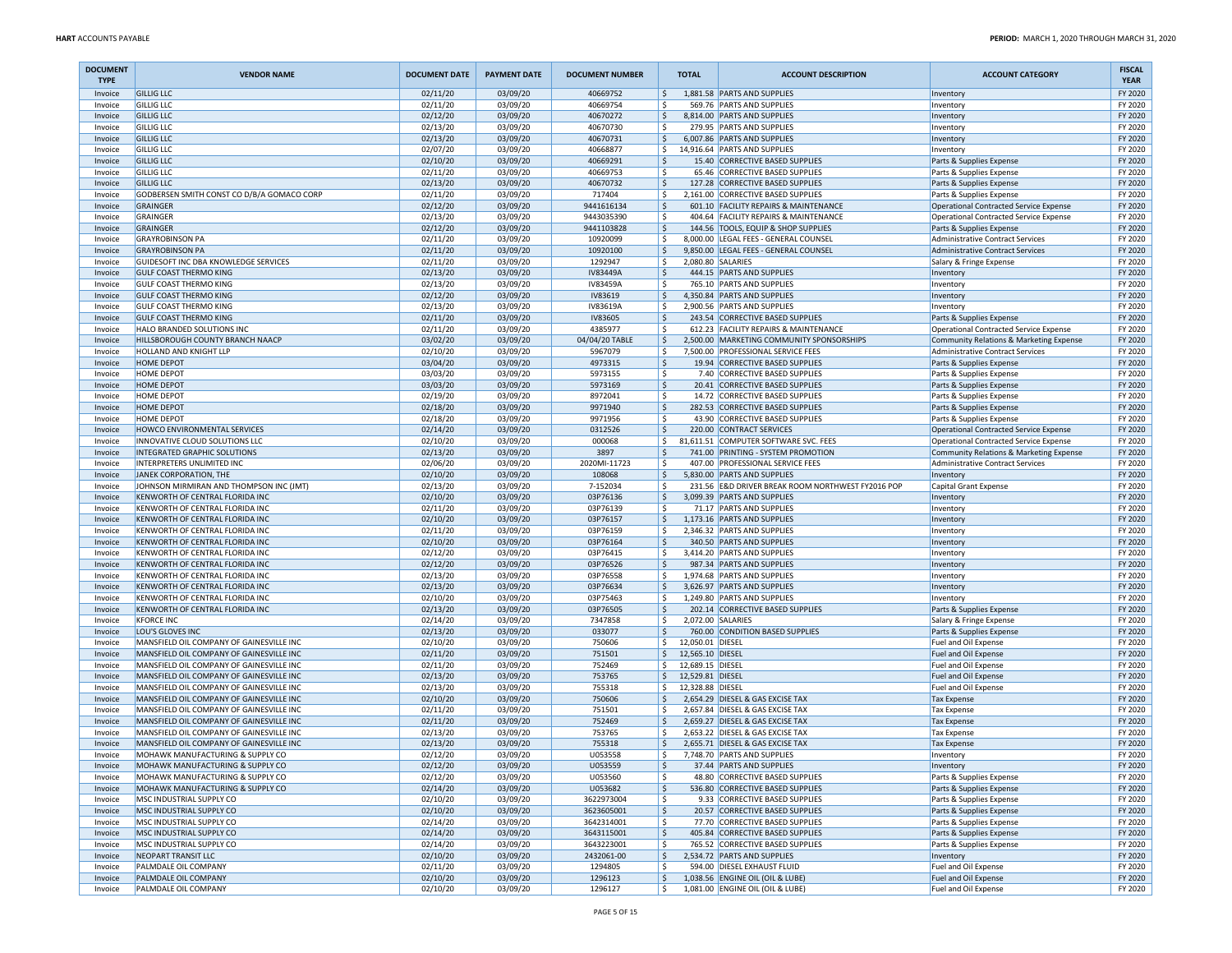| DOCUMENT TYPE | VENDOR NAME | DOCUMENT DATE | PAYMENT DATE | DOCUMENT NUMBER | TOTAL | ACCOUNT DESCRIPTION | ACCOUNT CATEGORY | FISCAL YEAR |
|---|---|---|---|---|---|---|---|---|
| Invoice | GILLIG LLC | 02/11/20 | 03/09/20 | 40669752 | $ 1,881.58 | PARTS AND SUPPLIES | Inventory | FY 2020 |
| Invoice | GILLIG LLC | 02/11/20 | 03/09/20 | 40669754 | $ 569.76 | PARTS AND SUPPLIES | Inventory | FY 2020 |
| Invoice | GILLIG LLC | 02/12/20 | 03/09/20 | 40670272 | $ 8,814.00 | PARTS AND SUPPLIES | Inventory | FY 2020 |
| Invoice | GILLIG LLC | 02/13/20 | 03/09/20 | 40670730 | $ 279.95 | PARTS AND SUPPLIES | Inventory | FY 2020 |
| Invoice | GILLIG LLC | 02/13/20 | 03/09/20 | 40670731 | $ 6,007.86 | PARTS AND SUPPLIES | Inventory | FY 2020 |
| Invoice | GILLIG LLC | 02/07/20 | 03/09/20 | 40668877 | $ 14,916.64 | PARTS AND SUPPLIES | Inventory | FY 2020 |
| Invoice | GILLIG LLC | 02/10/20 | 03/09/20 | 40669291 | $ 15.40 | CORRECTIVE BASED SUPPLIES | Parts & Supplies Expense | FY 2020 |
| Invoice | GILLIG LLC | 02/11/20 | 03/09/20 | 40669753 | $ 65.46 | CORRECTIVE BASED SUPPLIES | Parts & Supplies Expense | FY 2020 |
| Invoice | GILLIG LLC | 02/13/20 | 03/09/20 | 40670732 | $ 127.28 | CORRECTIVE BASED SUPPLIES | Parts & Supplies Expense | FY 2020 |
| Invoice | GODBERSEN SMITH CONST CO D/B/A GOMACO CORP | 02/11/20 | 03/09/20 | 717404 | $ 2,161.00 | CORRECTIVE BASED SUPPLIES | Parts & Supplies Expense | FY 2020 |
| Invoice | GRAINGER | 02/12/20 | 03/09/20 | 9441616134 | $ 601.10 | FACILITY REPAIRS & MAINTENANCE | Operational Contracted Service Expense | FY 2020 |
| Invoice | GRAINGER | 02/13/20 | 03/09/20 | 9443035390 | $ 404.64 | FACILITY REPAIRS & MAINTENANCE | Operational Contracted Service Expense | FY 2020 |
| Invoice | GRAINGER | 02/12/20 | 03/09/20 | 9441103828 | $ 144.56 | TOOLS, EQUIP & SHOP SUPPLIES | Parts & Supplies Expense | FY 2020 |
| Invoice | GRAYROBINSON PA | 02/11/20 | 03/09/20 | 10920099 | $ 8,000.00 | LEGAL FEES - GENERAL COUNSEL | Administrative Contract Services | FY 2020 |
| Invoice | GRAYROBINSON PA | 02/11/20 | 03/09/20 | 10920100 | $ 9,850.00 | LEGAL FEES - GENERAL COUNSEL | Administrative Contract Services | FY 2020 |
| Invoice | GUIDESOFT INC DBA KNOWLEDGE SERVICES | 02/11/20 | 03/09/20 | 1292947 | $ 2,080.80 | SALARIES | Salary & Fringe Expense | FY 2020 |
| Invoice | GULF COAST THERMO KING | 02/13/20 | 03/09/20 | IV83449A | $ 444.15 | PARTS AND SUPPLIES | Inventory | FY 2020 |
| Invoice | GULF COAST THERMO KING | 02/13/20 | 03/09/20 | IV83459A | $ 765.10 | PARTS AND SUPPLIES | Inventory | FY 2020 |
| Invoice | GULF COAST THERMO KING | 02/12/20 | 03/09/20 | IV83619 | $ 4,350.84 | PARTS AND SUPPLIES | Inventory | FY 2020 |
| Invoice | GULF COAST THERMO KING | 02/13/20 | 03/09/20 | IV83619A | $ 2,900.56 | PARTS AND SUPPLIES | Inventory | FY 2020 |
| Invoice | GULF COAST THERMO KING | 02/11/20 | 03/09/20 | IV83605 | $ 243.54 | CORRECTIVE BASED SUPPLIES | Parts & Supplies Expense | FY 2020 |
| Invoice | HALO BRANDED SOLUTIONS INC | 02/11/20 | 03/09/20 | 4385977 | $ 612.23 | FACILITY REPAIRS & MAINTENANCE | Operational Contracted Service Expense | FY 2020 |
| Invoice | HILLSBOROUGH COUNTY BRANCH NAACP | 03/02/20 | 03/09/20 | 04/04/20 TABLE | $ 2,500.00 | MARKETING COMMUNITY SPONSORSHIPS | Community Relations & Marketing Expense | FY 2020 |
| Invoice | HOLLAND AND KNIGHT LLP | 02/10/20 | 03/09/20 | 5967079 | $ 7,500.00 | PROFESSIONAL SERVICE FEES | Administrative Contract Services | FY 2020 |
| Invoice | HOME DEPOT | 03/04/20 | 03/09/20 | 4973315 | $ 19.94 | CORRECTIVE BASED SUPPLIES | Parts & Supplies Expense | FY 2020 |
| Invoice | HOME DEPOT | 03/03/20 | 03/09/20 | 5973155 | $ 7.40 | CORRECTIVE BASED SUPPLIES | Parts & Supplies Expense | FY 2020 |
| Invoice | HOME DEPOT | 03/03/20 | 03/09/20 | 5973169 | $ 20.41 | CORRECTIVE BASED SUPPLIES | Parts & Supplies Expense | FY 2020 |
| Invoice | HOME DEPOT | 02/19/20 | 03/09/20 | 8972041 | $ 14.72 | CORRECTIVE BASED SUPPLIES | Parts & Supplies Expense | FY 2020 |
| Invoice | HOME DEPOT | 02/18/20 | 03/09/20 | 9971940 | $ 282.53 | CORRECTIVE BASED SUPPLIES | Parts & Supplies Expense | FY 2020 |
| Invoice | HOME DEPOT | 02/18/20 | 03/09/20 | 9971956 | $ 43.90 | CORRECTIVE BASED SUPPLIES | Parts & Supplies Expense | FY 2020 |
| Invoice | HOWCO ENVIRONMENTAL SERVICES | 02/14/20 | 03/09/20 | 0312526 | $ 220.00 | CONTRACT SERVICES | Operational Contracted Service Expense | FY 2020 |
| Invoice | INNOVATIVE CLOUD SOLUTIONS LLC | 02/10/20 | 03/09/20 | 000068 | $ 81,611.51 | COMPUTER SOFTWARE SVC. FEES | Operational Contracted Service Expense | FY 2020 |
| Invoice | INTEGRATED GRAPHIC SOLUTIONS | 02/13/20 | 03/09/20 | 3897 | $ 741.00 | PRINTING - SYSTEM PROMOTION | Community Relations & Marketing Expense | FY 2020 |
| Invoice | INTERPRETERS UNLIMITED INC | 02/06/20 | 03/09/20 | 2020MI-11723 | $ 407.00 | PROFESSIONAL SERVICE FEES | Administrative Contract Services | FY 2020 |
| Invoice | JANEK CORPORATION, THE | 02/10/20 | 03/09/20 | 108068 | $ 5,830.00 | PARTS AND SUPPLIES | Inventory | FY 2020 |
| Invoice | JOHNSON MIRMIRAN AND THOMPSON INC (JMT) | 02/13/20 | 03/09/20 | 7-152034 | $ 231.56 | E&D DRIVER BREAK ROOM NORTHWEST FY2016 POP | Capital Grant Expense | FY 2020 |
| Invoice | KENWORTH OF CENTRAL FLORIDA INC | 02/10/20 | 03/09/20 | 03P76136 | $ 3,099.39 | PARTS AND SUPPLIES | Inventory | FY 2020 |
| Invoice | KENWORTH OF CENTRAL FLORIDA INC | 02/11/20 | 03/09/20 | 03P76139 | $ 71.17 | PARTS AND SUPPLIES | Inventory | FY 2020 |
| Invoice | KENWORTH OF CENTRAL FLORIDA INC | 02/10/20 | 03/09/20 | 03P76157 | $ 1,173.16 | PARTS AND SUPPLIES | Inventory | FY 2020 |
| Invoice | KENWORTH OF CENTRAL FLORIDA INC | 02/11/20 | 03/09/20 | 03P76159 | $ 2,346.32 | PARTS AND SUPPLIES | Inventory | FY 2020 |
| Invoice | KENWORTH OF CENTRAL FLORIDA INC | 02/10/20 | 03/09/20 | 03P76164 | $ 340.50 | PARTS AND SUPPLIES | Inventory | FY 2020 |
| Invoice | KENWORTH OF CENTRAL FLORIDA INC | 02/12/20 | 03/09/20 | 03P76415 | $ 3,414.20 | PARTS AND SUPPLIES | Inventory | FY 2020 |
| Invoice | KENWORTH OF CENTRAL FLORIDA INC | 02/12/20 | 03/09/20 | 03P76526 | $ 987.34 | PARTS AND SUPPLIES | Inventory | FY 2020 |
| Invoice | KENWORTH OF CENTRAL FLORIDA INC | 02/13/20 | 03/09/20 | 03P76558 | $ 1,974.68 | PARTS AND SUPPLIES | Inventory | FY 2020 |
| Invoice | KENWORTH OF CENTRAL FLORIDA INC | 02/13/20 | 03/09/20 | 03P76634 | $ 3,626.97 | PARTS AND SUPPLIES | Inventory | FY 2020 |
| Invoice | KENWORTH OF CENTRAL FLORIDA INC | 02/10/20 | 03/09/20 | 03P75463 | $ 1,249.80 | PARTS AND SUPPLIES | Inventory | FY 2020 |
| Invoice | KENWORTH OF CENTRAL FLORIDA INC | 02/13/20 | 03/09/20 | 03P76505 | $ 202.14 | CORRECTIVE BASED SUPPLIES | Parts & Supplies Expense | FY 2020 |
| Invoice | KFORCE INC | 02/14/20 | 03/09/20 | 7347858 | $ 2,072.00 | SALARIES | Salary & Fringe Expense | FY 2020 |
| Invoice | LOU'S GLOVES INC | 02/13/20 | 03/09/20 | 033077 | $ 760.00 | CONDITION BASED SUPPLIES | Parts & Supplies Expense | FY 2020 |
| Invoice | MANSFIELD OIL COMPANY OF GAINESVILLE INC | 02/10/20 | 03/09/20 | 750606 | $ 12,050.01 | DIESEL | Fuel and Oil Expense | FY 2020 |
| Invoice | MANSFIELD OIL COMPANY OF GAINESVILLE INC | 02/11/20 | 03/09/20 | 751501 | $ 12,565.10 | DIESEL | Fuel and Oil Expense | FY 2020 |
| Invoice | MANSFIELD OIL COMPANY OF GAINESVILLE INC | 02/11/20 | 03/09/20 | 752469 | $ 12,689.15 | DIESEL | Fuel and Oil Expense | FY 2020 |
| Invoice | MANSFIELD OIL COMPANY OF GAINESVILLE INC | 02/13/20 | 03/09/20 | 753765 | $ 12,529.81 | DIESEL | Fuel and Oil Expense | FY 2020 |
| Invoice | MANSFIELD OIL COMPANY OF GAINESVILLE INC | 02/13/20 | 03/09/20 | 755318 | $ 12,328.88 | DIESEL | Fuel and Oil Expense | FY 2020 |
| Invoice | MANSFIELD OIL COMPANY OF GAINESVILLE INC | 02/10/20 | 03/09/20 | 750606 | $ 2,654.29 | DIESEL & GAS EXCISE TAX | Tax Expense | FY 2020 |
| Invoice | MANSFIELD OIL COMPANY OF GAINESVILLE INC | 02/11/20 | 03/09/20 | 751501 | $ 2,657.84 | DIESEL & GAS EXCISE TAX | Tax Expense | FY 2020 |
| Invoice | MANSFIELD OIL COMPANY OF GAINESVILLE INC | 02/11/20 | 03/09/20 | 752469 | $ 2,659.27 | DIESEL & GAS EXCISE TAX | Tax Expense | FY 2020 |
| Invoice | MANSFIELD OIL COMPANY OF GAINESVILLE INC | 02/13/20 | 03/09/20 | 753765 | $ 2,653.22 | DIESEL & GAS EXCISE TAX | Tax Expense | FY 2020 |
| Invoice | MANSFIELD OIL COMPANY OF GAINESVILLE INC | 02/13/20 | 03/09/20 | 755318 | $ 2,655.71 | DIESEL & GAS EXCISE TAX | Tax Expense | FY 2020 |
| Invoice | MOHAWK MANUFACTURING & SUPPLY CO | 02/12/20 | 03/09/20 | U053558 | $ 7,748.70 | PARTS AND SUPPLIES | Inventory | FY 2020 |
| Invoice | MOHAWK MANUFACTURING & SUPPLY CO | 02/12/20 | 03/09/20 | U053559 | $ 37.44 | PARTS AND SUPPLIES | Inventory | FY 2020 |
| Invoice | MOHAWK MANUFACTURING & SUPPLY CO | 02/12/20 | 03/09/20 | U053560 | $ 48.80 | CORRECTIVE BASED SUPPLIES | Parts & Supplies Expense | FY 2020 |
| Invoice | MOHAWK MANUFACTURING & SUPPLY CO | 02/14/20 | 03/09/20 | U053682 | $ 536.80 | CORRECTIVE BASED SUPPLIES | Parts & Supplies Expense | FY 2020 |
| Invoice | MSC INDUSTRIAL SUPPLY CO | 02/10/20 | 03/09/20 | 3622973004 | $ 9.33 | CORRECTIVE BASED SUPPLIES | Parts & Supplies Expense | FY 2020 |
| Invoice | MSC INDUSTRIAL SUPPLY CO | 02/10/20 | 03/09/20 | 3623605001 | $ 20.57 | CORRECTIVE BASED SUPPLIES | Parts & Supplies Expense | FY 2020 |
| Invoice | MSC INDUSTRIAL SUPPLY CO | 02/14/20 | 03/09/20 | 3642314001 | $ 77.70 | CORRECTIVE BASED SUPPLIES | Parts & Supplies Expense | FY 2020 |
| Invoice | MSC INDUSTRIAL SUPPLY CO | 02/14/20 | 03/09/20 | 3643115001 | $ 405.84 | CORRECTIVE BASED SUPPLIES | Parts & Supplies Expense | FY 2020 |
| Invoice | MSC INDUSTRIAL SUPPLY CO | 02/14/20 | 03/09/20 | 3643223001 | $ 765.52 | CORRECTIVE BASED SUPPLIES | Parts & Supplies Expense | FY 2020 |
| Invoice | NEOPART TRANSIT LLC | 02/10/20 | 03/09/20 | 2432061-00 | $ 2,534.72 | PARTS AND SUPPLIES | Inventory | FY 2020 |
| Invoice | PALMDALE OIL COMPANY | 02/11/20 | 03/09/20 | 1294805 | $ 594.00 | DIESEL EXHAUST FLUID | Fuel and Oil Expense | FY 2020 |
| Invoice | PALMDALE OIL COMPANY | 02/10/20 | 03/09/20 | 1296123 | $ 1,038.56 | ENGINE OIL (OIL & LUBE) | Fuel and Oil Expense | FY 2020 |
| Invoice | PALMDALE OIL COMPANY | 02/10/20 | 03/09/20 | 1296127 | $ 1,081.00 | ENGINE OIL (OIL & LUBE) | Fuel and Oil Expense | FY 2020 |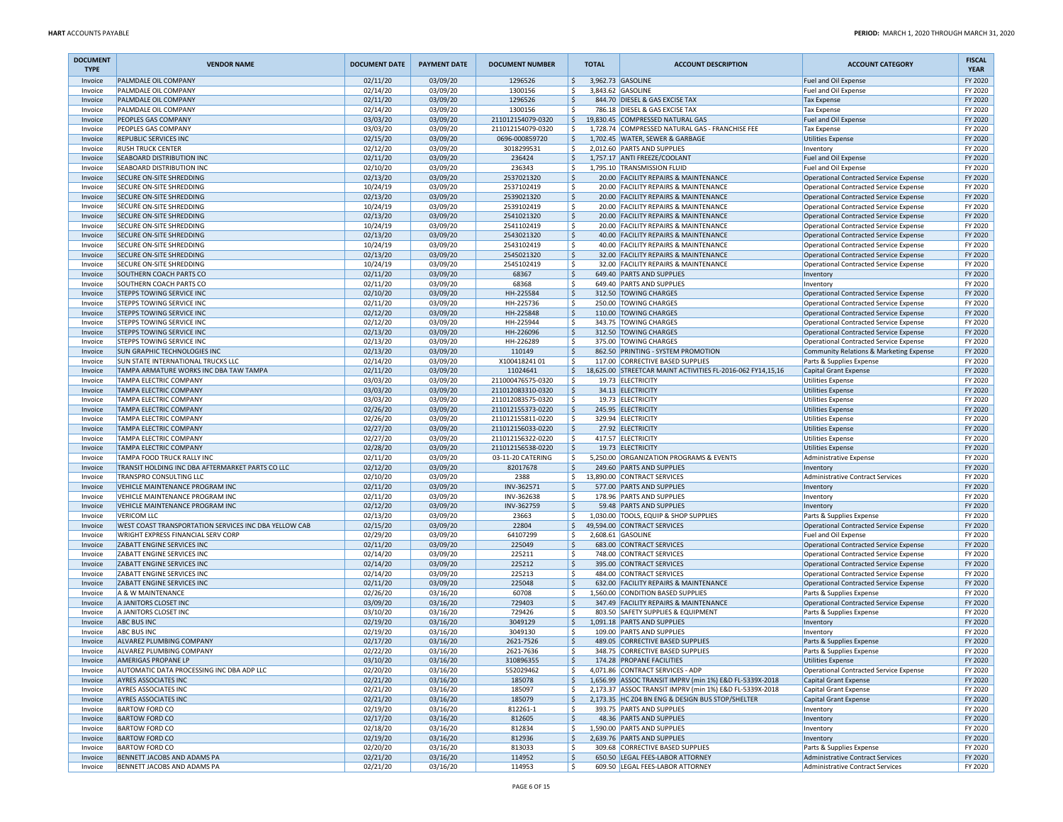| DOCUMENT TYPE | VENDOR NAME | DOCUMENT DATE | PAYMENT DATE | DOCUMENT NUMBER | TOTAL | ACCOUNT DESCRIPTION | ACCOUNT CATEGORY | FISCAL YEAR |
|---|---|---|---|---|---|---|---|---|
| Invoice | PALMDALE OIL COMPANY | 02/11/20 | 03/09/20 | 1296526 | $ 3,962.73 | GASOLINE | Fuel and Oil Expense | FY 2020 |
| Invoice | PALMDALE OIL COMPANY | 02/14/20 | 03/09/20 | 1300156 | $ 3,843.62 | GASOLINE | Fuel and Oil Expense | FY 2020 |
| Invoice | PALMDALE OIL COMPANY | 02/11/20 | 03/09/20 | 1296526 | $ 844.70 | DIESEL & GAS EXCISE TAX | Tax Expense | FY 2020 |
| Invoice | PALMDALE OIL COMPANY | 02/14/20 | 03/09/20 | 1300156 | $ 786.18 | DIESEL & GAS EXCISE TAX | Tax Expense | FY 2020 |
| Invoice | PEOPLES GAS COMPANY | 03/03/20 | 03/09/20 | 211012154079-0320 | $ 19,830.45 | COMPRESSED NATURAL GAS | Fuel and Oil Expense | FY 2020 |
| Invoice | PEOPLES GAS COMPANY | 03/03/20 | 03/09/20 | 211012154079-0320 | $ 1,728.74 | COMPRESSED NATURAL GAS - FRANCHISE FEE | Tax Expense | FY 2020 |
| Invoice | REPUBLIC SERVICES INC | 02/15/20 | 03/09/20 | 0696-000859720 | $ 1,702.45 | WATER, SEWER & GARBAGE | Utilities Expense | FY 2020 |
| Invoice | RUSH TRUCK CENTER | 02/12/20 | 03/09/20 | 3018299531 | $ 2,012.60 | PARTS AND SUPPLIES | Inventory | FY 2020 |
| Invoice | SEABOARD DISTRIBUTION INC | 02/11/20 | 03/09/20 | 236424 | $ 1,757.17 | ANTI FREEZE/COOLANT | Fuel and Oil Expense | FY 2020 |
| Invoice | SEABOARD DISTRIBUTION INC | 02/10/20 | 03/09/20 | 236343 | $ 1,795.10 | TRANSMISSION FLUID | Fuel and Oil Expense | FY 2020 |
| Invoice | SECURE ON-SITE SHREDDING | 02/13/20 | 03/09/20 | 2537021320 | $ 20.00 | FACILITY REPAIRS & MAINTENANCE | Operational Contracted Service Expense | FY 2020 |
| Invoice | SECURE ON-SITE SHREDDING | 10/24/19 | 03/09/20 | 2537102419 | $ 20.00 | FACILITY REPAIRS & MAINTENANCE | Operational Contracted Service Expense | FY 2020 |
| Invoice | SECURE ON-SITE SHREDDING | 02/13/20 | 03/09/20 | 2539021320 | $ 20.00 | FACILITY REPAIRS & MAINTENANCE | Operational Contracted Service Expense | FY 2020 |
| Invoice | SECURE ON-SITE SHREDDING | 10/24/19 | 03/09/20 | 2539102419 | $ 20.00 | FACILITY REPAIRS & MAINTENANCE | Operational Contracted Service Expense | FY 2020 |
| Invoice | SECURE ON-SITE SHREDDING | 02/13/20 | 03/09/20 | 2541021320 | $ 20.00 | FACILITY REPAIRS & MAINTENANCE | Operational Contracted Service Expense | FY 2020 |
| Invoice | SECURE ON-SITE SHREDDING | 10/24/19 | 03/09/20 | 2541102419 | $ 20.00 | FACILITY REPAIRS & MAINTENANCE | Operational Contracted Service Expense | FY 2020 |
| Invoice | SECURE ON-SITE SHREDDING | 02/13/20 | 03/09/20 | 2543021320 | $ 40.00 | FACILITY REPAIRS & MAINTENANCE | Operational Contracted Service Expense | FY 2020 |
| Invoice | SECURE ON-SITE SHREDDING | 10/24/19 | 03/09/20 | 2543102419 | $ 40.00 | FACILITY REPAIRS & MAINTENANCE | Operational Contracted Service Expense | FY 2020 |
| Invoice | SECURE ON-SITE SHREDDING | 02/13/20 | 03/09/20 | 2545021320 | $ 32.00 | FACILITY REPAIRS & MAINTENANCE | Operational Contracted Service Expense | FY 2020 |
| Invoice | SECURE ON-SITE SHREDDING | 10/24/19 | 03/09/20 | 2545102419 | $ 32.00 | FACILITY REPAIRS & MAINTENANCE | Operational Contracted Service Expense | FY 2020 |
| Invoice | SOUTHERN COACH PARTS CO | 02/11/20 | 03/09/20 | 68367 | $ 649.40 | PARTS AND SUPPLIES | Inventory | FY 2020 |
| Invoice | SOUTHERN COACH PARTS CO | 02/11/20 | 03/09/20 | 68368 | $ 649.40 | PARTS AND SUPPLIES | Inventory | FY 2020 |
| Invoice | STEPPS TOWING SERVICE INC | 02/10/20 | 03/09/20 | HH-225584 | $ 312.50 | TOWING CHARGES | Operational Contracted Service Expense | FY 2020 |
| Invoice | STEPPS TOWING SERVICE INC | 02/11/20 | 03/09/20 | HH-225736 | $ 250.00 | TOWING CHARGES | Operational Contracted Service Expense | FY 2020 |
| Invoice | STEPPS TOWING SERVICE INC | 02/12/20 | 03/09/20 | HH-225848 | $ 110.00 | TOWING CHARGES | Operational Contracted Service Expense | FY 2020 |
| Invoice | STEPPS TOWING SERVICE INC | 02/12/20 | 03/09/20 | HH-225944 | $ 343.75 | TOWING CHARGES | Operational Contracted Service Expense | FY 2020 |
| Invoice | STEPPS TOWING SERVICE INC | 02/13/20 | 03/09/20 | HH-226096 | $ 312.50 | TOWING CHARGES | Operational Contracted Service Expense | FY 2020 |
| Invoice | STEPPS TOWING SERVICE INC | 02/13/20 | 03/09/20 | HH-226289 | $ 375.00 | TOWING CHARGES | Operational Contracted Service Expense | FY 2020 |
| Invoice | SUN GRAPHIC TECHNOLOGIES INC | 02/13/20 | 03/09/20 | 110149 | $ 862.50 | PRINTING - SYSTEM PROMOTION | Community Relations & Marketing Expense | FY 2020 |
| Invoice | SUN STATE INTERNATIONAL TRUCKS LLC | 02/14/20 | 03/09/20 | X10041824101 | $ 117.00 | CORRECTIVE BASED SUPPLIES | Parts & Supplies Expense | FY 2020 |
| Invoice | TAMPA ARMATURE WORKS INC DBA TAW TAMPA | 02/11/20 | 03/09/20 | 11024641 | $ 18,625.00 | STREETCAR MAINT ACTIVITIES FL-2016-062 FY14,15,16 | Capital Grant Expense | FY 2020 |
| Invoice | TAMPA ELECTRIC COMPANY | 03/03/20 | 03/09/20 | 211000476575-0320 | $ 19.73 | ELECTRICITY | Utilities Expense | FY 2020 |
| Invoice | TAMPA ELECTRIC COMPANY | 03/03/20 | 03/09/20 | 211012083310-0320 | $ 34.13 | ELECTRICITY | Utilities Expense | FY 2020 |
| Invoice | TAMPA ELECTRIC COMPANY | 03/03/20 | 03/09/20 | 211012083575-0320 | $ 19.73 | ELECTRICITY | Utilities Expense | FY 2020 |
| Invoice | TAMPA ELECTRIC COMPANY | 02/26/20 | 03/09/20 | 211012155373-0220 | $ 245.95 | ELECTRICITY | Utilities Expense | FY 2020 |
| Invoice | TAMPA ELECTRIC COMPANY | 02/26/20 | 03/09/20 | 211012155811-0220 | $ 329.94 | ELECTRICITY | Utilities Expense | FY 2020 |
| Invoice | TAMPA ELECTRIC COMPANY | 02/27/20 | 03/09/20 | 211012156033-0220 | $ 27.92 | ELECTRICITY | Utilities Expense | FY 2020 |
| Invoice | TAMPA ELECTRIC COMPANY | 02/27/20 | 03/09/20 | 211012156322-0220 | $ 417.57 | ELECTRICITY | Utilities Expense | FY 2020 |
| Invoice | TAMPA ELECTRIC COMPANY | 02/28/20 | 03/09/20 | 211012156538-0220 | $ 19.73 | ELECTRICITY | Utilities Expense | FY 2020 |
| Invoice | TAMPA FOOD TRUCK RALLY INC | 02/11/20 | 03/09/20 | 03-11-20 CATERING | $ 5,250.00 | ORGANIZATION PROGRAMS & EVENTS | Administrative Expense | FY 2020 |
| Invoice | TRANSIT HOLDING INC DBA AFTERMARKET PARTS CO LLC | 02/12/20 | 03/09/20 | 82017678 | $ 249.60 | PARTS AND SUPPLIES | Inventory | FY 2020 |
| Invoice | TRANSPRO CONSULTING LLC | 02/10/20 | 03/09/20 | 2388 | $ 13,890.00 | CONTRACT SERVICES | Administrative Contract Services | FY 2020 |
| Invoice | VEHICLE MAINTENANCE PROGRAM INC | 02/11/20 | 03/09/20 | INV-362571 | $ 577.00 | PARTS AND SUPPLIES | Inventory | FY 2020 |
| Invoice | VEHICLE MAINTENANCE PROGRAM INC | 02/11/20 | 03/09/20 | INV-362638 | $ 178.96 | PARTS AND SUPPLIES | Inventory | FY 2020 |
| Invoice | VEHICLE MAINTENANCE PROGRAM INC | 02/12/20 | 03/09/20 | INV-362759 | $ 59.48 | PARTS AND SUPPLIES | Inventory | FY 2020 |
| Invoice | VERICOM LLC | 02/13/20 | 03/09/20 | 23663 | $ 1,030.00 | TOOLS, EQUIP & SHOP SUPPLIES | Parts & Supplies Expense | FY 2020 |
| Invoice | WEST COAST TRANSPORTATION SERVICES INC DBA YELLOW CAB | 02/15/20 | 03/09/20 | 22804 | $ 49,594.00 | CONTRACT SERVICES | Operational Contracted Service Expense | FY 2020 |
| Invoice | WRIGHT EXPRESS FINANCIAL SERV CORP | 02/29/20 | 03/09/20 | 64107299 | $ 2,608.61 | GASOLINE | Fuel and Oil Expense | FY 2020 |
| Invoice | ZABATT ENGINE SERVICES INC | 02/11/20 | 03/09/20 | 225049 | $ 683.00 | CONTRACT SERVICES | Operational Contracted Service Expense | FY 2020 |
| Invoice | ZABATT ENGINE SERVICES INC | 02/14/20 | 03/09/20 | 225211 | $ 748.00 | CONTRACT SERVICES | Operational Contracted Service Expense | FY 2020 |
| Invoice | ZABATT ENGINE SERVICES INC | 02/14/20 | 03/09/20 | 225212 | $ 395.00 | CONTRACT SERVICES | Operational Contracted Service Expense | FY 2020 |
| Invoice | ZABATT ENGINE SERVICES INC | 02/14/20 | 03/09/20 | 225213 | $ 484.00 | CONTRACT SERVICES | Operational Contracted Service Expense | FY 2020 |
| Invoice | ZABATT ENGINE SERVICES INC | 02/11/20 | 03/09/20 | 225048 | $ 632.00 | FACILITY REPAIRS & MAINTENANCE | Operational Contracted Service Expense | FY 2020 |
| Invoice | A & W MAINTENANCE | 02/26/20 | 03/16/20 | 60708 | $ 1,560.00 | CONDITION BASED SUPPLIES | Parts & Supplies Expense | FY 2020 |
| Invoice | A JANITORS CLOSET INC | 03/09/20 | 03/16/20 | 729403 | $ 347.49 | FACILITY REPAIRS & MAINTENANCE | Operational Contracted Service Expense | FY 2020 |
| Invoice | A JANITORS CLOSET INC | 03/10/20 | 03/16/20 | 729426 | $ 803.50 | SAFETY SUPPLIES & EQUIPMENT | Parts & Supplies Expense | FY 2020 |
| Invoice | ABC BUS INC | 02/19/20 | 03/16/20 | 3049129 | $ 1,091.18 | PARTS AND SUPPLIES | Inventory | FY 2020 |
| Invoice | ABC BUS INC | 02/19/20 | 03/16/20 | 3049130 | $ 109.00 | PARTS AND SUPPLIES | Inventory | FY 2020 |
| Invoice | ALVAREZ PLUMBING COMPANY | 02/17/20 | 03/16/20 | 2621-7526 | $ 489.05 | CORRECTIVE BASED SUPPLIES | Parts & Supplies Expense | FY 2020 |
| Invoice | ALVAREZ PLUMBING COMPANY | 02/22/20 | 03/16/20 | 2621-7636 | $ 348.75 | CORRECTIVE BASED SUPPLIES | Parts & Supplies Expense | FY 2020 |
| Invoice | AMERIGAS PROPANE LP | 03/10/20 | 03/16/20 | 310896355 | $ 174.28 | PROPANE FACILITIES | Utilities Expense | FY 2020 |
| Invoice | AUTOMATIC DATA PROCESSING INC DBA ADP LLC | 02/20/20 | 03/16/20 | 552029462 | $ 4,071.86 | CONTRACT SERVICES - ADP | Operational Contracted Service Expense | FY 2020 |
| Invoice | AYRES ASSOCIATES INC | 02/21/20 | 03/16/20 | 185078 | $ 1,656.99 | ASSOC TRANSIT IMPRV (min 1%) E&D FL-5339X-2018 | Capital Grant Expense | FY 2020 |
| Invoice | AYRES ASSOCIATES INC | 02/21/20 | 03/16/20 | 185097 | $ 2,173.37 | ASSOC TRANSIT IMPRV (min 1%) E&D FL-5339X-2018 | Capital Grant Expense | FY 2020 |
| Invoice | AYRES ASSOCIATES INC | 02/21/20 | 03/16/20 | 185079 | $ 2,173.35 | HC 204 BN ENG & DESIGN BUS STOP/SHELTER | Capital Grant Expense | FY 2020 |
| Invoice | BARTOW FORD CO | 02/19/20 | 03/16/20 | 812261-1 | $ 393.75 | PARTS AND SUPPLIES | Inventory | FY 2020 |
| Invoice | BARTOW FORD CO | 02/17/20 | 03/16/20 | 812605 | $ 48.36 | PARTS AND SUPPLIES | Inventory | FY 2020 |
| Invoice | BARTOW FORD CO | 02/18/20 | 03/16/20 | 812834 | $ 1,590.00 | PARTS AND SUPPLIES | Inventory | FY 2020 |
| Invoice | BARTOW FORD CO | 02/19/20 | 03/16/20 | 812936 | $ 2,639.76 | PARTS AND SUPPLIES | Inventory | FY 2020 |
| Invoice | BARTOW FORD CO | 02/20/20 | 03/16/20 | 813033 | $ 309.68 | CORRECTIVE BASED SUPPLIES | Parts & Supplies Expense | FY 2020 |
| Invoice | BENNETT JACOBS AND ADAMS PA | 02/21/20 | 03/16/20 | 114952 | $ 650.50 | LEGAL FEES-LABOR ATTORNEY | Administrative Contract Services | FY 2020 |
| Invoice | BENNETT JACOBS AND ADAMS PA | 02/21/20 | 03/16/20 | 114953 | $ 609.50 | LEGAL FEES-LABOR ATTORNEY | Administrative Contract Services | FY 2020 |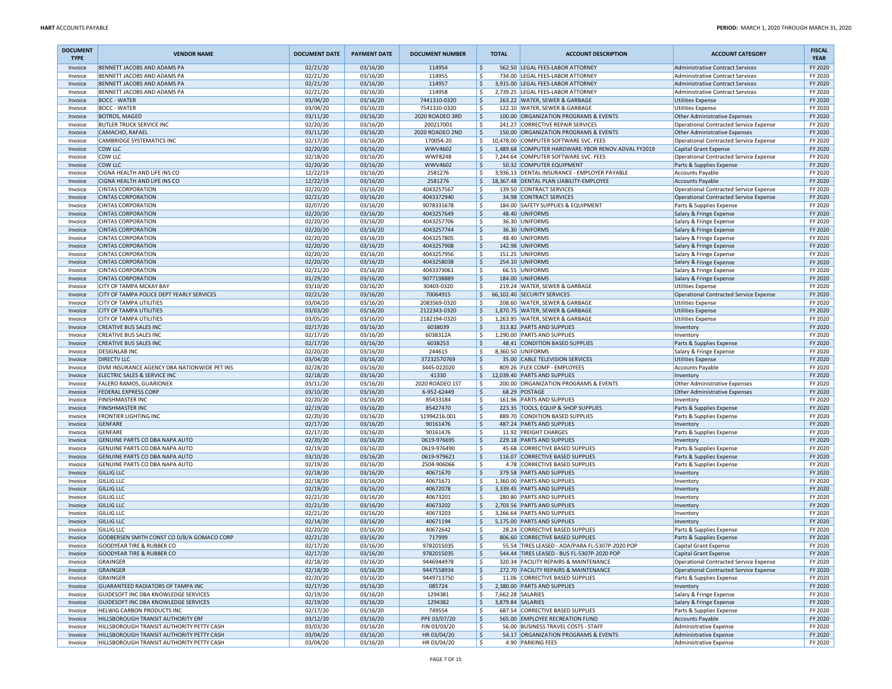| DOCUMENT TYPE | VENDOR NAME | DOCUMENT DATE | PAYMENT DATE | DOCUMENT NUMBER | TOTAL | ACCOUNT DESCRIPTION | ACCOUNT CATEGORY | FISCAL YEAR |
|---|---|---|---|---|---|---|---|---|
| Invoice | BENNETT JACOBS AND ADAMS PA | 02/21/20 | 03/16/20 | 114954 | $ 562.50 | LEGAL FEES-LABOR ATTORNEY | Administrative Contract Services | FY 2020 |
| Invoice | BENNETT JACOBS AND ADAMS PA | 02/21/20 | 03/16/20 | 114955 | $ 734.00 | LEGAL FEES-LABOR ATTORNEY | Administrative Contract Services | FY 2020 |
| Invoice | BENNETT JACOBS AND ADAMS PA | 02/21/20 | 03/16/20 | 114957 | $ 3,915.00 | LEGAL FEES-LABOR ATTORNEY | Administrative Contract Services | FY 2020 |
| Invoice | BENNETT JACOBS AND ADAMS PA | 02/21/20 | 03/16/20 | 114958 | $ 2,739.25 | LEGAL FEES-LABOR ATTORNEY | Administrative Contract Services | FY 2020 |
| Invoice | BOCC - WATER | 03/04/20 | 03/16/20 | 7441310-0320 | $ 263.22 | WATER, SEWER & GARBAGE | Utilities Expense | FY 2020 |
| Invoice | BOCC - WATER | 03/04/20 | 03/16/20 | 7541310-0320 | $ 122.10 | WATER, SEWER & GARBAGE | Utilities Expense | FY 2020 |
| Invoice | BOTROS, MAGED | 03/11/20 | 03/16/20 | 2020 ROADEO 3RD | $ 100.00 | ORGANIZATION PROGRAMS & EVENTS | Other Administrative Expenses | FY 2020 |
| Invoice | BUTLER TRUCK SERVICE INC | 02/20/20 | 03/16/20 | 200217001 | $ 241.27 | CORRECTIVE REPAIR SERVICES | Operational Contracted Service Expense | FY 2020 |
| Invoice | CAMACHO, RAFAEL | 03/11/20 | 03/16/20 | 2020 ROADEO 2ND | $ 150.00 | ORGANIZATION PROGRAMS & EVENTS | Other Administrative Expenses | FY 2020 |
| Invoice | CAMBRIDGE SYSTEMATICS INC | 02/17/20 | 03/16/20 | 170054-20 | $ 10,478.00 | COMPUTER SOFTWARE SVC. FEES | Operational Contracted Service Expense | FY 2020 |
| Invoice | CDW LLC | 02/20/20 | 03/16/20 | WWV4602 | $ 1,489.68 | COMPUTER HARDWARE-YBOR RENOV ADVAL FY2019 | Capital Grant Expense | FY 2020 |
| Invoice | CDW LLC | 02/18/20 | 03/16/20 | WWF8248 | $ 7,244.64 | COMPUTER SOFTWARE SVC. FEES | Operational Contracted Service Expense | FY 2020 |
| Invoice | CDW LLC | 02/20/20 | 03/16/20 | WWV4602 | $ 50.32 | COMPUTER EQUIPMENT | Parts & Supplies Expense | FY 2020 |
| Invoice | CIGNA HEALTH AND LIFE INS CO | 12/22/19 | 03/16/20 | 2581276 | $ 3,936.13 | DENTAL INSURANCE - EMPLOYER PAYABLE | Accounts Payable | FY 2020 |
| Invoice | CIGNA HEALTH AND LIFE INS CO | 12/22/19 | 03/16/20 | 2581276 | $ 18,367.48 | DENTAL PLAN LIABILITY-EMPLOYEE | Accounts Payable | FY 2020 |
| Invoice | CINTAS CORPORATION | 02/20/20 | 03/16/20 | 4043257567 | $ 139.50 | CONTRACT SERVICES | Operational Contracted Service Expense | FY 2020 |
| Invoice | CINTAS CORPORATION | 02/21/20 | 03/16/20 | 4043372940 | $ 34.98 | CONTRACT SERVICES | Operational Contracted Service Expense | FY 2020 |
| Invoice | CINTAS CORPORATION | 02/07/20 | 03/16/20 | 9078331678 | $ 184.00 | SAFETY SUPPLIES & EQUIPMENT | Parts & Supplies Expense | FY 2020 |
| Invoice | CINTAS CORPORATION | 02/20/20 | 03/16/20 | 4043257649 | $ 48.40 | UNIFORMS | Salary & Fringe Expense | FY 2020 |
| Invoice | CINTAS CORPORATION | 02/20/20 | 03/16/20 | 4043257706 | $ 36.30 | UNIFORMS | Salary & Fringe Expense | FY 2020 |
| Invoice | CINTAS CORPORATION | 02/20/20 | 03/16/20 | 4043257744 | $ 36.30 | UNIFORMS | Salary & Fringe Expense | FY 2020 |
| Invoice | CINTAS CORPORATION | 02/20/20 | 03/16/20 | 4043257805 | $ 48.40 | UNIFORMS | Salary & Fringe Expense | FY 2020 |
| Invoice | CINTAS CORPORATION | 02/20/20 | 03/16/20 | 4043257908 | $ 142.98 | UNIFORMS | Salary & Fringe Expense | FY 2020 |
| Invoice | CINTAS CORPORATION | 02/20/20 | 03/16/20 | 4043257956 | $ 151.25 | UNIFORMS | Salary & Fringe Expense | FY 2020 |
| Invoice | CINTAS CORPORATION | 02/20/20 | 03/16/20 | 4043258038 | $ 254.10 | UNIFORMS | Salary & Fringe Expense | FY 2020 |
| Invoice | CINTAS CORPORATION | 02/21/20 | 03/16/20 | 4043373061 | $ 66.55 | UNIFORMS | Salary & Fringe Expense | FY 2020 |
| Invoice | CINTAS CORPORATION | 01/29/20 | 03/16/20 | 9077198889 | $ 184.00 | UNIFORMS | Salary & Fringe Expense | FY 2020 |
| Invoice | CITY OF TAMPA MCKAY BAY | 03/10/20 | 03/16/20 | 30403-0320 | $ 219.24 | WATER, SEWER & GARBAGE | Utilities Expense | FY 2020 |
| Invoice | CITY OF TAMPA POLICE DEPT YEARLY SERVICES | 02/21/20 | 03/16/20 | 70064915 | $ 66,102.40 | SECURITY SERVICES | Operational Contracted Service Expense | FY 2020 |
| Invoice | CITY OF TAMPA UTILITIES | 03/04/20 | 03/16/20 | 2083569-0320 | $ 208.60 | WATER, SEWER & GARBAGE | Utilities Expense | FY 2020 |
| Invoice | CITY OF TAMPA UTILITIES | 03/03/20 | 03/16/20 | 2122343-0320 | $ 1,870.75 | WATER, SEWER & GARBAGE | Utilities Expense | FY 2020 |
| Invoice | CITY OF TAMPA UTILITIES | 03/05/20 | 03/16/20 | 2182194-0320 | $ 1,263.95 | WATER, SEWER & GARBAGE | Utilities Expense | FY 2020 |
| Invoice | CREATIVE BUS SALES INC | 02/17/20 | 03/16/20 | 6038039 | $ 313.82 | PARTS AND SUPPLIES | Inventory | FY 2020 |
| Invoice | CREATIVE BUS SALES INC | 02/17/20 | 03/16/20 | 6038312A | $ 1,290.00 | PARTS AND SUPPLIES | Inventory | FY 2020 |
| Invoice | CREATIVE BUS SALES INC | 02/17/20 | 03/16/20 | 6038253 | $ 48.41 | CONDITION BASED SUPPLIES | Parts & Supplies Expense | FY 2020 |
| Invoice | DESIGNLAB INC | 02/20/20 | 03/16/20 | 244615 | $ 8,360.50 | UNIFORMS | Salary & Fringe Expense | FY 2020 |
| Invoice | DIRECTV LLC | 03/04/20 | 03/16/20 | 37232570769 | $ 35.00 | CABLE TELEVISION SERVICES | Utilities Expense | FY 2020 |
| Invoice | DVM INSURANCE AGENCY DBA NATIONWIDE PET INS | 02/28/20 | 03/16/20 | 3445-022020 | $ 809.26 | FLEX COMP - EMPLOYEES | Accounts Payable | FY 2020 |
| Invoice | ELECTRIC SALES & SERVICE INC | 02/18/20 | 03/16/20 | 41330 | $ 12,039.40 | PARTS AND SUPPLIES | Inventory | FY 2020 |
| Invoice | FALERO RAMOS, GUARIONEX | 03/11/20 | 03/16/20 | 2020 ROADEO 1ST | $ 200.00 | ORGANIZATION PROGRAMS & EVENTS | Other Administrative Expenses | FY 2020 |
| Invoice | FEDERAL EXPRESS CORP | 03/10/20 | 03/16/20 | 6-952-62449 | $ 68.29 | POSTAGE | Other Administrative Expenses | FY 2020 |
| Invoice | FINISHMASTER INC | 02/20/20 | 03/16/20 | 85433184 | $ 161.96 | PARTS AND SUPPLIES | Inventory | FY 2020 |
| Invoice | FINISHMASTER INC | 02/19/20 | 03/16/20 | 85427470 | $ 223.35 | TOOLS, EQUIP & SHOP SUPPLIES | Parts & Supplies Expense | FY 2020 |
| Invoice | FRONTIER LIGHTING INC | 02/20/20 | 03/16/20 | S1994216.001 | $ 889.70 | CONDITION BASED SUPPLIES | Parts & Supplies Expense | FY 2020 |
| Invoice | GENFARE | 02/17/20 | 03/16/20 | 90161476 | $ 487.24 | PARTS AND SUPPLIES | Inventory | FY 2020 |
| Invoice | GENFARE | 02/17/20 | 03/16/20 | 90161476 | $ 11.92 | FREIGHT CHARGES | Parts & Supplies Expense | FY 2020 |
| Invoice | GENUINE PARTS CO DBA NAPA AUTO | 02/20/20 | 03/16/20 | 0619-976695 | $ 229.18 | PARTS AND SUPPLIES | Inventory | FY 2020 |
| Invoice | GENUINE PARTS CO DBA NAPA AUTO | 02/19/20 | 03/16/20 | 0619-976490 | $ 45.68 | CORRECTIVE BASED SUPPLIES | Parts & Supplies Expense | FY 2020 |
| Invoice | GENUINE PARTS CO DBA NAPA AUTO | 03/10/20 | 03/16/20 | 0619-979621 | $ 116.07 | CORRECTIVE BASED SUPPLIES | Parts & Supplies Expense | FY 2020 |
| Invoice | GENUINE PARTS CO DBA NAPA AUTO | 02/19/20 | 03/16/20 | 2504-906066 | $ 4.78 | CORRECTIVE BASED SUPPLIES | Parts & Supplies Expense | FY 2020 |
| Invoice | GILLIG LLC | 02/18/20 | 03/16/20 | 40671670 | $ 379.58 | PARTS AND SUPPLIES | Inventory | FY 2020 |
| Invoice | GILLIG LLC | 02/18/20 | 03/16/20 | 40671671 | $ 1,360.00 | PARTS AND SUPPLIES | Inventory | FY 2020 |
| Invoice | GILLIG LLC | 02/19/20 | 03/16/20 | 40672078 | $ 3,339.45 | PARTS AND SUPPLIES | Inventory | FY 2020 |
| Invoice | GILLIG LLC | 02/21/20 | 03/16/20 | 40673201 | $ 280.80 | PARTS AND SUPPLIES | Inventory | FY 2020 |
| Invoice | GILLIG LLC | 02/21/20 | 03/16/20 | 40673202 | $ 2,703.56 | PARTS AND SUPPLIES | Inventory | FY 2020 |
| Invoice | GILLIG LLC | 02/21/20 | 03/16/20 | 40673203 | $ 3,266.64 | PARTS AND SUPPLIES | Inventory | FY 2020 |
| Invoice | GILLIG LLC | 02/14/20 | 03/16/20 | 40671194 | $ 5,175.00 | PARTS AND SUPPLIES | Inventory | FY 2020 |
| Invoice | GILLIG LLC | 02/20/20 | 03/16/20 | 40672642 | $ 28.24 | CORRECTIVE BASED SUPPLIES | Parts & Supplies Expense | FY 2020 |
| Invoice | GODBERSEN SMITH CONST CO D/B/A GOMACO CORP | 02/21/20 | 03/16/20 | 717999 | $ 806.60 | CORRECTIVE BASED SUPPLIES | Parts & Supplies Expense | FY 2020 |
| Invoice | GOODYEAR TIRE & RUBBER CO | 02/17/20 | 03/16/20 | 9782015035 | $ 55.54 | TIRES LEASED - ADA/PARA FL-5307P-2020 POP | Capital Grant Expense | FY 2020 |
| Invoice | GOODYEAR TIRE & RUBBER CO | 02/17/20 | 03/16/20 | 9782015035 | $ 544.44 | TIRES LEASED - BUS FL-5307P-2020 POP | Capital Grant Expense | FY 2020 |
| Invoice | GRAINGER | 02/18/20 | 03/16/20 | 9446944978 | $ 320.34 | FACILITY REPAIRS & MAINTENANCE | Operational Contracted Service Expense | FY 2020 |
| Invoice | GRAINGER | 02/18/20 | 03/16/20 | 9447558934 | $ 272.70 | FACILITY REPAIRS & MAINTENANCE | Operational Contracted Service Expense | FY 2020 |
| Invoice | GRAINGER | 02/20/20 | 03/16/20 | 9449713750 | $ 11.06 | CORRECTIVE BASED SUPPLIES | Parts & Supplies Expense | FY 2020 |
| Invoice | GUARANTEED RADIATORS OF TAMPA INC | 02/17/20 | 03/16/20 | 085724 | $ 2,380.00 | PARTS AND SUPPLIES | Inventory | FY 2020 |
| Invoice | GUIDESOFT INC DBA KNOWLEDGE SERVICES | 02/19/20 | 03/16/20 | 1294381 | $ 7,662.28 | SALARIES | Salary & Fringe Expense | FY 2020 |
| Invoice | GUIDESOFT INC DBA KNOWLEDGE SERVICES | 02/19/20 | 03/16/20 | 1294382 | $ 3,879.84 | SALARIES | Salary & Fringe Expense | FY 2020 |
| Invoice | HELWIG CARBON PRODUCTS INC | 02/17/20 | 03/16/20 | 749554 | $ 687.54 | CORRECTIVE BASED SUPPLIES | Parts & Supplies Expense | FY 2020 |
| Invoice | HILLSBOROUGH TRANSIT AUTHORITY ERF | 03/12/20 | 03/16/20 | PPE 03/07/20 | $ 565.00 | EMPLOYEE RECREATION FUND | Accounts Payable | FY 2020 |
| Invoice | HILLSBOROUGH TRANSIT AUTHORITY PETTY CASH | 03/03/20 | 03/16/20 | FIN 03/03/20 | $ 56.00 | BUSINESS TRAVEL COSTS - STAFF | Administrative Expense | FY 2020 |
| Invoice | HILLSBOROUGH TRANSIT AUTHORITY PETTY CASH | 03/04/20 | 03/16/20 | HR 03/04/20 | $ 54.17 | ORGANIZATION PROGRAMS & EVENTS | Administrative Expense | FY 2020 |
| Invoice | HILLSBOROUGH TRANSIT AUTHORITY PETTY CASH | 03/04/20 | 03/16/20 | HR 03/04/20 | $ 4.90 | PARKING FEES | Administrative Expense | FY 2020 |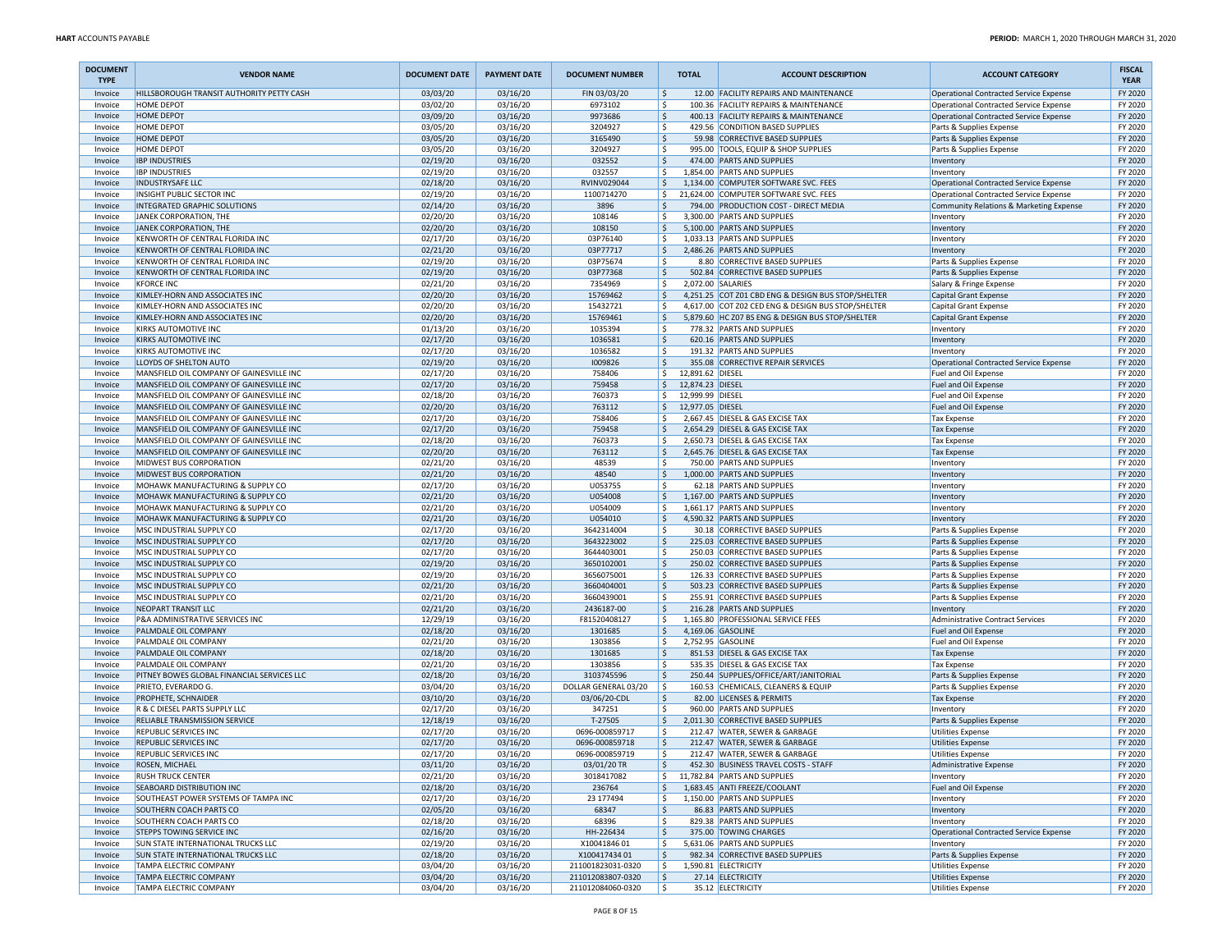| DOCUMENT TYPE | VENDOR NAME | DOCUMENT DATE | PAYMENT DATE | DOCUMENT NUMBER | TOTAL | ACCOUNT DESCRIPTION | ACCOUNT CATEGORY | FISCAL YEAR |
|---|---|---|---|---|---|---|---|---|
| Invoice | HILLSBOROUGH TRANSIT AUTHORITY PETTY CASH | 03/03/20 | 03/16/20 | FIN 03/03/20 | $ 12.00 | FACILITY REPAIRS AND MAINTENANCE | Operational Contracted Service Expense | FY 2020 |
| Invoice | HOME DEPOT | 03/02/20 | 03/16/20 | 6973102 | $ 100.36 | FACILITY REPAIRS & MAINTENANCE | Operational Contracted Service Expense | FY 2020 |
| Invoice | HOME DEPOT | 03/09/20 | 03/16/20 | 9973686 | $ 400.13 | FACILITY REPAIRS & MAINTENANCE | Operational Contracted Service Expense | FY 2020 |
| Invoice | HOME DEPOT | 03/05/20 | 03/16/20 | 3204927 | $ 429.56 | CONDITION BASED SUPPLIES | Parts & Supplies Expense | FY 2020 |
| Invoice | HOME DEPOT | 03/05/20 | 03/16/20 | 3165490 | $ 59.98 | CORRECTIVE BASED SUPPLIES | Parts & Supplies Expense | FY 2020 |
| Invoice | HOME DEPOT | 03/05/20 | 03/16/20 | 3204927 | $ 995.00 | TOOLS, EQUIP & SHOP SUPPLIES | Parts & Supplies Expense | FY 2020 |
| Invoice | IBP INDUSTRIES | 02/19/20 | 03/16/20 | 032552 | $ 474.00 | PARTS AND SUPPLIES | Inventory | FY 2020 |
| Invoice | IBP INDUSTRIES | 02/19/20 | 03/16/20 | 032557 | $ 1,854.00 | PARTS AND SUPPLIES | Inventory | FY 2020 |
| Invoice | INDUSTRYSAFE LLC | 02/18/20 | 03/16/20 | RVINV029044 | $ 1,134.00 | COMPUTER SOFTWARE SVC. FEES | Operational Contracted Service Expense | FY 2020 |
| Invoice | INSIGHT PUBLIC SECTOR INC | 02/19/20 | 03/16/20 | 1100714270 | $ 21,624.00 | COMPUTER SOFTWARE SVC. FEES | Operational Contracted Service Expense | FY 2020 |
| Invoice | INTEGRATED GRAPHIC SOLUTIONS | 02/14/20 | 03/16/20 | 3896 | $ 794.00 | PRODUCTION COST - DIRECT MEDIA | Community Relations & Marketing Expense | FY 2020 |
| Invoice | JANEK CORPORATION, THE | 02/20/20 | 03/16/20 | 108146 | $ 3,300.00 | PARTS AND SUPPLIES | Inventory | FY 2020 |
| Invoice | JANEK CORPORATION, THE | 02/20/20 | 03/16/20 | 108150 | $ 5,100.00 | PARTS AND SUPPLIES | Inventory | FY 2020 |
| Invoice | KENWORTH OF CENTRAL FLORIDA INC | 02/17/20 | 03/16/20 | 03P76140 | $ 1,033.13 | PARTS AND SUPPLIES | Inventory | FY 2020 |
| Invoice | KENWORTH OF CENTRAL FLORIDA INC | 02/21/20 | 03/16/20 | 03P77717 | $ 2,486.26 | PARTS AND SUPPLIES | Inventory | FY 2020 |
| Invoice | KENWORTH OF CENTRAL FLORIDA INC | 02/19/20 | 03/16/20 | 03P75674 | $ 8.80 | CORRECTIVE BASED SUPPLIES | Parts & Supplies Expense | FY 2020 |
| Invoice | KENWORTH OF CENTRAL FLORIDA INC | 02/19/20 | 03/16/20 | 03P77368 | $ 502.84 | CORRECTIVE BASED SUPPLIES | Parts & Supplies Expense | FY 2020 |
| Invoice | KFORCE INC | 02/21/20 | 03/16/20 | 7354969 | $ 2,072.00 | SALARIES | Salary & Fringe Expense | FY 2020 |
| Invoice | KIMLEY-HORN AND ASSOCIATES INC | 02/20/20 | 03/16/20 | 15769462 | $ 4,251.25 | COT Z01 CBD ENG & DESIGN BUS STOP/SHELTER | Capital Grant Expense | FY 2020 |
| Invoice | KIMLEY-HORN AND ASSOCIATES INC | 02/20/20 | 03/16/20 | 15432721 | $ 4,617.00 | COT Z02 CED ENG & DESIGN BUS STOP/SHELTER | Capital Grant Expense | FY 2020 |
| Invoice | KIMLEY-HORN AND ASSOCIATES INC | 02/20/20 | 03/16/20 | 15769461 | $ 5,879.60 | HC Z07 BS ENG & DESIGN BUS STOP/SHELTER | Capital Grant Expense | FY 2020 |
| Invoice | KIRKS AUTOMOTIVE INC | 01/13/20 | 03/16/20 | 1035394 | $ 778.32 | PARTS AND SUPPLIES | Inventory | FY 2020 |
| Invoice | KIRKS AUTOMOTIVE INC | 02/17/20 | 03/16/20 | 1036581 | $ 620.16 | PARTS AND SUPPLIES | Inventory | FY 2020 |
| Invoice | KIRKS AUTOMOTIVE INC | 02/17/20 | 03/16/20 | 1036582 | $ 191.32 | PARTS AND SUPPLIES | Inventory | FY 2020 |
| Invoice | LLOYDS OF SHELTON AUTO | 02/19/20 | 03/16/20 | I009826 | $ 355.08 | CORRECTIVE REPAIR SERVICES | Operational Contracted Service Expense | FY 2020 |
| Invoice | MANSFIELD OIL COMPANY OF GAINESVILLE INC | 02/17/20 | 03/16/20 | 758406 | $ 12,891.62 | DIESEL | Fuel and Oil Expense | FY 2020 |
| Invoice | MANSFIELD OIL COMPANY OF GAINESVILLE INC | 02/17/20 | 03/16/20 | 759458 | $ 12,874.23 | DIESEL | Fuel and Oil Expense | FY 2020 |
| Invoice | MANSFIELD OIL COMPANY OF GAINESVILLE INC | 02/18/20 | 03/16/20 | 760373 | $ 12,999.99 | DIESEL | Fuel and Oil Expense | FY 2020 |
| Invoice | MANSFIELD OIL COMPANY OF GAINESVILLE INC | 02/20/20 | 03/16/20 | 763112 | $ 12,977.05 | DIESEL | Fuel and Oil Expense | FY 2020 |
| Invoice | MANSFIELD OIL COMPANY OF GAINESVILLE INC | 02/17/20 | 03/16/20 | 758406 | $ 2,667.45 | DIESEL & GAS EXCISE TAX | Tax Expense | FY 2020 |
| Invoice | MANSFIELD OIL COMPANY OF GAINESVILLE INC | 02/17/20 | 03/16/20 | 759458 | $ 2,654.29 | DIESEL & GAS EXCISE TAX | Tax Expense | FY 2020 |
| Invoice | MANSFIELD OIL COMPANY OF GAINESVILLE INC | 02/18/20 | 03/16/20 | 760373 | $ 2,650.73 | DIESEL & GAS EXCISE TAX | Tax Expense | FY 2020 |
| Invoice | MANSFIELD OIL COMPANY OF GAINESVILLE INC | 02/20/20 | 03/16/20 | 763112 | $ 2,645.76 | DIESEL & GAS EXCISE TAX | Tax Expense | FY 2020 |
| Invoice | MIDWEST BUS CORPORATION | 02/21/20 | 03/16/20 | 48539 | $ 750.00 | PARTS AND SUPPLIES | Inventory | FY 2020 |
| Invoice | MIDWEST BUS CORPORATION | 02/21/20 | 03/16/20 | 48540 | $ 1,000.00 | PARTS AND SUPPLIES | Inventory | FY 2020 |
| Invoice | MOHAWK MANUFACTURING & SUPPLY CO | 02/17/20 | 03/16/20 | U053755 | $ 62.18 | PARTS AND SUPPLIES | Inventory | FY 2020 |
| Invoice | MOHAWK MANUFACTURING & SUPPLY CO | 02/21/20 | 03/16/20 | U054008 | $ 1,167.00 | PARTS AND SUPPLIES | Inventory | FY 2020 |
| Invoice | MOHAWK MANUFACTURING & SUPPLY CO | 02/21/20 | 03/16/20 | U054009 | $ 1,661.17 | PARTS AND SUPPLIES | Inventory | FY 2020 |
| Invoice | MOHAWK MANUFACTURING & SUPPLY CO | 02/21/20 | 03/16/20 | U054010 | $ 4,590.32 | PARTS AND SUPPLIES | Inventory | FY 2020 |
| Invoice | MSC INDUSTRIAL SUPPLY CO | 02/17/20 | 03/16/20 | 3642314004 | $ 30.18 | CORRECTIVE BASED SUPPLIES | Parts & Supplies Expense | FY 2020 |
| Invoice | MSC INDUSTRIAL SUPPLY CO | 02/17/20 | 03/16/20 | 3643223002 | $ 225.03 | CORRECTIVE BASED SUPPLIES | Parts & Supplies Expense | FY 2020 |
| Invoice | MSC INDUSTRIAL SUPPLY CO | 02/17/20 | 03/16/20 | 3644403001 | $ 250.03 | CORRECTIVE BASED SUPPLIES | Parts & Supplies Expense | FY 2020 |
| Invoice | MSC INDUSTRIAL SUPPLY CO | 02/19/20 | 03/16/20 | 3650102001 | $ 250.02 | CORRECTIVE BASED SUPPLIES | Parts & Supplies Expense | FY 2020 |
| Invoice | MSC INDUSTRIAL SUPPLY CO | 02/19/20 | 03/16/20 | 3656075001 | $ 126.33 | CORRECTIVE BASED SUPPLIES | Parts & Supplies Expense | FY 2020 |
| Invoice | MSC INDUSTRIAL SUPPLY CO | 02/21/20 | 03/16/20 | 3660404001 | $ 503.23 | CORRECTIVE BASED SUPPLIES | Parts & Supplies Expense | FY 2020 |
| Invoice | MSC INDUSTRIAL SUPPLY CO | 02/21/20 | 03/16/20 | 3660439001 | $ 255.91 | CORRECTIVE BASED SUPPLIES | Parts & Supplies Expense | FY 2020 |
| Invoice | NEOPART TRANSIT LLC | 02/21/20 | 03/16/20 | 2436187-00 | $ 216.28 | PARTS AND SUPPLIES | Inventory | FY 2020 |
| Invoice | P&A ADMINISTRATIVE SERVICES INC | 12/29/19 | 03/16/20 | F81520408127 | $ 1,165.80 | PROFESSIONAL SERVICE FEES | Administrative Contract Services | FY 2020 |
| Invoice | PALMDALE OIL COMPANY | 02/18/20 | 03/16/20 | 1301685 | $ 4,169.06 | GASOLINE | Fuel and Oil Expense | FY 2020 |
| Invoice | PALMDALE OIL COMPANY | 02/21/20 | 03/16/20 | 1303856 | $ 2,752.95 | GASOLINE | Fuel and Oil Expense | FY 2020 |
| Invoice | PALMDALE OIL COMPANY | 02/18/20 | 03/16/20 | 1301685 | $ 851.53 | DIESEL & GAS EXCISE TAX | Tax Expense | FY 2020 |
| Invoice | PALMDALE OIL COMPANY | 02/21/20 | 03/16/20 | 1303856 | $ 535.35 | DIESEL & GAS EXCISE TAX | Tax Expense | FY 2020 |
| Invoice | PITNEY BOWES GLOBAL FINANCIAL SERVICES LLC | 02/18/20 | 03/16/20 | 3103745596 | $ 250.44 | SUPPLIES/OFFICE/ART/JANITORIAL | Parts & Supplies Expense | FY 2020 |
| Invoice | PRIETO, EVERARDO G. | 03/04/20 | 03/16/20 | DOLLAR GENERAL 03/20 | $ 160.53 | CHEMICALS, CLEANERS & EQUIP | Parts & Supplies Expense | FY 2020 |
| Invoice | PROPHETE, SCHNAIDER | 03/10/20 | 03/16/20 | 03/06/20-CDL | $ 82.00 | LICENSES & PERMITS | Tax Expense | FY 2020 |
| Invoice | R & C DIESEL PARTS SUPPLY LLC | 02/17/20 | 03/16/20 | 347251 | $ 960.00 | PARTS AND SUPPLIES | Inventory | FY 2020 |
| Invoice | RELIABLE TRANSMISSION SERVICE | 12/18/19 | 03/16/20 | T-27505 | $ 2,011.30 | CORRECTIVE BASED SUPPLIES | Parts & Supplies Expense | FY 2020 |
| Invoice | REPUBLIC SERVICES INC | 02/17/20 | 03/16/20 | 0696-000859717 | $ 212.47 | WATER, SEWER & GARBAGE | Utilities Expense | FY 2020 |
| Invoice | REPUBLIC SERVICES INC | 02/17/20 | 03/16/20 | 0696-000859718 | $ 212.47 | WATER, SEWER & GARBAGE | Utilities Expense | FY 2020 |
| Invoice | REPUBLIC SERVICES INC | 02/17/20 | 03/16/20 | 0696-000859719 | $ 212.47 | WATER, SEWER & GARBAGE | Utilities Expense | FY 2020 |
| Invoice | ROSEN, MICHAEL | 03/11/20 | 03/16/20 | 03/01/20 TR | $ 452.30 | BUSINESS TRAVEL COSTS - STAFF | Administrative Expense | FY 2020 |
| Invoice | RUSH TRUCK CENTER | 02/21/20 | 03/16/20 | 3018417082 | $ 11,782.84 | PARTS AND SUPPLIES | Inventory | FY 2020 |
| Invoice | SEABOARD DISTRIBUTION INC | 02/18/20 | 03/16/20 | 236764 | $ 1,683.45 | ANTI FREEZE/COOLANT | Fuel and Oil Expense | FY 2020 |
| Invoice | SOUTHEAST POWER SYSTEMS OF TAMPA INC | 02/17/20 | 03/16/20 | 23 177494 | $ 1,150.00 | PARTS AND SUPPLIES | Inventory | FY 2020 |
| Invoice | SOUTHERN COACH PARTS CO | 02/05/20 | 03/16/20 | 68347 | $ 86.83 | PARTS AND SUPPLIES | Inventory | FY 2020 |
| Invoice | SOUTHERN COACH PARTS CO | 02/18/20 | 03/16/20 | 68396 | $ 829.38 | PARTS AND SUPPLIES | Inventory | FY 2020 |
| Invoice | STEPPS TOWING SERVICE INC | 02/16/20 | 03/16/20 | HH-226434 | $ 375.00 | TOWING CHARGES | Operational Contracted Service Expense | FY 2020 |
| Invoice | SUN STATE INTERNATIONAL TRUCKS LLC | 02/19/20 | 03/16/20 | X10041846 01 | $ 5,631.06 | PARTS AND SUPPLIES | Inventory | FY 2020 |
| Invoice | SUN STATE INTERNATIONAL TRUCKS LLC | 02/18/20 | 03/16/20 | X10041743401 | $ 982.34 | CORRECTIVE BASED SUPPLIES | Parts & Supplies Expense | FY 2020 |
| Invoice | TAMPA ELECTRIC COMPANY | 03/04/20 | 03/16/20 | 211001823031-0320 | $ 1,590.81 | ELECTRICITY | Utilities Expense | FY 2020 |
| Invoice | TAMPA ELECTRIC COMPANY | 03/04/20 | 03/16/20 | 211012083807-0320 | $ 27.14 | ELECTRICITY | Utilities Expense | FY 2020 |
| Invoice | TAMPA ELECTRIC COMPANY | 03/04/20 | 03/16/20 | 211012084060-0320 | $ 35.12 | ELECTRICITY | Utilities Expense | FY 2020 |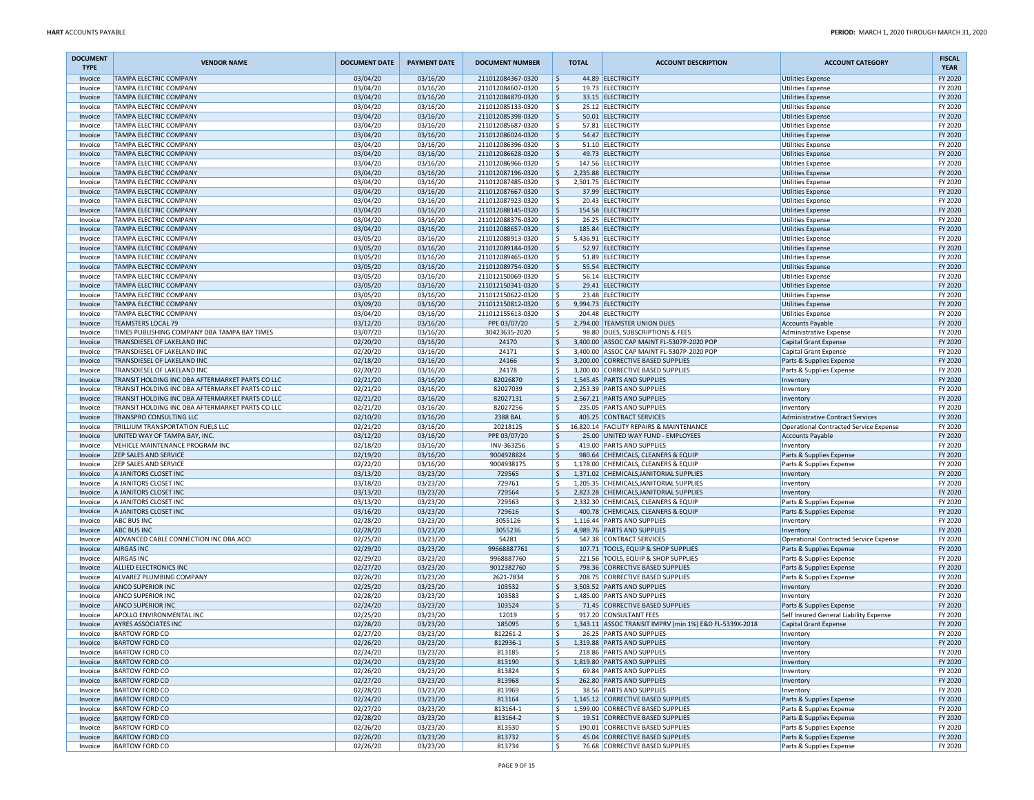| DOCUMENT TYPE | VENDOR NAME | DOCUMENT DATE | PAYMENT DATE | DOCUMENT NUMBER | TOTAL | ACCOUNT DESCRIPTION | ACCOUNT CATEGORY | FISCAL YEAR |
|---|---|---|---|---|---|---|---|---|
| Invoice | TAMPA ELECTRIC COMPANY | 03/04/20 | 03/16/20 | 211012084367-0320 | $ 44.89 | ELECTRICITY | Utilities Expense | FY 2020 |
| Invoice | TAMPA ELECTRIC COMPANY | 03/04/20 | 03/16/20 | 211012084607-0320 | $ 19.73 | ELECTRICITY | Utilities Expense | FY 2020 |
| Invoice | TAMPA ELECTRIC COMPANY | 03/04/20 | 03/16/20 | 211012084870-0320 | $ 33.15 | ELECTRICITY | Utilities Expense | FY 2020 |
| Invoice | TAMPA ELECTRIC COMPANY | 03/04/20 | 03/16/20 | 211012085133-0320 | $ 25.12 | ELECTRICITY | Utilities Expense | FY 2020 |
| Invoice | TAMPA ELECTRIC COMPANY | 03/04/20 | 03/16/20 | 211012085398-0320 | $ 50.01 | ELECTRICITY | Utilities Expense | FY 2020 |
| Invoice | TAMPA ELECTRIC COMPANY | 03/04/20 | 03/16/20 | 211012085687-0320 | $ 57.81 | ELECTRICITY | Utilities Expense | FY 2020 |
| Invoice | TAMPA ELECTRIC COMPANY | 03/04/20 | 03/16/20 | 211012086024-0320 | $ 54.47 | ELECTRICITY | Utilities Expense | FY 2020 |
| Invoice | TAMPA ELECTRIC COMPANY | 03/04/20 | 03/16/20 | 211012086396-0320 | $ 51.10 | ELECTRICITY | Utilities Expense | FY 2020 |
| Invoice | TAMPA ELECTRIC COMPANY | 03/04/20 | 03/16/20 | 211012086628-0320 | $ 49.73 | ELECTRICITY | Utilities Expense | FY 2020 |
| Invoice | TAMPA ELECTRIC COMPANY | 03/04/20 | 03/16/20 | 211012086966-0320 | $ 147.56 | ELECTRICITY | Utilities Expense | FY 2020 |
| Invoice | TAMPA ELECTRIC COMPANY | 03/04/20 | 03/16/20 | 211012087196-0320 | $ 2,235.88 | ELECTRICITY | Utilities Expense | FY 2020 |
| Invoice | TAMPA ELECTRIC COMPANY | 03/04/20 | 03/16/20 | 211012087485-0320 | $ 2,501.75 | ELECTRICITY | Utilities Expense | FY 2020 |
| Invoice | TAMPA ELECTRIC COMPANY | 03/04/20 | 03/16/20 | 211012087667-0320 | $ 37.99 | ELECTRICITY | Utilities Expense | FY 2020 |
| Invoice | TAMPA ELECTRIC COMPANY | 03/04/20 | 03/16/20 | 211012087923-0320 | $ 20.43 | ELECTRICITY | Utilities Expense | FY 2020 |
| Invoice | TAMPA ELECTRIC COMPANY | 03/04/20 | 03/16/20 | 211012088145-0320 | $ 154.58 | ELECTRICITY | Utilities Expense | FY 2020 |
| Invoice | TAMPA ELECTRIC COMPANY | 03/04/20 | 03/16/20 | 211012088376-0320 | $ 26.25 | ELECTRICITY | Utilities Expense | FY 2020 |
| Invoice | TAMPA ELECTRIC COMPANY | 03/04/20 | 03/16/20 | 211012088657-0320 | $ 185.84 | ELECTRICITY | Utilities Expense | FY 2020 |
| Invoice | TAMPA ELECTRIC COMPANY | 03/05/20 | 03/16/20 | 211012088913-0320 | $ 5,436.91 | ELECTRICITY | Utilities Expense | FY 2020 |
| Invoice | TAMPA ELECTRIC COMPANY | 03/05/20 | 03/16/20 | 211012089184-0320 | $ 52.97 | ELECTRICITY | Utilities Expense | FY 2020 |
| Invoice | TAMPA ELECTRIC COMPANY | 03/05/20 | 03/16/20 | 211012089465-0320 | $ 51.89 | ELECTRICITY | Utilities Expense | FY 2020 |
| Invoice | TAMPA ELECTRIC COMPANY | 03/05/20 | 03/16/20 | 211012089754-0320 | $ 55.54 | ELECTRICITY | Utilities Expense | FY 2020 |
| Invoice | TAMPA ELECTRIC COMPANY | 03/05/20 | 03/16/20 | 211012150069-0320 | $ 56.14 | ELECTRICITY | Utilities Expense | FY 2020 |
| Invoice | TAMPA ELECTRIC COMPANY | 03/05/20 | 03/16/20 | 211012150341-0320 | $ 29.41 | ELECTRICITY | Utilities Expense | FY 2020 |
| Invoice | TAMPA ELECTRIC COMPANY | 03/05/20 | 03/16/20 | 211012150622-0320 | $ 23.48 | ELECTRICITY | Utilities Expense | FY 2020 |
| Invoice | TAMPA ELECTRIC COMPANY | 03/09/20 | 03/16/20 | 211012150812-0320 | $ 9,994.73 | ELECTRICITY | Utilities Expense | FY 2020 |
| Invoice | TAMPA ELECTRIC COMPANY | 03/04/20 | 03/16/20 | 211012155613-0320 | $ 204.48 | ELECTRICITY | Utilities Expense | FY 2020 |
| Invoice | TEAMSTERS LOCAL 79 | 03/12/20 | 03/16/20 | PPE 03/07/20 | $ 2,794.00 | TEAMSTER UNION DUES | Accounts Payable | FY 2020 |
| Invoice | TIMES PUBLISHING COMPANY DBA TAMPA BAY TIMES | 03/07/20 | 03/16/20 | 30423635-2020 | $ 98.80 | DUES, SUBSCRIPTIONS & FEES | Administrative Expense | FY 2020 |
| Invoice | TRANSDIESEL OF LAKELAND INC | 02/20/20 | 03/16/20 | 24170 | $ 3,400.00 | ASSOC CAP MAINT FL-5307P-2020 POP | Capital Grant Expense | FY 2020 |
| Invoice | TRANSDIESEL OF LAKELAND INC | 02/20/20 | 03/16/20 | 24171 | $ 3,400.00 | ASSOC CAP MAINT FL-5307P-2020 POP | Capital Grant Expense | FY 2020 |
| Invoice | TRANSDIESEL OF LAKELAND INC | 02/18/20 | 03/16/20 | 24166 | $ 3,200.00 | CORRECTIVE BASED SUPPLIES | Parts & Supplies Expense | FY 2020 |
| Invoice | TRANSDIESEL OF LAKELAND INC | 02/20/20 | 03/16/20 | 24178 | $ 3,200.00 | CORRECTIVE BASED SUPPLIES | Parts & Supplies Expense | FY 2020 |
| Invoice | TRANSIT HOLDING INC DBA AFTERMARKET PARTS CO LLC | 02/21/20 | 03/16/20 | 82026870 | $ 1,545.45 | PARTS AND SUPPLIES | Inventory | FY 2020 |
| Invoice | TRANSIT HOLDING INC DBA AFTERMARKET PARTS CO LLC | 02/21/20 | 03/16/20 | 82027039 | $ 2,253.39 | PARTS AND SUPPLIES | Inventory | FY 2020 |
| Invoice | TRANSIT HOLDING INC DBA AFTERMARKET PARTS CO LLC | 02/21/20 | 03/16/20 | 82027131 | $ 2,567.21 | PARTS AND SUPPLIES | Inventory | FY 2020 |
| Invoice | TRANSIT HOLDING INC DBA AFTERMARKET PARTS CO LLC | 02/21/20 | 03/16/20 | 82027256 | $ 235.05 | PARTS AND SUPPLIES | Inventory | FY 2020 |
| Invoice | TRANSPRO CONSULTING LLC | 02/10/20 | 03/16/20 | 2388 BAL | $ 405.25 | CONTRACT SERVICES | Administrative Contract Services | FY 2020 |
| Invoice | TRILLIUM TRANSPORTATION FUELS LLC | 02/21/20 | 03/16/20 | 20218125 | $ 16,820.14 | FACILITY REPAIRS & MAINTENANCE | Operational Contracted Service Expense | FY 2020 |
| Invoice | UNITED WAY OF TAMPA BAY, INC. | 03/12/20 | 03/16/20 | PPE 03/07/20 | $ 25.00 | UNITED WAY FUND - EMPLOYEES | Accounts Payable | FY 2020 |
| Invoice | VEHICLE MAINTENANCE PROGRAM INC | 02/18/20 | 03/16/20 | INV-363256 | $ 419.00 | PARTS AND SUPPLIES | Inventory | FY 2020 |
| Invoice | ZEP SALES AND SERVICE | 02/19/20 | 03/16/20 | 9004928824 | $ 980.64 | CHEMICALS, CLEANERS & EQUIP | Parts & Supplies Expense | FY 2020 |
| Invoice | ZEP SALES AND SERVICE | 02/22/20 | 03/16/20 | 9004938175 | $ 1,178.00 | CHEMICALS, CLEANERS & EQUIP | Parts & Supplies Expense | FY 2020 |
| Invoice | A JANITORS CLOSET INC | 03/13/20 | 03/23/20 | 729565 | $ 1,371.02 | CHEMICALS,JANITORIAL SUPPLIES | Inventory | FY 2020 |
| Invoice | A JANITORS CLOSET INC | 03/18/20 | 03/23/20 | 729761 | $ 1,205.35 | CHEMICALS,JANITORIAL SUPPLIES | Inventory | FY 2020 |
| Invoice | A JANITORS CLOSET INC | 03/13/20 | 03/23/20 | 729564 | $ 2,823.28 | CHEMICALS,JANITORIAL SUPPLIES | Inventory | FY 2020 |
| Invoice | A JANITORS CLOSET INC | 03/13/20 | 03/23/20 | 729563 | $ 2,332.30 | CHEMICALS, CLEANERS & EQUIP | Parts & Supplies Expense | FY 2020 |
| Invoice | A JANITORS CLOSET INC | 03/16/20 | 03/23/20 | 729616 | $ 400.78 | CHEMICALS, CLEANERS & EQUIP | Parts & Supplies Expense | FY 2020 |
| Invoice | ABC BUS INC | 02/28/20 | 03/23/20 | 3055126 | $ 1,116.44 | PARTS AND SUPPLIES | Inventory | FY 2020 |
| Invoice | ABC BUS INC | 02/28/20 | 03/23/20 | 3055236 | $ 4,989.76 | PARTS AND SUPPLIES | Inventory | FY 2020 |
| Invoice | ADVANCED CABLE CONNECTION INC DBA ACCI | 02/25/20 | 03/23/20 | 54281 | $ 547.38 | CONTRACT SERVICES | Operational Contracted Service Expense | FY 2020 |
| Invoice | AIRGAS INC | 02/29/20 | 03/23/20 | 99668887761 | $ 107.71 | TOOLS, EQUIP & SHOP SUPPLIES | Parts & Supplies Expense | FY 2020 |
| Invoice | AIRGAS INC | 02/29/20 | 03/23/20 | 9968887760 | $ 221.56 | TOOLS, EQUIP & SHOP SUPPLIES | Parts & Supplies Expense | FY 2020 |
| Invoice | ALLIED ELECTRONICS INC | 02/27/20 | 03/23/20 | 9012382760 | $ 798.36 | CORRECTIVE BASED SUPPLIES | Parts & Supplies Expense | FY 2020 |
| Invoice | ALVAREZ PLUMBING COMPANY | 02/26/20 | 03/23/20 | 2621-7834 | $ 208.75 | CORRECTIVE BASED SUPPLIES | Parts & Supplies Expense | FY 2020 |
| Invoice | ANCO SUPERIOR INC | 02/25/20 | 03/23/20 | 103532 | $ 3,503.52 | PARTS AND SUPPLIES | Inventory | FY 2020 |
| Invoice | ANCO SUPERIOR INC | 02/28/20 | 03/23/20 | 103583 | $ 1,485.00 | PARTS AND SUPPLIES | Inventory | FY 2020 |
| Invoice | ANCO SUPERIOR INC | 02/24/20 | 03/23/20 | 103524 | $ 71.45 | CORRECTIVE BASED SUPPLIES | Parts & Supplies Expense | FY 2020 |
| Invoice | APOLLO ENVIRONMENTAL INC | 02/25/20 | 03/23/20 | 12019 | $ 917.20 | CONSULTANT FEES | Self Insured General Liability Expense | FY 2020 |
| Invoice | AYRES ASSOCIATES INC | 02/28/20 | 03/23/20 | 185095 | $ 1,343.11 | ASSOC TRANSIT IMPRV (min 1%) E&D FL-5339X-2018 | Capital Grant Expense | FY 2020 |
| Invoice | BARTOW FORD CO | 02/27/20 | 03/23/20 | 812261-2 | $ 26.25 | PARTS AND SUPPLIES | Inventory | FY 2020 |
| Invoice | BARTOW FORD CO | 02/26/20 | 03/23/20 | 812936-1 | $ 1,319.88 | PARTS AND SUPPLIES | Inventory | FY 2020 |
| Invoice | BARTOW FORD CO | 02/24/20 | 03/23/20 | 813185 | $ 218.86 | PARTS AND SUPPLIES | Inventory | FY 2020 |
| Invoice | BARTOW FORD CO | 02/24/20 | 03/23/20 | 813190 | $ 1,819.80 | PARTS AND SUPPLIES | Inventory | FY 2020 |
| Invoice | BARTOW FORD CO | 02/26/20 | 03/23/20 | 813824 | $ 69.84 | PARTS AND SUPPLIES | Inventory | FY 2020 |
| Invoice | BARTOW FORD CO | 02/27/20 | 03/23/20 | 813968 | $ 262.80 | PARTS AND SUPPLIES | Inventory | FY 2020 |
| Invoice | BARTOW FORD CO | 02/28/20 | 03/23/20 | 813969 | $ 38.56 | PARTS AND SUPPLIES | Inventory | FY 2020 |
| Invoice | BARTOW FORD CO | 02/24/20 | 03/23/20 | 813164 | $ 1,145.12 | CORRECTIVE BASED SUPPLIES | Parts & Supplies Expense | FY 2020 |
| Invoice | BARTOW FORD CO | 02/27/20 | 03/23/20 | 813164-1 | $ 1,599.00 | CORRECTIVE BASED SUPPLIES | Parts & Supplies Expense | FY 2020 |
| Invoice | BARTOW FORD CO | 02/28/20 | 03/23/20 | 813164-2 | $ 19.51 | CORRECTIVE BASED SUPPLIES | Parts & Supplies Expense | FY 2020 |
| Invoice | BARTOW FORD CO | 02/26/20 | 03/23/20 | 813530 | $ 190.01 | CORRECTIVE BASED SUPPLIES | Parts & Supplies Expense | FY 2020 |
| Invoice | BARTOW FORD CO | 02/26/20 | 03/23/20 | 813732 | $ 45.04 | CORRECTIVE BASED SUPPLIES | Parts & Supplies Expense | FY 2020 |
| Invoice | BARTOW FORD CO | 02/26/20 | 03/23/20 | 813734 | $ 76.68 | CORRECTIVE BASED SUPPLIES | Parts & Supplies Expense | FY 2020 |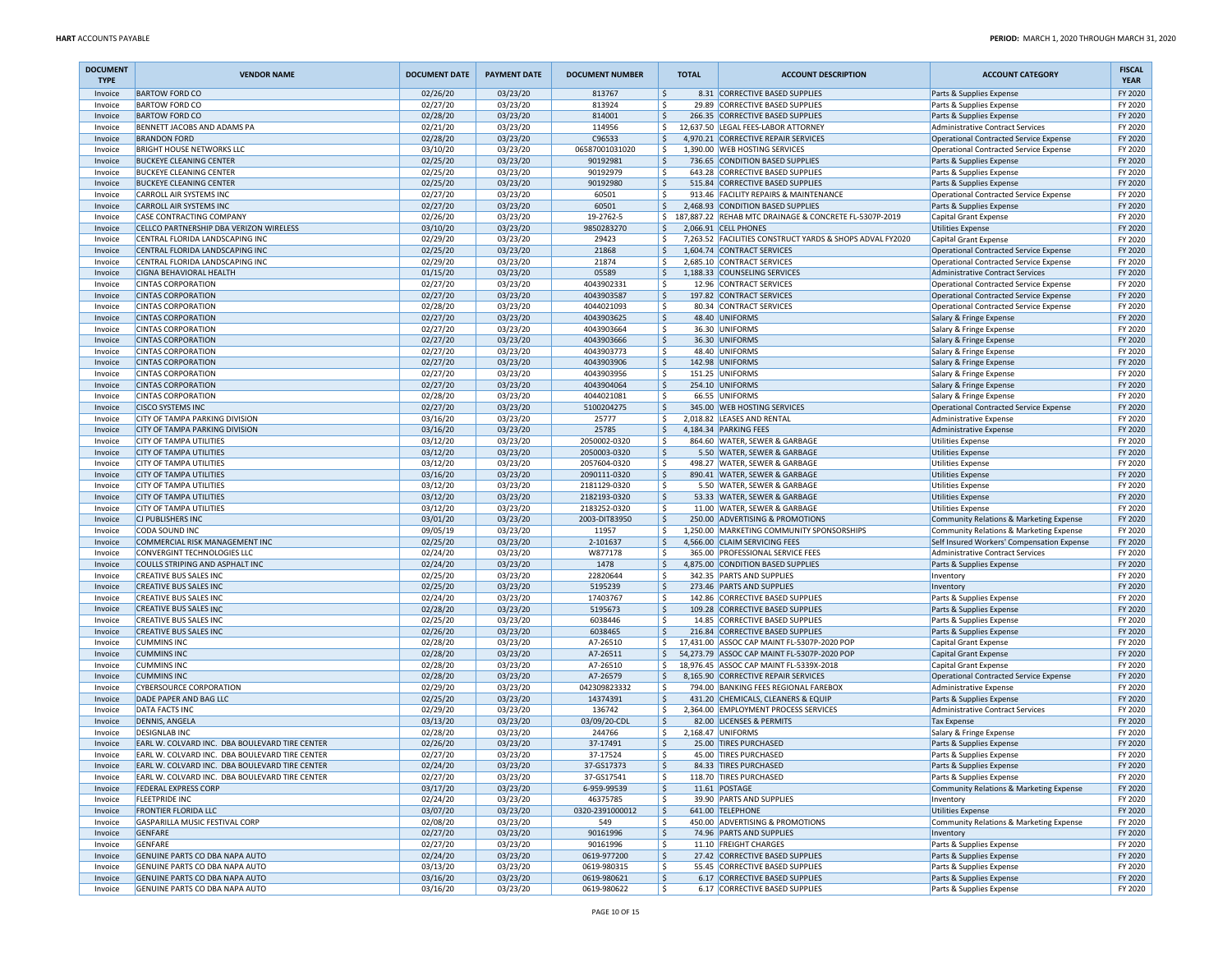| DOCUMENT TYPE | VENDOR NAME | DOCUMENT DATE | PAYMENT DATE | DOCUMENT NUMBER | TOTAL | ACCOUNT DESCRIPTION | ACCOUNT CATEGORY | FISCAL YEAR |
|---|---|---|---|---|---|---|---|---|
| Invoice | BARTOW FORD CO | 02/26/20 | 03/23/20 | 813767 | $ 8.31 | CORRECTIVE BASED SUPPLIES | Parts & Supplies Expense | FY 2020 |
| Invoice | BARTOW FORD CO | 02/27/20 | 03/23/20 | 813924 | $ 29.89 | CORRECTIVE BASED SUPPLIES | Parts & Supplies Expense | FY 2020 |
| Invoice | BARTOW FORD CO | 02/28/20 | 03/23/20 | 814001 | $ 266.35 | CORRECTIVE BASED SUPPLIES | Parts & Supplies Expense | FY 2020 |
| Invoice | BENNETT JACOBS AND ADAMS PA | 02/21/20 | 03/23/20 | 114956 | $ 12,637.50 | LEGAL FEES-LABOR ATTORNEY | Administrative Contract Services | FY 2020 |
| Invoice | BRANDON FORD | 02/28/20 | 03/23/20 | C96533 | $ 4,970.21 | CORRECTIVE REPAIR SERVICES | Operational Contracted Service Expense | FY 2020 |
| Invoice | BRIGHT HOUSE NETWORKS LLC | 03/10/20 | 03/23/20 | 06587001031020 | $ 1,390.00 | WEB HOSTING SERVICES | Operational Contracted Service Expense | FY 2020 |
| Invoice | BUCKEYE CLEANING CENTER | 02/25/20 | 03/23/20 | 90192981 | $ 736.65 | CONDITION BASED SUPPLIES | Parts & Supplies Expense | FY 2020 |
| Invoice | BUCKEYE CLEANING CENTER | 02/25/20 | 03/23/20 | 90192979 | $ 643.28 | CORRECTIVE BASED SUPPLIES | Parts & Supplies Expense | FY 2020 |
| Invoice | BUCKEYE CLEANING CENTER | 02/25/20 | 03/23/20 | 90192980 | $ 515.84 | CORRECTIVE BASED SUPPLIES | Parts & Supplies Expense | FY 2020 |
| Invoice | CARROLL AIR SYSTEMS INC | 02/27/20 | 03/23/20 | 60501 | $ 913.46 | FACILITY REPAIRS & MAINTENANCE | Operational Contracted Service Expense | FY 2020 |
| Invoice | CARROLL AIR SYSTEMS INC | 02/27/20 | 03/23/20 | 60501 | $ 2,468.93 | CONDITION BASED SUPPLIES | Parts & Supplies Expense | FY 2020 |
| Invoice | CASE CONTRACTING COMPANY | 02/26/20 | 03/23/20 | 19-2762-5 | $ 187,887.22 | REHAB MTC DRAINAGE & CONCRETE FL-5307P-2019 | Capital Grant Expense | FY 2020 |
| Invoice | CELLCO PARTNERSHIP DBA VERIZON WIRELESS | 03/10/20 | 03/23/20 | 9850283270 | $ 2,066.91 | CELL PHONES | Utilities Expense | FY 2020 |
| Invoice | CENTRAL FLORIDA LANDSCAPING INC | 02/29/20 | 03/23/20 | 29423 | $ 7,263.52 | FACILITIES CONSTRUCT YARDS & SHOPS ADVAL FY2020 | Capital Grant Expense | FY 2020 |
| Invoice | CENTRAL FLORIDA LANDSCAPING INC | 02/25/20 | 03/23/20 | 21868 | $ 1,604.74 | CONTRACT SERVICES | Operational Contracted Service Expense | FY 2020 |
| Invoice | CENTRAL FLORIDA LANDSCAPING INC | 02/29/20 | 03/23/20 | 21874 | $ 2,685.10 | CONTRACT SERVICES | Operational Contracted Service Expense | FY 2020 |
| Invoice | CIGNA BEHAVIORAL HEALTH | 01/15/20 | 03/23/20 | 05589 | $ 1,188.33 | COUNSELING SERVICES | Administrative Contract Services | FY 2020 |
| Invoice | CINTAS CORPORATION | 02/27/20 | 03/23/20 | 4043902331 | $ 12.96 | CONTRACT SERVICES | Operational Contracted Service Expense | FY 2020 |
| Invoice | CINTAS CORPORATION | 02/27/20 | 03/23/20 | 4043903587 | $ 197.82 | CONTRACT SERVICES | Operational Contracted Service Expense | FY 2020 |
| Invoice | CINTAS CORPORATION | 02/28/20 | 03/23/20 | 4044021093 | $ 80.34 | CONTRACT SERVICES | Operational Contracted Service Expense | FY 2020 |
| Invoice | CINTAS CORPORATION | 02/27/20 | 03/23/20 | 4043903625 | $ 48.40 | UNIFORMS | Salary & Fringe Expense | FY 2020 |
| Invoice | CINTAS CORPORATION | 02/27/20 | 03/23/20 | 4043903664 | $ 36.30 | UNIFORMS | Salary & Fringe Expense | FY 2020 |
| Invoice | CINTAS CORPORATION | 02/27/20 | 03/23/20 | 4043903666 | $ 36.30 | UNIFORMS | Salary & Fringe Expense | FY 2020 |
| Invoice | CINTAS CORPORATION | 02/27/20 | 03/23/20 | 4043903773 | $ 48.40 | UNIFORMS | Salary & Fringe Expense | FY 2020 |
| Invoice | CINTAS CORPORATION | 02/27/20 | 03/23/20 | 4043903906 | $ 142.98 | UNIFORMS | Salary & Fringe Expense | FY 2020 |
| Invoice | CINTAS CORPORATION | 02/27/20 | 03/23/20 | 4043903956 | $ 151.25 | UNIFORMS | Salary & Fringe Expense | FY 2020 |
| Invoice | CINTAS CORPORATION | 02/27/20 | 03/23/20 | 4043904064 | $ 254.10 | UNIFORMS | Salary & Fringe Expense | FY 2020 |
| Invoice | CINTAS CORPORATION | 02/28/20 | 03/23/20 | 4044021081 | $ 66.55 | UNIFORMS | Salary & Fringe Expense | FY 2020 |
| Invoice | CISCO SYSTEMS INC | 02/27/20 | 03/23/20 | 5100204275 | $ 345.00 | WEB HOSTING SERVICES | Operational Contracted Service Expense | FY 2020 |
| Invoice | CITY OF TAMPA PARKING DIVISION | 03/16/20 | 03/23/20 | 25777 | $ 2,018.82 | LEASES AND RENTAL | Administrative Expense | FY 2020 |
| Invoice | CITY OF TAMPA PARKING DIVISION | 03/16/20 | 03/23/20 | 25785 | $ 4,184.34 | PARKING FEES | Administrative Expense | FY 2020 |
| Invoice | CITY OF TAMPA UTILITIES | 03/12/20 | 03/23/20 | 2050002-0320 | $ 864.60 | WATER, SEWER & GARBAGE | Utilities Expense | FY 2020 |
| Invoice | CITY OF TAMPA UTILITIES | 03/12/20 | 03/23/20 | 2050003-0320 | $ 5.50 | WATER, SEWER & GARBAGE | Utilities Expense | FY 2020 |
| Invoice | CITY OF TAMPA UTILITIES | 03/12/20 | 03/23/20 | 2057604-0320 | $ 498.27 | WATER, SEWER & GARBAGE | Utilities Expense | FY 2020 |
| Invoice | CITY OF TAMPA UTILITIES | 03/16/20 | 03/23/20 | 2090111-0320 | $ 890.41 | WATER, SEWER & GARBAGE | Utilities Expense | FY 2020 |
| Invoice | CITY OF TAMPA UTILITIES | 03/12/20 | 03/23/20 | 2181129-0320 | $ 5.50 | WATER, SEWER & GARBAGE | Utilities Expense | FY 2020 |
| Invoice | CITY OF TAMPA UTILITIES | 03/12/20 | 03/23/20 | 2182193-0320 | $ 53.33 | WATER, SEWER & GARBAGE | Utilities Expense | FY 2020 |
| Invoice | CITY OF TAMPA UTILITIES | 03/12/20 | 03/23/20 | 2183252-0320 | $ 11.00 | WATER, SEWER & GARBAGE | Utilities Expense | FY 2020 |
| Invoice | CJ PUBLISHERS INC | 03/01/20 | 03/23/20 | 2003-DIT83950 | $ 250.00 | ADVERTISING & PROMOTIONS | Community Relations & Marketing Expense | FY 2020 |
| Invoice | CODA SOUND INC | 09/05/19 | 03/23/20 | 11957 | $ 1,250.00 | MARKETING COMMUNITY SPONSORSHIPS | Community Relations & Marketing Expense | FY 2020 |
| Invoice | COMMERCIAL RISK MANAGEMENT INC | 02/25/20 | 03/23/20 | 2-101637 | $ 4,566.00 | CLAIM SERVICING FEES | Self Insured Workers' Compensation Expense | FY 2020 |
| Invoice | CONVERGINT TECHNOLOGIES LLC | 02/24/20 | 03/23/20 | W877178 | $ 365.00 | PROFESSIONAL SERVICE FEES | Administrative Contract Services | FY 2020 |
| Invoice | COULLS STRIPING AND ASPHALT INC | 02/24/20 | 03/23/20 | 1478 | $ 4,875.00 | CONDITION BASED SUPPLIES | Parts & Supplies Expense | FY 2020 |
| Invoice | CREATIVE BUS SALES INC | 02/25/20 | 03/23/20 | 22820644 | $ 342.35 | PARTS AND SUPPLIES | Inventory | FY 2020 |
| Invoice | CREATIVE BUS SALES INC | 02/25/20 | 03/23/20 | 5195239 | $ 273.46 | PARTS AND SUPPLIES | Inventory | FY 2020 |
| Invoice | CREATIVE BUS SALES INC | 02/24/20 | 03/23/20 | 17403767 | $ 142.86 | CORRECTIVE BASED SUPPLIES | Parts & Supplies Expense | FY 2020 |
| Invoice | CREATIVE BUS SALES INC | 02/28/20 | 03/23/20 | 5195673 | $ 109.28 | CORRECTIVE BASED SUPPLIES | Parts & Supplies Expense | FY 2020 |
| Invoice | CREATIVE BUS SALES INC | 02/25/20 | 03/23/20 | 6038446 | $ 14.85 | CORRECTIVE BASED SUPPLIES | Parts & Supplies Expense | FY 2020 |
| Invoice | CREATIVE BUS SALES INC | 02/26/20 | 03/23/20 | 6038465 | $ 216.84 | CORRECTIVE BASED SUPPLIES | Parts & Supplies Expense | FY 2020 |
| Invoice | CUMMINS INC | 02/28/20 | 03/23/20 | A7-26510 | $ 17,431.00 | ASSOC CAP MAINT FL-5307P-2020 POP | Capital Grant Expense | FY 2020 |
| Invoice | CUMMINS INC | 02/28/20 | 03/23/20 | A7-26511 | $ 54,273.79 | ASSOC CAP MAINT FL-5307P-2020 POP | Capital Grant Expense | FY 2020 |
| Invoice | CUMMINS INC | 02/28/20 | 03/23/20 | A7-26510 | $ 18,976.45 | ASSOC CAP MAINT FL-5339X-2018 | Capital Grant Expense | FY 2020 |
| Invoice | CUMMINS INC | 02/28/20 | 03/23/20 | A7-26579 | $ 8,165.90 | CORRECTIVE REPAIR SERVICES | Operational Contracted Service Expense | FY 2020 |
| Invoice | CYBERSOURCE CORPORATION | 02/29/20 | 03/23/20 | 042309823332 | $ 794.00 | BANKING FEES REGIONAL FAREBOX | Administrative Expense | FY 2020 |
| Invoice | DADE PAPER AND BAG LLC | 02/25/20 | 03/23/20 | 14374391 | $ 431.20 | CHEMICALS, CLEANERS & EQUIP | Parts & Supplies Expense | FY 2020 |
| Invoice | DATA FACTS INC | 02/29/20 | 03/23/20 | 136742 | $ 2,364.00 | EMPLOYMENT PROCESS SERVICES | Administrative Contract Services | FY 2020 |
| Invoice | DENNIS, ANGELA | 03/13/20 | 03/23/20 | 03/09/20-CDL | $ 82.00 | LICENSES & PERMITS | Tax Expense | FY 2020 |
| Invoice | DESIGNLAB INC | 02/28/20 | 03/23/20 | 244766 | $ 2,168.47 | UNIFORMS | Salary & Fringe Expense | FY 2020 |
| Invoice | EARL W. COLVARD INC. DBA BOULEVARD TIRE CENTER | 02/26/20 | 03/23/20 | 37-17491 | $ 25.00 | TIRES PURCHASED | Parts & Supplies Expense | FY 2020 |
| Invoice | EARL W. COLVARD INC. DBA BOULEVARD TIRE CENTER | 02/27/20 | 03/23/20 | 37-17524 | $ 45.00 | TIRES PURCHASED | Parts & Supplies Expense | FY 2020 |
| Invoice | EARL W. COLVARD INC. DBA BOULEVARD TIRE CENTER | 02/24/20 | 03/23/20 | 37-GS17373 | $ 84.33 | TIRES PURCHASED | Parts & Supplies Expense | FY 2020 |
| Invoice | EARL W. COLVARD INC. DBA BOULEVARD TIRE CENTER | 02/27/20 | 03/23/20 | 37-GS17541 | $ 118.70 | TIRES PURCHASED | Parts & Supplies Expense | FY 2020 |
| Invoice | FEDERAL EXPRESS CORP | 03/17/20 | 03/23/20 | 6-959-99539 | $ 11.61 | POSTAGE | Community Relations & Marketing Expense | FY 2020 |
| Invoice | FLEETPRIDE INC | 02/24/20 | 03/23/20 | 46375785 | $ 39.90 | PARTS AND SUPPLIES | Inventory | FY 2020 |
| Invoice | FRONTIER FLORIDA LLC | 03/07/20 | 03/23/20 | 0320-2391000012 | $ 641.00 | TELEPHONE | Utilities Expense | FY 2020 |
| Invoice | GASPARILLA MUSIC FESTIVAL CORP | 02/08/20 | 03/23/20 | 549 | $ 450.00 | ADVERTISING & PROMOTIONS | Community Relations & Marketing Expense | FY 2020 |
| Invoice | GENFARE | 02/27/20 | 03/23/20 | 90161996 | $ 74.96 | PARTS AND SUPPLIES | Inventory | FY 2020 |
| Invoice | GENFARE | 02/27/20 | 03/23/20 | 90161996 | $ 11.10 | FREIGHT CHARGES | Parts & Supplies Expense | FY 2020 |
| Invoice | GENUINE PARTS CO DBA NAPA AUTO | 02/24/20 | 03/23/20 | 0619-977200 | $ 27.42 | CORRECTIVE BASED SUPPLIES | Parts & Supplies Expense | FY 2020 |
| Invoice | GENUINE PARTS CO DBA NAPA AUTO | 03/13/20 | 03/23/20 | 0619-980315 | $ 55.45 | CORRECTIVE BASED SUPPLIES | Parts & Supplies Expense | FY 2020 |
| Invoice | GENUINE PARTS CO DBA NAPA AUTO | 03/16/20 | 03/23/20 | 0619-980621 | $ 6.17 | CORRECTIVE BASED SUPPLIES | Parts & Supplies Expense | FY 2020 |
| Invoice | GENUINE PARTS CO DBA NAPA AUTO | 03/16/20 | 03/23/20 | 0619-980622 | $ 6.17 | CORRECTIVE BASED SUPPLIES | Parts & Supplies Expense | FY 2020 |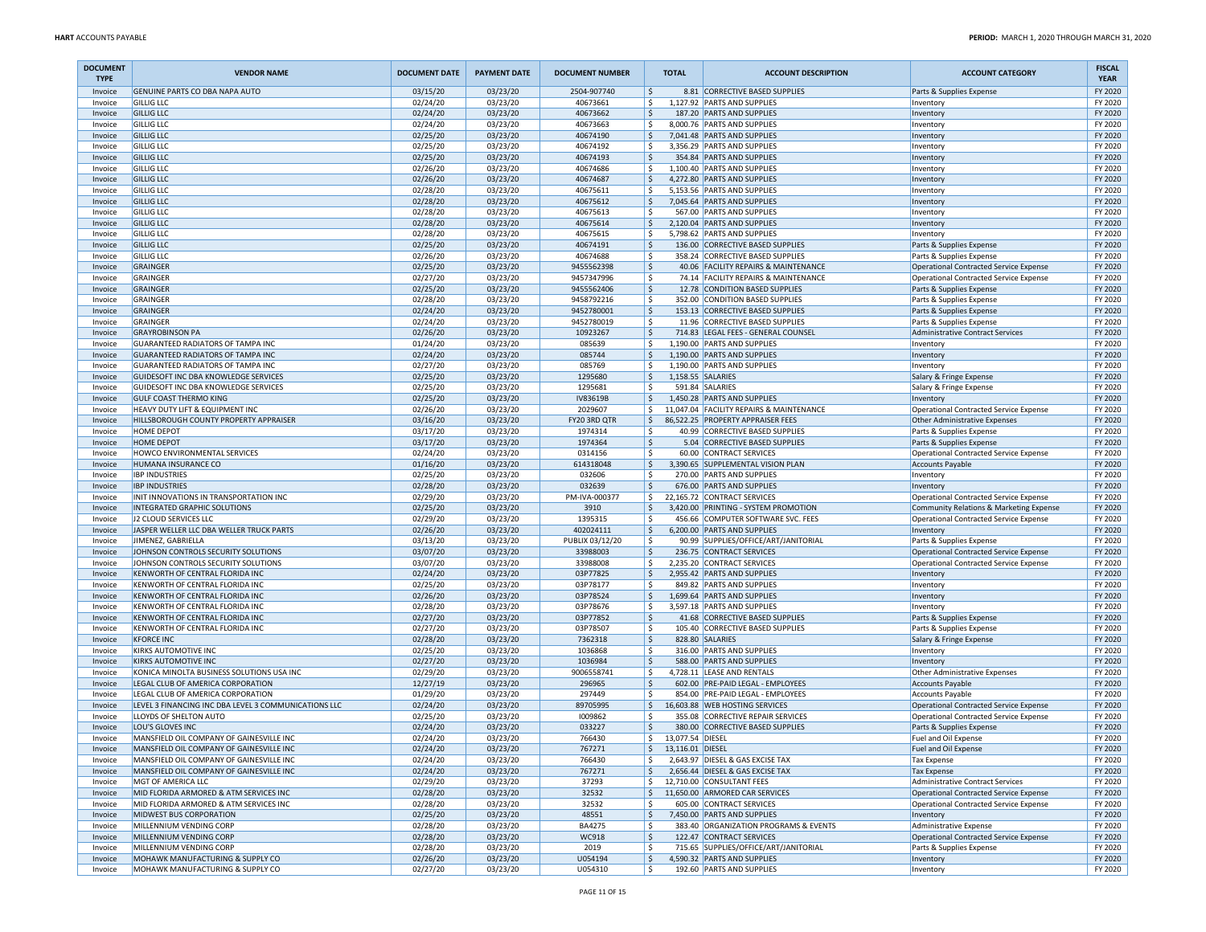| DOCUMENT TYPE | VENDOR NAME | DOCUMENT DATE | PAYMENT DATE | DOCUMENT NUMBER | TOTAL | ACCOUNT DESCRIPTION | ACCOUNT CATEGORY | FISCAL YEAR |
|---|---|---|---|---|---|---|---|---|
| Invoice | GENUINE PARTS CO DBA NAPA AUTO | 03/15/20 | 03/23/20 | 2504-907740 | $ 8.81 | CORRECTIVE BASED SUPPLIES | Parts & Supplies Expense | FY 2020 |
| Invoice | GILLIG LLC | 02/24/20 | 03/23/20 | 40673661 | $ 1,127.92 | PARTS AND SUPPLIES | Inventory | FY 2020 |
| Invoice | GILLIG LLC | 02/24/20 | 03/23/20 | 40673662 | $ 187.20 | PARTS AND SUPPLIES | Inventory | FY 2020 |
| Invoice | GILLIG LLC | 02/24/20 | 03/23/20 | 40673663 | $ 8,000.76 | PARTS AND SUPPLIES | Inventory | FY 2020 |
| Invoice | GILLIG LLC | 02/25/20 | 03/23/20 | 40674190 | $ 7,041.48 | PARTS AND SUPPLIES | Inventory | FY 2020 |
| Invoice | GILLIG LLC | 02/25/20 | 03/23/20 | 40674192 | $ 3,356.29 | PARTS AND SUPPLIES | Inventory | FY 2020 |
| Invoice | GILLIG LLC | 02/25/20 | 03/23/20 | 40674193 | $ 354.84 | PARTS AND SUPPLIES | Inventory | FY 2020 |
| Invoice | GILLIG LLC | 02/26/20 | 03/23/20 | 40674686 | $ 1,100.40 | PARTS AND SUPPLIES | Inventory | FY 2020 |
| Invoice | GILLIG LLC | 02/26/20 | 03/23/20 | 40674687 | $ 4,272.80 | PARTS AND SUPPLIES | Inventory | FY 2020 |
| Invoice | GILLIG LLC | 02/28/20 | 03/23/20 | 40675611 | $ 5,153.56 | PARTS AND SUPPLIES | Inventory | FY 2020 |
| Invoice | GILLIG LLC | 02/28/20 | 03/23/20 | 40675612 | $ 7,045.64 | PARTS AND SUPPLIES | Inventory | FY 2020 |
| Invoice | GILLIG LLC | 02/28/20 | 03/23/20 | 40675613 | $ 567.00 | PARTS AND SUPPLIES | Inventory | FY 2020 |
| Invoice | GILLIG LLC | 02/28/20 | 03/23/20 | 40675614 | $ 2,120.04 | PARTS AND SUPPLIES | Inventory | FY 2020 |
| Invoice | GILLIG LLC | 02/28/20 | 03/23/20 | 40675615 | $ 5,798.62 | PARTS AND SUPPLIES | Inventory | FY 2020 |
| Invoice | GILLIG LLC | 02/25/20 | 03/23/20 | 40674191 | $ 136.00 | CORRECTIVE BASED SUPPLIES | Parts & Supplies Expense | FY 2020 |
| Invoice | GILLIG LLC | 02/26/20 | 03/23/20 | 40674688 | $ 358.24 | CORRECTIVE BASED SUPPLIES | Parts & Supplies Expense | FY 2020 |
| Invoice | GRAINGER | 02/25/20 | 03/23/20 | 9455562398 | $ 40.06 | FACILITY REPAIRS & MAINTENANCE | Operational Contracted Service Expense | FY 2020 |
| Invoice | GRAINGER | 02/27/20 | 03/23/20 | 9457347996 | $ 74.14 | FACILITY REPAIRS & MAINTENANCE | Operational Contracted Service Expense | FY 2020 |
| Invoice | GRAINGER | 02/25/20 | 03/23/20 | 9455562406 | $ 12.78 | CONDITION BASED SUPPLIES | Parts & Supplies Expense | FY 2020 |
| Invoice | GRAINGER | 02/28/20 | 03/23/20 | 9458792216 | $ 352.00 | CONDITION BASED SUPPLIES | Parts & Supplies Expense | FY 2020 |
| Invoice | GRAINGER | 02/24/20 | 03/23/20 | 9452780001 | $ 153.13 | CORRECTIVE BASED SUPPLIES | Parts & Supplies Expense | FY 2020 |
| Invoice | GRAINGER | 02/24/20 | 03/23/20 | 9452780019 | $ 11.96 | CORRECTIVE BASED SUPPLIES | Parts & Supplies Expense | FY 2020 |
| Invoice | GRAYROBINSON PA | 02/26/20 | 03/23/20 | 10923267 | $ 714.83 | LEGAL FEES - GENERAL COUNSEL | Administrative Contract Services | FY 2020 |
| Invoice | GUARANTEED RADIATORS OF TAMPA INC | 01/24/20 | 03/23/20 | 085639 | $ 1,190.00 | PARTS AND SUPPLIES | Inventory | FY 2020 |
| Invoice | GUARANTEED RADIATORS OF TAMPA INC | 02/24/20 | 03/23/20 | 085744 | $ 1,190.00 | PARTS AND SUPPLIES | Inventory | FY 2020 |
| Invoice | GUARANTEED RADIATORS OF TAMPA INC | 02/27/20 | 03/23/20 | 085769 | $ 1,190.00 | PARTS AND SUPPLIES | Inventory | FY 2020 |
| Invoice | GUIDESOFT INC DBA KNOWLEDGE SERVICES | 02/25/20 | 03/23/20 | 1295680 | $ 1,158.55 | SALARIES | Salary & Fringe Expense | FY 2020 |
| Invoice | GUIDESOFT INC DBA KNOWLEDGE SERVICES | 02/25/20 | 03/23/20 | 1295681 | $ 591.84 | SALARIES | Salary & Fringe Expense | FY 2020 |
| Invoice | GULF COAST THERMO KING | 02/25/20 | 03/23/20 | IV83619B | $ 1,450.28 | PARTS AND SUPPLIES | Inventory | FY 2020 |
| Invoice | HEAVY DUTY LIFT & EQUIPMENT INC | 02/26/20 | 03/23/20 | 2029607 | $ 11,047.04 | FACILITY REPAIRS & MAINTENANCE | Operational Contracted Service Expense | FY 2020 |
| Invoice | HILLSBOROUGH COUNTY PROPERTY APPRAISER | 03/16/20 | 03/23/20 | FY20 3RD QTR | $ 86,522.25 | PROPERTY APPRAISER FEES | Other Administrative Expenses | FY 2020 |
| Invoice | HOME DEPOT | 03/17/20 | 03/23/20 | 1974314 | $ 40.99 | CORRECTIVE BASED SUPPLIES | Parts & Supplies Expense | FY 2020 |
| Invoice | HOME DEPOT | 03/17/20 | 03/23/20 | 1974364 | $ 5.04 | CORRECTIVE BASED SUPPLIES | Parts & Supplies Expense | FY 2020 |
| Invoice | HOWCO ENVIRONMENTAL SERVICES | 02/24/20 | 03/23/20 | 0314156 | $ 60.00 | CONTRACT SERVICES | Operational Contracted Service Expense | FY 2020 |
| Invoice | HUMANA INSURANCE CO | 01/16/20 | 03/23/20 | 614318048 | $ 3,390.65 | SUPPLEMENTAL VISION PLAN | Accounts Payable | FY 2020 |
| Invoice | IBP INDUSTRIES | 02/25/20 | 03/23/20 | 032606 | $ 270.00 | PARTS AND SUPPLIES | Inventory | FY 2020 |
| Invoice | IBP INDUSTRIES | 02/28/20 | 03/23/20 | 032639 | $ 676.00 | PARTS AND SUPPLIES | Inventory | FY 2020 |
| Invoice | INIT INNOVATIONS IN TRANSPORTATION INC | 02/29/20 | 03/23/20 | PM-IVA-000377 | $ 22,165.72 | CONTRACT SERVICES | Operational Contracted Service Expense | FY 2020 |
| Invoice | INTEGRATED GRAPHIC SOLUTIONS | 02/25/20 | 03/23/20 | 3910 | $ 3,420.00 | PRINTING - SYSTEM PROMOTION | Community Relations & Marketing Expense | FY 2020 |
| Invoice | J2 CLOUD SERVICES LLC | 02/29/20 | 03/23/20 | 1395315 | $ 456.66 | COMPUTER SOFTWARE SVC. FEES | Operational Contracted Service Expense | FY 2020 |
| Invoice | JASPER WELLER LLC DBA WELLER TRUCK PARTS | 02/26/20 | 03/23/20 | 402024111 | $ 6,200.00 | PARTS AND SUPPLIES | Inventory | FY 2020 |
| Invoice | JIMENEZ, GABRIELLA | 03/13/20 | 03/23/20 | PUBLIX 03/12/20 | $ 90.99 | SUPPLIES/OFFICE/ART/JANITORIAL | Parts & Supplies Expense | FY 2020 |
| Invoice | JOHNSON CONTROLS SECURITY SOLUTIONS | 03/07/20 | 03/23/20 | 33988003 | $ 236.75 | CONTRACT SERVICES | Operational Contracted Service Expense | FY 2020 |
| Invoice | JOHNSON CONTROLS SECURITY SOLUTIONS | 03/07/20 | 03/23/20 | 33988008 | $ 2,235.20 | CONTRACT SERVICES | Operational Contracted Service Expense | FY 2020 |
| Invoice | KENWORTH OF CENTRAL FLORIDA INC | 02/24/20 | 03/23/20 | 03P77825 | $ 2,955.42 | PARTS AND SUPPLIES | Inventory | FY 2020 |
| Invoice | KENWORTH OF CENTRAL FLORIDA INC | 02/25/20 | 03/23/20 | 03P78177 | $ 849.82 | PARTS AND SUPPLIES | Inventory | FY 2020 |
| Invoice | KENWORTH OF CENTRAL FLORIDA INC | 02/26/20 | 03/23/20 | 03P78524 | $ 1,699.64 | PARTS AND SUPPLIES | Inventory | FY 2020 |
| Invoice | KENWORTH OF CENTRAL FLORIDA INC | 02/28/20 | 03/23/20 | 03P78676 | $ 3,597.18 | PARTS AND SUPPLIES | Inventory | FY 2020 |
| Invoice | KENWORTH OF CENTRAL FLORIDA INC | 02/27/20 | 03/23/20 | 03P77852 | $ 41.68 | CORRECTIVE BASED SUPPLIES | Parts & Supplies Expense | FY 2020 |
| Invoice | KENWORTH OF CENTRAL FLORIDA INC | 02/27/20 | 03/23/20 | 03P78507 | $ 105.40 | CORRECTIVE BASED SUPPLIES | Parts & Supplies Expense | FY 2020 |
| Invoice | KFORCE INC | 02/28/20 | 03/23/20 | 7362318 | $ 828.80 | SALARIES | Salary & Fringe Expense | FY 2020 |
| Invoice | KIRKS AUTOMOTIVE INC | 02/25/20 | 03/23/20 | 1036868 | $ 316.00 | PARTS AND SUPPLIES | Inventory | FY 2020 |
| Invoice | KIRKS AUTOMOTIVE INC | 02/27/20 | 03/23/20 | 1036984 | $ 588.00 | PARTS AND SUPPLIES | Inventory | FY 2020 |
| Invoice | KONICA MINOLTA BUSINESS SOLUTIONS USA INC | 02/29/20 | 03/23/20 | 9006558741 | $ 4,728.11 | LEASE AND RENTALS | Other Administrative Expenses | FY 2020 |
| Invoice | LEGAL CLUB OF AMERICA CORPORATION | 12/27/19 | 03/23/20 | 296965 | $ 602.00 | PRE-PAID LEGAL - EMPLOYEES | Accounts Payable | FY 2020 |
| Invoice | LEGAL CLUB OF AMERICA CORPORATION | 01/29/20 | 03/23/20 | 297449 | $ 854.00 | PRE-PAID LEGAL - EMPLOYEES | Accounts Payable | FY 2020 |
| Invoice | LEVEL 3 FINANCING INC DBA LEVEL 3 COMMUNICATIONS LLC | 02/24/20 | 03/23/20 | 89705995 | $ 16,603.88 | WEB HOSTING SERVICES | Operational Contracted Service Expense | FY 2020 |
| Invoice | LLOYDS OF SHELTON AUTO | 02/25/20 | 03/23/20 | I009862 | $ 355.08 | CORRECTIVE REPAIR SERVICES | Operational Contracted Service Expense | FY 2020 |
| Invoice | LOU'S GLOVES INC | 02/24/20 | 03/23/20 | 033227 | $ 380.00 | CORRECTIVE BASED SUPPLIES | Parts & Supplies Expense | FY 2020 |
| Invoice | MANSFIELD OIL COMPANY OF GAINESVILLE INC | 02/24/20 | 03/23/20 | 766430 | $ 13,077.54 | DIESEL | Fuel and Oil Expense | FY 2020 |
| Invoice | MANSFIELD OIL COMPANY OF GAINESVILLE INC | 02/24/20 | 03/23/20 | 767271 | $ 13,116.01 | DIESEL | Fuel and Oil Expense | FY 2020 |
| Invoice | MANSFIELD OIL COMPANY OF GAINESVILLE INC | 02/24/20 | 03/23/20 | 766430 | $ 2,643.97 | DIESEL & GAS EXCISE TAX | Tax Expense | FY 2020 |
| Invoice | MANSFIELD OIL COMPANY OF GAINESVILLE INC | 02/24/20 | 03/23/20 | 767271 | $ 2,656.44 | DIESEL & GAS EXCISE TAX | Tax Expense | FY 2020 |
| Invoice | MGT OF AMERICA LLC | 02/29/20 | 03/23/20 | 37293 | $ 12,710.00 | CONSULTANT FEES | Administrative Contract Services | FY 2020 |
| Invoice | MID FLORIDA ARMORED & ATM SERVICES INC | 02/28/20 | 03/23/20 | 32532 | $ 11,650.00 | ARMORED CAR SERVICES | Operational Contracted Service Expense | FY 2020 |
| Invoice | MID FLORIDA ARMORED & ATM SERVICES INC | 02/28/20 | 03/23/20 | 32532 | $ 605.00 | CONTRACT SERVICES | Operational Contracted Service Expense | FY 2020 |
| Invoice | MIDWEST BUS CORPORATION | 02/25/20 | 03/23/20 | 48551 | $ 7,450.00 | PARTS AND SUPPLIES | Inventory | FY 2020 |
| Invoice | MILLENNIUM VENDING CORP | 02/28/20 | 03/23/20 | BA4275 | $ 383.40 | ORGANIZATION PROGRAMS & EVENTS | Administrative Expense | FY 2020 |
| Invoice | MILLENNIUM VENDING CORP | 02/28/20 | 03/23/20 | WC918 | $ 122.47 | CONTRACT SERVICES | Operational Contracted Service Expense | FY 2020 |
| Invoice | MILLENNIUM VENDING CORP | 02/28/20 | 03/23/20 | 2019 | $ 715.65 | SUPPLIES/OFFICE/ART/JANITORIAL | Parts & Supplies Expense | FY 2020 |
| Invoice | MOHAWK MANUFACTURING & SUPPLY CO | 02/26/20 | 03/23/20 | U054194 | $ 4,590.32 | PARTS AND SUPPLIES | Inventory | FY 2020 |
| Invoice | MOHAWK MANUFACTURING & SUPPLY CO | 02/27/20 | 03/23/20 | U054310 | $ 192.60 | PARTS AND SUPPLIES | Inventory | FY 2020 |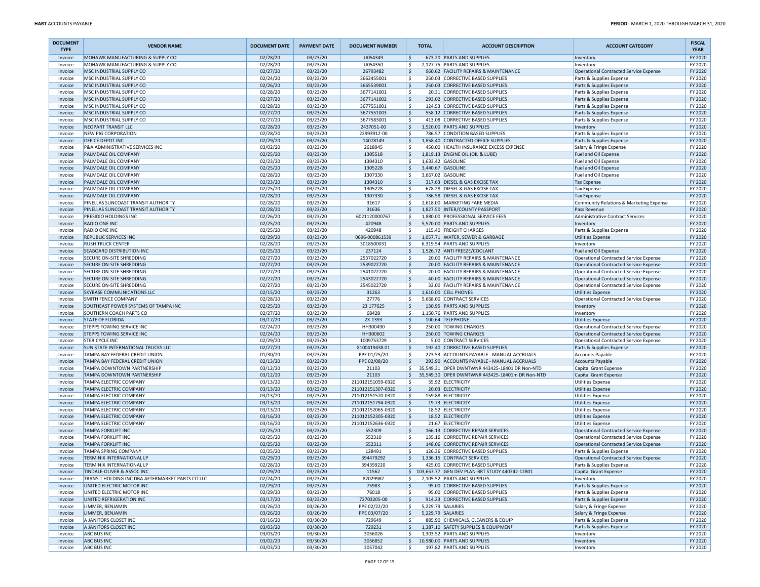| DOCUMENT TYPE | VENDOR NAME | DOCUMENT DATE | PAYMENT DATE | DOCUMENT NUMBER | TOTAL | ACCOUNT DESCRIPTION | ACCOUNT CATEGORY | FISCAL YEAR |
|---|---|---|---|---|---|---|---|---|
| Invoice | MOHAWK MANUFACTURING & SUPPLY CO | 02/28/20 | 03/23/20 | U054349 | $ 673.20 | PARTS AND SUPPLIES | Inventory | FY 2020 |
| Invoice | MOHAWK MANUFACTURING & SUPPLY CO | 02/28/20 | 03/23/20 | U054350 | $ 2,127.75 | PARTS AND SUPPLIES | Inventory | FY 2020 |
| Invoice | MSC INDUSTRIAL SUPPLY CO | 02/27/20 | 03/23/20 | 26793482 | $ 960.62 | FACILITY REPAIRS & MAINTENANCE | Operational Contracted Service Expense | FY 2020 |
| Invoice | MSC INDUSTRIAL SUPPLY CO | 02/24/20 | 03/23/20 | 3662455001 | $ 250.03 | CORRECTIVE BASED SUPPLIES | Parts & Supplies Expense | FY 2020 |
| Invoice | MSC INDUSTRIAL SUPPLY CO | 02/26/20 | 03/23/20 | 3665539001 | $ 250.03 | CORRECTIVE BASED SUPPLIES | Parts & Supplies Expense | FY 2020 |
| Invoice | MSC INDUSTRIAL SUPPLY CO | 02/28/20 | 03/23/20 | 3677141001 | $ 20.31 | CORRECTIVE BASED SUPPLIES | Parts & Supplies Expense | FY 2020 |
| Invoice | MSC INDUSTRIAL SUPPLY CO | 02/27/20 | 03/23/20 | 3677141002 | $ 293.02 | CORRECTIVE BASED SUPPLIES | Parts & Supplies Expense | FY 2020 |
| Invoice | MSC INDUSTRIAL SUPPLY CO | 02/28/20 | 03/23/20 | 3677551001 | $ 124.53 | CORRECTIVE BASED SUPPLIES | Parts & Supplies Expense | FY 2020 |
| Invoice | MSC INDUSTRIAL SUPPLY CO | 02/27/20 | 03/23/20 | 3677551003 | $ 558.12 | CORRECTIVE BASED SUPPLIES | Parts & Supplies Expense | FY 2020 |
| Invoice | MSC INDUSTRIAL SUPPLY CO | 02/27/20 | 03/23/20 | 3677583001 | $ 413.08 | CORRECTIVE BASED SUPPLIES | Parts & Supplies Expense | FY 2020 |
| Invoice | NEOPART TRANSIT LLC | 02/28/20 | 03/23/20 | 2437051-00 | $ 1,520.00 | PARTS AND SUPPLIES | Inventory | FY 2020 |
| Invoice | NEW PIG CORPORATION | 02/28/20 | 03/23/20 | 22993912-00 | $ 786.57 | CONDITION BASED SUPPLIES | Parts & Supplies Expense | FY 2020 |
| Invoice | OFFICE DEPOT INC | 02/29/20 | 03/23/20 | 14078149 | $ 1,858.40 | CONTRACTED OFFICE SUPPLIES | Parts & Supplies Expense | FY 2020 |
| Invoice | P&A ADMINISTRATIVE SERVICES INC | 03/02/20 | 03/23/20 | 2618945 | $ 450.00 | HEALTH INSURANCE EXCESS EXPENSE | Salary & Fringe Expense | FY 2020 |
| Invoice | PALMDALE OIL COMPANY | 02/25/20 | 03/23/20 | 1305518 | $ 1,819.13 | ENGINE OIL (OIL & LUBE) | Fuel and Oil Expense | FY 2020 |
| Invoice | PALMDALE OIL COMPANY | 02/23/20 | 03/23/20 | 1304310 | $ 1,633.42 | GASOLINE | Fuel and Oil Expense | FY 2020 |
| Invoice | PALMDALE OIL COMPANY | 02/25/20 | 03/23/20 | 1305228 | $ 3,440.67 | GASOLINE | Fuel and Oil Expense | FY 2020 |
| Invoice | PALMDALE OIL COMPANY | 02/28/20 | 03/23/20 | 1307330 | $ 3,667.02 | GASOLINE | Fuel and Oil Expense | FY 2020 |
| Invoice | PALMDALE OIL COMPANY | 02/23/20 | 03/23/20 | 1304310 | $ 317.63 | DIESEL & GAS EXCISE TAX | Tax Expense | FY 2020 |
| Invoice | PALMDALE OIL COMPANY | 02/25/20 | 03/23/20 | 1305228 | $ 678.28 | DIESEL & GAS EXCISE TAX | Tax Expense | FY 2020 |
| Invoice | PALMDALE OIL COMPANY | 02/28/20 | 03/23/20 | 1307330 | $ 786.58 | DIESEL & GAS EXCISE TAX | Tax Expense | FY 2020 |
| Invoice | PINELLAS SUNCOAST TRANSIT AUTHORITY | 02/28/20 | 03/23/20 | 31617 | $ 2,618.00 | MARKETING FARE MEDIA | Community Relations & Marketing Expense | FY 2020 |
| Invoice | PINELLAS SUNCOAST TRANSIT AUTHORITY | 02/28/20 | 03/23/20 | 31636 | $ 1,827.50 | INTER/COUNTY PASSPORT | Pass Revenue | FY 2020 |
| Invoice | PRESIDIO HOLDINGS INC | 02/26/20 | 03/23/20 | 6021120000767 | $ 1,880.00 | PROFESSIONAL SERVICE FEES | Administrative Contract Services | FY 2020 |
| Invoice | RADIO ONE INC | 02/25/20 | 03/23/20 | 420948 | $ 5,570.00 | PARTS AND SUPPLIES | Inventory | FY 2020 |
| Invoice | RADIO ONE INC | 02/25/20 | 03/23/20 | 420948 | $ 115.40 | FREIGHT CHARGES | Parts & Supplies Expense | FY 2020 |
| Invoice | REPUBLIC SERVICES INC | 02/29/20 | 03/23/20 | 0696-000861539 | $ 1,057.71 | WATER, SEWER & GARBAGE | Utilities Expense | FY 2020 |
| Invoice | RUSH TRUCK CENTER | 02/28/20 | 03/23/20 | 3018500031 | $ 6,319.54 | PARTS AND SUPPLIES | Inventory | FY 2020 |
| Invoice | SEABOARD DISTRIBUTION INC | 02/25/20 | 03/23/20 | 237124 | $ 1,526.72 | ANTI FREEZE/COOLANT | Fuel and Oil Expense | FY 2020 |
| Invoice | SECURE ON-SITE SHREDDING | 02/27/20 | 03/23/20 | 2537022720 | $ 20.00 | FACILITY REPAIRS & MAINTENANCE | Operational Contracted Service Expense | FY 2020 |
| Invoice | SECURE ON-SITE SHREDDING | 02/27/20 | 03/23/20 | 2539022720 | $ 20.00 | FACILITY REPAIRS & MAINTENANCE | Operational Contracted Service Expense | FY 2020 |
| Invoice | SECURE ON-SITE SHREDDING | 02/27/20 | 03/23/20 | 2541022720 | $ 20.00 | FACILITY REPAIRS & MAINTENANCE | Operational Contracted Service Expense | FY 2020 |
| Invoice | SECURE ON-SITE SHREDDING | 02/27/20 | 03/23/20 | 2543022720 | $ 40.00 | FACILITY REPAIRS & MAINTENANCE | Operational Contracted Service Expense | FY 2020 |
| Invoice | SECURE ON-SITE SHREDDING | 02/27/20 | 03/23/20 | 2545022720 | $ 32.00 | FACILITY REPAIRS & MAINTENANCE | Operational Contracted Service Expense | FY 2020 |
| Invoice | SKYBASE COMMUNICATIONS LLC | 02/15/20 | 03/23/20 | 31263 | $ 1,610.00 | CELL PHONES | Utilities Expense | FY 2020 |
| Invoice | SMITH FENCE COMPANY | 02/28/20 | 03/23/20 | 27776 | $ 5,668.00 | CONTRACT SERVICES | Operational Contracted Service Expense | FY 2020 |
| Invoice | SOUTHEAST POWER SYSTEMS OF TAMPA INC | 02/25/20 | 03/23/20 | 23 177625 | $ 130.95 | PARTS AND SUPPLIES | Inventory | FY 2020 |
| Invoice | SOUTHERN COACH PARTS CO | 02/27/20 | 03/23/20 | 68428 | $ 1,150.76 | PARTS AND SUPPLIES | Inventory | FY 2020 |
| Invoice | STATE OF FLORIDA | 03/17/20 | 03/23/20 | 2X-1393 | $ 100.64 | TELEPHONE | Utilities Expense | FY 2020 |
| Invoice | STEPPS TOWING SERVICE INC | 02/24/20 | 03/23/20 | HH300490 | $ 250.00 | TOWING CHARGES | Operational Contracted Service Expense | FY 2020 |
| Invoice | STEPPS TOWING SERVICE INC | 02/24/20 | 03/23/20 | HH300602 | $ 250.00 | TOWING CHARGES | Operational Contracted Service Expense | FY 2020 |
| Invoice | STERICYCLE INC | 02/29/20 | 03/23/20 | 1009753729 | $ 5.00 | CONTRACT SERVICES | Operational Contracted Service Expense | FY 2020 |
| Invoice | SUN STATE INTERNATIONAL TRUCKS LLC | 02/27/20 | 03/23/20 | X100419438 01 | $ 192.40 | CORRECTIVE BASED SUPPLIES | Parts & Supplies Expense | FY 2020 |
| Invoice | TAMPA BAY FEDERAL CREDIT UNION | 01/30/20 | 03/23/20 | PPE 01/25/20 | $ 273.53 | ACCOUNTS PAYABLE - MANUAL ACCRUALS | Accounts Payable | FY 2020 |
| Invoice | TAMPA BAY FEDERAL CREDIT UNION | 02/13/20 | 03/23/20 | PPE 02/08/20 | $ 293.90 | ACCOUNTS PAYABLE - MANUAL ACCRUALS | Accounts Payable | FY 2020 |
| Invoice | TAMPA DOWNTOWN PARTNERSHIP | 03/12/20 | 03/23/20 | 21103 | $ 35,549.31 | OPER DWNTWNR 443425-18401 DR Non-NTD | Capital Grant Expense | FY 2020 |
| Invoice | TAMPA DOWNTOWN PARTNERSHIP | 03/12/20 | 03/23/20 | 21103 | $ 35,549.30 | OPER DWNTWNR 443425-18401m DR Non-NTD | Capital Grant Expense | FY 2020 |
| Invoice | TAMPA ELECTRIC COMPANY | 03/13/20 | 03/23/20 | 211012151059-0320 | $ 35.92 | ELECTRICITY | Utilities Expense | FY 2020 |
| Invoice | TAMPA ELECTRIC COMPANY | 03/13/20 | 03/23/20 | 211012151307-0320 | $ 20.03 | ELECTRICITY | Utilities Expense | FY 2020 |
| Invoice | TAMPA ELECTRIC COMPANY | 03/13/20 | 03/23/20 | 211012151570-0320 | $ 159.88 | ELECTRICITY | Utilities Expense | FY 2020 |
| Invoice | TAMPA ELECTRIC COMPANY | 03/13/20 | 03/23/20 | 211012151794-0320 | $ 19.73 | ELECTRICITY | Utilities Expense | FY 2020 |
| Invoice | TAMPA ELECTRIC COMPANY | 03/13/20 | 03/23/20 | 211012152065-0320 | $ 18.52 | ELECTRICITY | Utilities Expense | FY 2020 |
| Invoice | TAMPA ELECTRIC COMPANY | 03/16/20 | 03/23/20 | 211012152305-0320 | $ 18.52 | ELECTRICITY | Utilities Expense | FY 2020 |
| Invoice | TAMPA ELECTRIC COMPANY | 03/16/20 | 03/23/20 | 211012152636-0320 | $ 21.67 | ELECTRICITY | Utilities Expense | FY 2020 |
| Invoice | TAMPA FORKLIFT INC | 02/25/20 | 03/23/20 | 552309 | $ 166.13 | CORRECTIVE REPAIR SERVICES | Operational Contracted Service Expense | FY 2020 |
| Invoice | TAMPA FORKLIFT INC | 02/25/20 | 03/23/20 | 552310 | $ 135.16 | CORRECTIVE REPAIR SERVICES | Operational Contracted Service Expense | FY 2020 |
| Invoice | TAMPA FORKLIFT INC | 02/25/20 | 03/23/20 | 552311 | $ 148.06 | CORRECTIVE REPAIR SERVICES | Operational Contracted Service Expense | FY 2020 |
| Invoice | TAMPA SPRING COMPANY | 02/25/20 | 03/23/20 | 128491 | $ 126.36 | CORRECTIVE BASED SUPPLIES | Parts & Supplies Expense | FY 2020 |
| Invoice | TERMINIX INTERNATIONAL LP | 02/29/20 | 03/23/20 | 394479292 | $ 1,336.15 | CONTRACT SERVICES | Operational Contracted Service Expense | FY 2020 |
| Invoice | TERMINIX INTERNATIONAL LP | 02/28/20 | 03/23/20 | 394399220 | $ 425.00 | CORRECTIVE BASED SUPPLIES | Parts & Supplies Expense | FY 2020 |
| Invoice | TINDALE-OLIVER & ASSOC INC | 02/29/20 | 03/23/20 | 11562 | $ 103,657.77 | GEN DEV PLAN-BRT STUDY 440742-12801 | Capital Grant Expense | FY 2020 |
| Invoice | TRANSIT HOLDING INC DBA AFTERMARKET PARTS CO LLC | 02/24/20 | 03/23/20 | 82029982 | $ 2,105.52 | PARTS AND SUPPLIES | Inventory | FY 2020 |
| Invoice | UNITED ELECTRIC MOTOR INC | 02/29/20 | 03/23/20 | 75983 | $ 95.00 | CORRECTIVE BASED SUPPLIES | Parts & Supplies Expense | FY 2020 |
| Invoice | UNITED ELECTRIC MOTOR INC | 02/29/20 | 03/23/20 | 76018 | $ 95.00 | CORRECTIVE BASED SUPPLIES | Parts & Supplies Expense | FY 2020 |
| Invoice | UNITED REFRIGERATION INC | 03/17/20 | 03/23/20 | 72703205-00 | $ 914.23 | CORRECTIVE BASED SUPPLIES | Parts & Supplies Expense | FY 2020 |
| Invoice | LIMMER, BENJAMIN | 03/26/20 | 03/26/20 | PPE 02/22/20 | $ 5,229.79 | SALARIES | Salary & Fringe Expense | FY 2020 |
| Invoice | LIMMER, BENJAMIN | 03/26/20 | 03/26/20 | PPE 03/07/20 | $ 5,229.79 | SALARIES | Salary & Fringe Expense | FY 2020 |
| Invoice | A JANITORS CLOSET INC | 03/16/20 | 03/30/20 | 729649 | $ 885.90 | CHEMICALS, CLEANERS & EQUIP | Parts & Supplies Expense | FY 2020 |
| Invoice | A JANITORS CLOSET INC | 03/03/20 | 03/30/20 | 729231 | $ 1,387.10 | SAFETY SUPPLIES & EQUIPMENT | Parts & Supplies Expense | FY 2020 |
| Invoice | ABC BUS INC | 03/03/20 | 03/30/20 | 3056026 | $ 1,303.52 | PARTS AND SUPPLIES | Inventory | FY 2020 |
| Invoice | ABC BUS INC | 03/02/20 | 03/30/20 | 3056852 | $ 10,980.00 | PARTS AND SUPPLIES | Inventory | FY 2020 |
| Invoice | ABC BUS INC | 03/03/20 | 03/30/20 | 3057042 | $ 197.82 | PARTS AND SUPPLIES | Inventory | FY 2020 |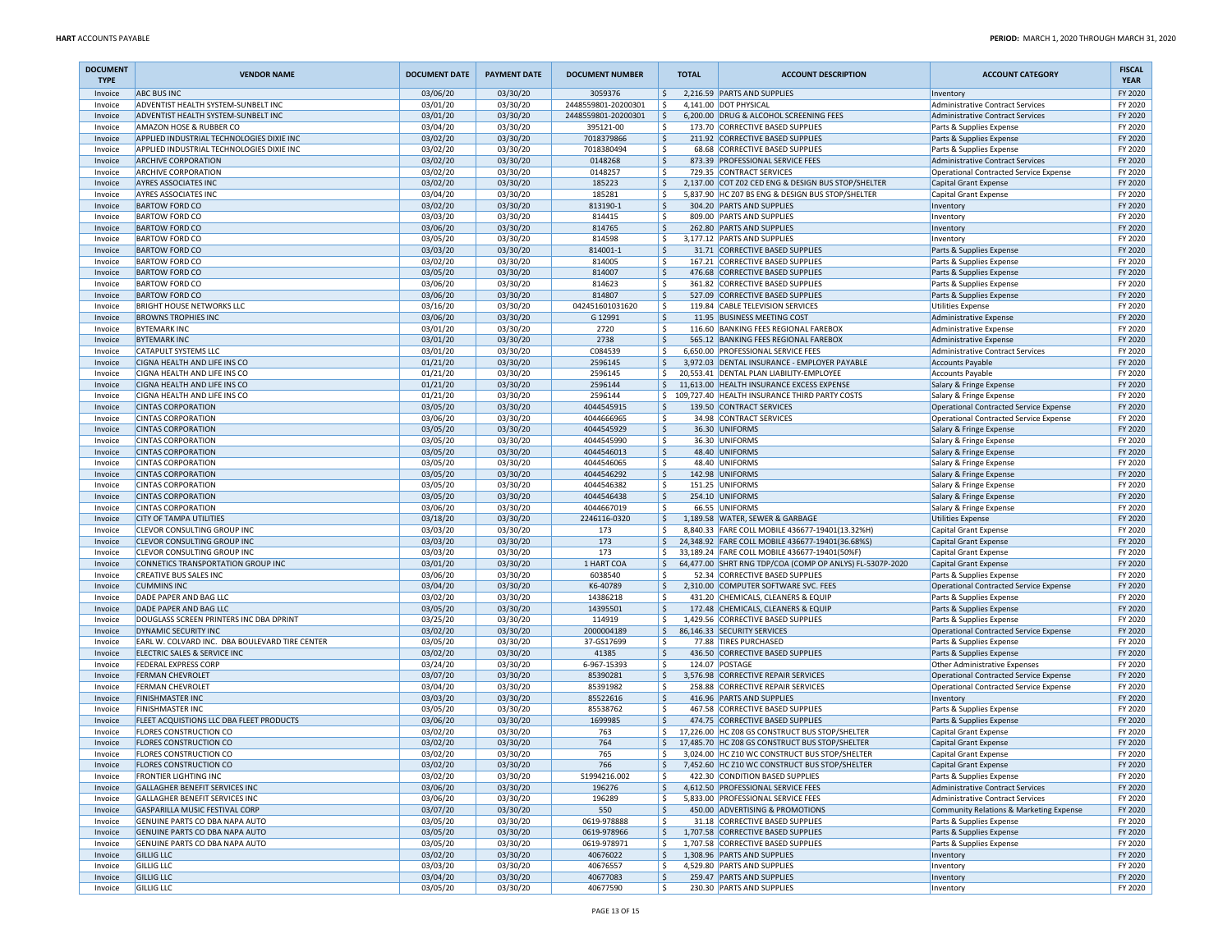| DOCUMENT TYPE | VENDOR NAME | DOCUMENT DATE | PAYMENT DATE | DOCUMENT NUMBER | TOTAL | ACCOUNT DESCRIPTION | ACCOUNT CATEGORY | FISCAL YEAR |
|---|---|---|---|---|---|---|---|---|
| Invoice | ABC BUS INC | 03/06/20 | 03/30/20 | 3059376 | $ 2,216.59 | PARTS AND SUPPLIES | Inventory | FY 2020 |
| Invoice | ADVENTIST HEALTH SYSTEM-SUNBELT INC | 03/01/20 | 03/30/20 | 2448559801-20200301 | $ 4,141.00 | DOT PHYSICAL | Administrative Contract Services | FY 2020 |
| Invoice | ADVENTIST HEALTH SYSTEM-SUNBELT INC | 03/01/20 | 03/30/20 | 2448559801-20200301 | $ 6,200.00 | DRUG & ALCOHOL SCREENING FEES | Administrative Contract Services | FY 2020 |
| Invoice | AMAZON HOSE & RUBBER CO | 03/04/20 | 03/30/20 | 395121-00 | $ 173.70 | CORRECTIVE BASED SUPPLIES | Parts & Supplies Expense | FY 2020 |
| Invoice | APPLIED INDUSTRIAL TECHNOLOGIES DIXIE INC | 03/02/20 | 03/30/20 | 7018379866 | $ 211.92 | CORRECTIVE BASED SUPPLIES | Parts & Supplies Expense | FY 2020 |
| Invoice | APPLIED INDUSTRIAL TECHNOLOGIES DIXIE INC | 03/02/20 | 03/30/20 | 7018380494 | $ 68.68 | CORRECTIVE BASED SUPPLIES | Parts & Supplies Expense | FY 2020 |
| Invoice | ARCHIVE CORPORATION | 03/02/20 | 03/30/20 | 0148268 | $ 873.39 | PROFESSIONAL SERVICE FEES | Administrative Contract Services | FY 2020 |
| Invoice | ARCHIVE CORPORATION | 03/02/20 | 03/30/20 | 0148257 | $ 729.35 | CONTRACT SERVICES | Operational Contracted Service Expense | FY 2020 |
| Invoice | AYRES ASSOCIATES INC | 03/02/20 | 03/30/20 | 185223 | $ 2,137.00 | COT Z02 CED ENG & DESIGN BUS STOP/SHELTER | Capital Grant Expense | FY 2020 |
| Invoice | AYRES ASSOCIATES INC | 03/04/20 | 03/30/20 | 185281 | $ 5,837.90 | HC Z07 BS ENG & DESIGN BUS STOP/SHELTER | Capital Grant Expense | FY 2020 |
| Invoice | BARTOW FORD CO | 03/02/20 | 03/30/20 | 813190-1 | $ 304.20 | PARTS AND SUPPLIES | Inventory | FY 2020 |
| Invoice | BARTOW FORD CO | 03/03/20 | 03/30/20 | 814415 | $ 809.00 | PARTS AND SUPPLIES | Inventory | FY 2020 |
| Invoice | BARTOW FORD CO | 03/06/20 | 03/30/20 | 814765 | $ 262.80 | PARTS AND SUPPLIES | Inventory | FY 2020 |
| Invoice | BARTOW FORD CO | 03/05/20 | 03/30/20 | 814598 | $ 3,177.12 | PARTS AND SUPPLIES | Inventory | FY 2020 |
| Invoice | BARTOW FORD CO | 03/03/20 | 03/30/20 | 814001-1 | $ 31.71 | CORRECTIVE BASED SUPPLIES | Parts & Supplies Expense | FY 2020 |
| Invoice | BARTOW FORD CO | 03/02/20 | 03/30/20 | 814005 | $ 167.21 | CORRECTIVE BASED SUPPLIES | Parts & Supplies Expense | FY 2020 |
| Invoice | BARTOW FORD CO | 03/05/20 | 03/30/20 | 814007 | $ 476.68 | CORRECTIVE BASED SUPPLIES | Parts & Supplies Expense | FY 2020 |
| Invoice | BARTOW FORD CO | 03/06/20 | 03/30/20 | 814623 | $ 361.82 | CORRECTIVE BASED SUPPLIES | Parts & Supplies Expense | FY 2020 |
| Invoice | BARTOW FORD CO | 03/06/20 | 03/30/20 | 814807 | $ 527.09 | CORRECTIVE BASED SUPPLIES | Parts & Supplies Expense | FY 2020 |
| Invoice | BRIGHT HOUSE NETWORKS LLC | 03/16/20 | 03/30/20 | 042451601031620 | $ 119.84 | CABLE TELEVISION SERVICES | Utilities Expense | FY 2020 |
| Invoice | BROWNS TROPHIES INC | 03/06/20 | 03/30/20 | G 12991 | $ 11.95 | BUSINESS MEETING COST | Administrative Expense | FY 2020 |
| Invoice | BYTEMARK INC | 03/01/20 | 03/30/20 | 2720 | $ 116.60 | BANKING FEES REGIONAL FAREBOX | Administrative Expense | FY 2020 |
| Invoice | BYTEMARK INC | 03/01/20 | 03/30/20 | 2738 | $ 565.12 | BANKING FEES REGIONAL FAREBOX | Administrative Expense | FY 2020 |
| Invoice | CATAPULT SYSTEMS LLC | 03/01/20 | 03/30/20 | C084539 | $ 6,650.00 | PROFESSIONAL SERVICE FEES | Administrative Contract Services | FY 2020 |
| Invoice | CIGNA HEALTH AND LIFE INS CO | 01/21/20 | 03/30/20 | 2596145 | $ 3,972.03 | DENTAL INSURANCE - EMPLOYER PAYABLE | Accounts Payable | FY 2020 |
| Invoice | CIGNA HEALTH AND LIFE INS CO | 01/21/20 | 03/30/20 | 2596145 | $ 20,553.41 | DENTAL PLAN LIABILITY-EMPLOYEE | Accounts Payable | FY 2020 |
| Invoice | CIGNA HEALTH AND LIFE INS CO | 01/21/20 | 03/30/20 | 2596144 | $ 11,613.00 | HEALTH INSURANCE EXCESS EXPENSE | Salary & Fringe Expense | FY 2020 |
| Invoice | CIGNA HEALTH AND LIFE INS CO | 01/21/20 | 03/30/20 | 2596144 | $ 109,727.40 | HEALTH INSURANCE THIRD PARTY COSTS | Salary & Fringe Expense | FY 2020 |
| Invoice | CINTAS CORPORATION | 03/05/20 | 03/30/20 | 4044545915 | $ 139.50 | CONTRACT SERVICES | Operational Contracted Service Expense | FY 2020 |
| Invoice | CINTAS CORPORATION | 03/06/20 | 03/30/20 | 4044666965 | $ 34.98 | CONTRACT SERVICES | Operational Contracted Service Expense | FY 2020 |
| Invoice | CINTAS CORPORATION | 03/05/20 | 03/30/20 | 4044545929 | $ 36.30 | UNIFORMS | Salary & Fringe Expense | FY 2020 |
| Invoice | CINTAS CORPORATION | 03/05/20 | 03/30/20 | 4044545990 | $ 36.30 | UNIFORMS | Salary & Fringe Expense | FY 2020 |
| Invoice | CINTAS CORPORATION | 03/05/20 | 03/30/20 | 4044546013 | $ 48.40 | UNIFORMS | Salary & Fringe Expense | FY 2020 |
| Invoice | CINTAS CORPORATION | 03/05/20 | 03/30/20 | 4044546065 | $ 48.40 | UNIFORMS | Salary & Fringe Expense | FY 2020 |
| Invoice | CINTAS CORPORATION | 03/05/20 | 03/30/20 | 4044546292 | $ 142.98 | UNIFORMS | Salary & Fringe Expense | FY 2020 |
| Invoice | CINTAS CORPORATION | 03/05/20 | 03/30/20 | 4044546382 | $ 151.25 | UNIFORMS | Salary & Fringe Expense | FY 2020 |
| Invoice | CINTAS CORPORATION | 03/05/20 | 03/30/20 | 4044546438 | $ 254.10 | UNIFORMS | Salary & Fringe Expense | FY 2020 |
| Invoice | CINTAS CORPORATION | 03/06/20 | 03/30/20 | 4044667019 | $ 66.55 | UNIFORMS | Salary & Fringe Expense | FY 2020 |
| Invoice | CITY OF TAMPA UTILITIES | 03/18/20 | 03/30/20 | 2246116-0320 | $ 1,189.58 | WATER, SEWER & GARBAGE | Utilities Expense | FY 2020 |
| Invoice | CLEVOR CONSULTING GROUP INC | 03/03/20 | 03/30/20 | 173 | $ 8,840.33 | FARE COLL MOBILE 436677-19401(13.32%H) | Capital Grant Expense | FY 2020 |
| Invoice | CLEVOR CONSULTING GROUP INC | 03/03/20 | 03/30/20 | 173 | $ 24,348.92 | FARE COLL MOBILE 436677-19401(36.68%S) | Capital Grant Expense | FY 2020 |
| Invoice | CLEVOR CONSULTING GROUP INC | 03/03/20 | 03/30/20 | 173 | $ 33,189.24 | FARE COLL MOBILE 436677-19401(50%F) | Capital Grant Expense | FY 2020 |
| Invoice | CONNETICS TRANSPORTATION GROUP INC | 03/01/20 | 03/30/20 | 1 HART COA | $ 64,477.00 | SHRT RNG TDP/COA (COMP OP ANLYS) FL-5307P-2020 | Capital Grant Expense | FY 2020 |
| Invoice | CREATIVE BUS SALES INC | 03/06/20 | 03/30/20 | 6038540 | $ 52.34 | CORRECTIVE BASED SUPPLIES | Parts & Supplies Expense | FY 2020 |
| Invoice | CUMMINS INC | 03/04/20 | 03/30/20 | K6-40789 | $ 2,310.00 | COMPUTER SOFTWARE SVC. FEES | Operational Contracted Service Expense | FY 2020 |
| Invoice | DADE PAPER AND BAG LLC | 03/02/20 | 03/30/20 | 14386218 | $ 431.20 | CHEMICALS, CLEANERS & EQUIP | Parts & Supplies Expense | FY 2020 |
| Invoice | DADE PAPER AND BAG LLC | 03/05/20 | 03/30/20 | 14395501 | $ 172.48 | CHEMICALS, CLEANERS & EQUIP | Parts & Supplies Expense | FY 2020 |
| Invoice | DOUGLASS SCREEN PRINTERS INC DBA DPRINT | 03/25/20 | 03/30/20 | 114919 | $ 1,429.56 | CORRECTIVE BASED SUPPLIES | Parts & Supplies Expense | FY 2020 |
| Invoice | DYNAMIC SECURITY INC | 03/02/20 | 03/30/20 | 2000004189 | $ 86,146.33 | SECURITY SERVICES | Operational Contracted Service Expense | FY 2020 |
| Invoice | EARL W. COLVARD INC. DBA BOULEVARD TIRE CENTER | 03/05/20 | 03/30/20 | 37-GS17699 | $ 77.88 | TIRES PURCHASED | Parts & Supplies Expense | FY 2020 |
| Invoice | ELECTRIC SALES & SERVICE INC | 03/02/20 | 03/30/20 | 41385 | $ 436.50 | CORRECTIVE BASED SUPPLIES | Parts & Supplies Expense | FY 2020 |
| Invoice | FEDERAL EXPRESS CORP | 03/24/20 | 03/30/20 | 6-967-15393 | $ 124.07 | POSTAGE | Other Administrative Expenses | FY 2020 |
| Invoice | FERMAN CHEVROLET | 03/07/20 | 03/30/20 | 85390281 | $ 3,576.98 | CORRECTIVE REPAIR SERVICES | Operational Contracted Service Expense | FY 2020 |
| Invoice | FERMAN CHEVROLET | 03/04/20 | 03/30/20 | 85391982 | $ 258.88 | CORRECTIVE REPAIR SERVICES | Operational Contracted Service Expense | FY 2020 |
| Invoice | FINISHMASTER INC | 03/03/20 | 03/30/20 | 85522616 | $ 416.96 | PARTS AND SUPPLIES | Inventory | FY 2020 |
| Invoice | FINISHMASTER INC | 03/05/20 | 03/30/20 | 85538762 | $ 467.58 | CORRECTIVE BASED SUPPLIES | Parts & Supplies Expense | FY 2020 |
| Invoice | FLEET ACQUISTIONS LLC DBA FLEET PRODUCTS | 03/06/20 | 03/30/20 | 1699985 | $ 474.75 | CORRECTIVE BASED SUPPLIES | Parts & Supplies Expense | FY 2020 |
| Invoice | FLORES CONSTRUCTION CO | 03/02/20 | 03/30/20 | 763 | $ 17,226.00 | HC Z08 GS CONSTRUCT BUS STOP/SHELTER | Capital Grant Expense | FY 2020 |
| Invoice | FLORES CONSTRUCTION CO | 03/02/20 | 03/30/20 | 764 | $ 17,485.70 | HC Z08 GS CONSTRUCT BUS STOP/SHELTER | Capital Grant Expense | FY 2020 |
| Invoice | FLORES CONSTRUCTION CO | 03/02/20 | 03/30/20 | 765 | $ 3,024.00 | HC Z10 WC CONSTRUCT BUS STOP/SHELTER | Capital Grant Expense | FY 2020 |
| Invoice | FLORES CONSTRUCTION CO | 03/02/20 | 03/30/20 | 766 | $ 7,452.60 | HC Z10 WC CONSTRUCT BUS STOP/SHELTER | Capital Grant Expense | FY 2020 |
| Invoice | FRONTIER LIGHTING INC | 03/02/20 | 03/30/20 | S1994216.002 | $ 422.30 | CONDITION BASED SUPPLIES | Parts & Supplies Expense | FY 2020 |
| Invoice | GALLAGHER BENEFIT SERVICES INC | 03/06/20 | 03/30/20 | 196276 | $ 4,612.50 | PROFESSIONAL SERVICE FEES | Administrative Contract Services | FY 2020 |
| Invoice | GALLAGHER BENEFIT SERVICES INC | 03/06/20 | 03/30/20 | 196289 | $ 5,833.00 | PROFESSIONAL SERVICE FEES | Administrative Contract Services | FY 2020 |
| Invoice | GASPARILLA MUSIC FESTIVAL CORP | 03/07/20 | 03/30/20 | 550 | $ 450.00 | ADVERTISING & PROMOTIONS | Community Relations & Marketing Expense | FY 2020 |
| Invoice | GENUINE PARTS CO DBA NAPA AUTO | 03/05/20 | 03/30/20 | 0619-978888 | $ 31.18 | CORRECTIVE BASED SUPPLIES | Parts & Supplies Expense | FY 2020 |
| Invoice | GENUINE PARTS CO DBA NAPA AUTO | 03/05/20 | 03/30/20 | 0619-978966 | $ 1,707.58 | CORRECTIVE BASED SUPPLIES | Parts & Supplies Expense | FY 2020 |
| Invoice | GENUINE PARTS CO DBA NAPA AUTO | 03/05/20 | 03/30/20 | 0619-978971 | $ 1,707.58 | CORRECTIVE BASED SUPPLIES | Parts & Supplies Expense | FY 2020 |
| Invoice | GILLIG LLC | 03/02/20 | 03/30/20 | 40676022 | $ 1,308.96 | PARTS AND SUPPLIES | Inventory | FY 2020 |
| Invoice | GILLIG LLC | 03/03/20 | 03/30/20 | 40676557 | $ 4,529.80 | PARTS AND SUPPLIES | Inventory | FY 2020 |
| Invoice | GILLIG LLC | 03/04/20 | 03/30/20 | 40677083 | $ 259.47 | PARTS AND SUPPLIES | Inventory | FY 2020 |
| Invoice | GILLIG LLC | 03/05/20 | 03/30/20 | 40677590 | $ 230.30 | PARTS AND SUPPLIES | Inventory | FY 2020 |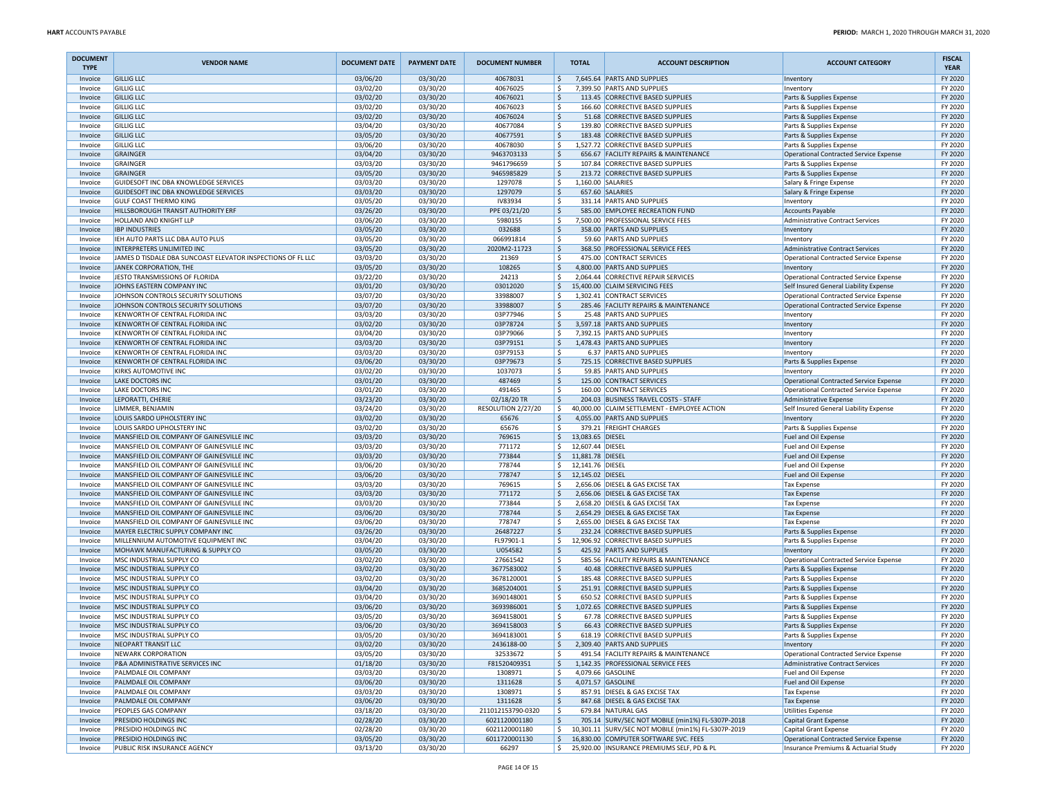| DOCUMENT TYPE | VENDOR NAME | DOCUMENT DATE | PAYMENT DATE | DOCUMENT NUMBER | TOTAL | ACCOUNT DESCRIPTION | ACCOUNT CATEGORY | FISCAL YEAR |
|---|---|---|---|---|---|---|---|---|
| Invoice | GILLIG LLC | 03/06/20 | 03/30/20 | 40678031 | $ 7,645.64 | PARTS AND SUPPLIES | Inventory | FY 2020 |
| Invoice | GILLIG LLC | 03/02/20 | 03/30/20 | 40676025 | $ 7,399.50 | PARTS AND SUPPLIES | Inventory | FY 2020 |
| Invoice | GILLIG LLC | 03/02/20 | 03/30/20 | 40676021 | $ 113.45 | CORRECTIVE BASED SUPPLIES | Parts & Supplies Expense | FY 2020 |
| Invoice | GILLIG LLC | 03/02/20 | 03/30/20 | 40676023 | $ 166.60 | CORRECTIVE BASED SUPPLIES | Parts & Supplies Expense | FY 2020 |
| Invoice | GILLIG LLC | 03/02/20 | 03/30/20 | 40676024 | $ 51.68 | CORRECTIVE BASED SUPPLIES | Parts & Supplies Expense | FY 2020 |
| Invoice | GILLIG LLC | 03/04/20 | 03/30/20 | 40677084 | $ 139.80 | CORRECTIVE BASED SUPPLIES | Parts & Supplies Expense | FY 2020 |
| Invoice | GILLIG LLC | 03/05/20 | 03/30/20 | 40677591 | $ 183.48 | CORRECTIVE BASED SUPPLIES | Parts & Supplies Expense | FY 2020 |
| Invoice | GILLIG LLC | 03/06/20 | 03/30/20 | 40678030 | $ 1,527.72 | CORRECTIVE BASED SUPPLIES | Parts & Supplies Expense | FY 2020 |
| Invoice | GRAINGER | 03/04/20 | 03/30/20 | 9463703133 | $ 656.67 | FACILITY REPAIRS & MAINTENANCE | Operational Contracted Service Expense | FY 2020 |
| Invoice | GRAINGER | 03/03/20 | 03/30/20 | 9461796659 | $ 107.84 | CORRECTIVE BASED SUPPLIES | Parts & Supplies Expense | FY 2020 |
| Invoice | GRAINGER | 03/05/20 | 03/30/20 | 9465985829 | $ 213.72 | CORRECTIVE BASED SUPPLIES | Parts & Supplies Expense | FY 2020 |
| Invoice | GUIDESOFT INC DBA KNOWLEDGE SERVICES | 03/03/20 | 03/30/20 | 1297078 | $ 1,160.00 | SALARIES | Salary & Fringe Expense | FY 2020 |
| Invoice | GUIDESOFT INC DBA KNOWLEDGE SERVICES | 03/03/20 | 03/30/20 | 1297079 | $ 657.60 | SALARIES | Salary & Fringe Expense | FY 2020 |
| Invoice | GULF COAST THERMO KING | 03/05/20 | 03/30/20 | IV83934 | $ 331.14 | PARTS AND SUPPLIES | Inventory | FY 2020 |
| Invoice | HILLSBOROUGH TRANSIT AUTHORITY ERF | 03/26/20 | 03/30/20 | PPE 03/21/20 | $ 585.00 | EMPLOYEE RECREATION FUND | Accounts Payable | FY 2020 |
| Invoice | HOLLAND AND KNIGHT LLP | 03/06/20 | 03/30/20 | 5980155 | $ 7,500.00 | PROFESSIONAL SERVICE FEES | Administrative Contract Services | FY 2020 |
| Invoice | IBP INDUSTRIES | 03/05/20 | 03/30/20 | 032688 | $ 358.00 | PARTS AND SUPPLIES | Inventory | FY 2020 |
| Invoice | IEH AUTO PARTS LLC DBA AUTO PLUS | 03/05/20 | 03/30/20 | 066991814 | $ 59.60 | PARTS AND SUPPLIES | Inventory | FY 2020 |
| Invoice | INTERPRETERS UNLIMITED INC | 03/05/20 | 03/30/20 | 2020M2-11723 | $ 368.50 | PROFESSIONAL SERVICE FEES | Administrative Contract Services | FY 2020 |
| Invoice | JAMES D TISDALE DBA SUNCOAST ELEVATOR INSPECTIONS OF FL LLC | 03/03/20 | 03/30/20 | 21369 | $ 475.00 | CONTRACT SERVICES | Operational Contracted Service Expense | FY 2020 |
| Invoice | JANEK CORPORATION, THE | 03/05/20 | 03/30/20 | 108265 | $ 4,800.00 | PARTS AND SUPPLIES | Inventory | FY 2020 |
| Invoice | JESTO TRANSMISSIONS OF FLORIDA | 03/22/20 | 03/30/20 | 24213 | $ 2,064.44 | CORRECTIVE REPAIR SERVICES | Operational Contracted Service Expense | FY 2020 |
| Invoice | JOHNS EASTERN COMPANY INC | 03/01/20 | 03/30/20 | 03012020 | $ 15,400.00 | CLAIM SERVICING FEES | Self Insured General Liability Expense | FY 2020 |
| Invoice | JOHNSON CONTROLS SECURITY SOLUTIONS | 03/07/20 | 03/30/20 | 33988007 | $ 1,302.41 | CONTRACT SERVICES | Operational Contracted Service Expense | FY 2020 |
| Invoice | JOHNSON CONTROLS SECURITY SOLUTIONS | 03/07/20 | 03/30/20 | 33988007 | $ 285.46 | FACILITY REPAIRS & MAINTENANCE | Operational Contracted Service Expense | FY 2020 |
| Invoice | KENWORTH OF CENTRAL FLORIDA INC | 03/03/20 | 03/30/20 | 03P77946 | $ 25.48 | PARTS AND SUPPLIES | Inventory | FY 2020 |
| Invoice | KENWORTH OF CENTRAL FLORIDA INC | 03/02/20 | 03/30/20 | 03P78724 | $ 3,597.18 | PARTS AND SUPPLIES | Inventory | FY 2020 |
| Invoice | KENWORTH OF CENTRAL FLORIDA INC | 03/04/20 | 03/30/20 | 03P79066 | $ 7,392.15 | PARTS AND SUPPLIES | Inventory | FY 2020 |
| Invoice | KENWORTH OF CENTRAL FLORIDA INC | 03/03/20 | 03/30/20 | 03P79151 | $ 1,478.43 | PARTS AND SUPPLIES | Inventory | FY 2020 |
| Invoice | KENWORTH OF CENTRAL FLORIDA INC | 03/03/20 | 03/30/20 | 03P79153 | $ 6.37 | PARTS AND SUPPLIES | Inventory | FY 2020 |
| Invoice | KENWORTH OF CENTRAL FLORIDA INC | 03/06/20 | 03/30/20 | 03P79673 | $ 725.15 | CORRECTIVE BASED SUPPLIES | Parts & Supplies Expense | FY 2020 |
| Invoice | KIRKS AUTOMOTIVE INC | 03/02/20 | 03/30/20 | 1037073 | $ 59.85 | PARTS AND SUPPLIES | Inventory | FY 2020 |
| Invoice | LAKE DOCTORS INC | 03/01/20 | 03/30/20 | 487469 | $ 125.00 | CONTRACT SERVICES | Operational Contracted Service Expense | FY 2020 |
| Invoice | LAKE DOCTORS INC | 03/01/20 | 03/30/20 | 491465 | $ 160.00 | CONTRACT SERVICES | Operational Contracted Service Expense | FY 2020 |
| Invoice | LEPORATTI, CHERIE | 03/23/20 | 03/30/20 | 02/18/20 TR | $ 204.03 | BUSINESS TRAVEL COSTS - STAFF | Administrative Expense | FY 2020 |
| Invoice | LIMMER, BENJAMIN | 03/24/20 | 03/30/20 | RESOLUTION 2/27/20 | $ 40,000.00 | CLAIM SETTLEMENT - EMPLOYEE ACTION | Self Insured General Liability Expense | FY 2020 |
| Invoice | LOUIS SARDO UPHOLSTERY INC | 03/02/20 | 03/30/20 | 65676 | $ 4,055.00 | PARTS AND SUPPLIES | Inventory | FY 2020 |
| Invoice | LOUIS SARDO UPHOLSTERY INC | 03/02/20 | 03/30/20 | 65676 | $ 379.21 | FREIGHT CHARGES | Parts & Supplies Expense | FY 2020 |
| Invoice | MANSFIELD OIL COMPANY OF GAINESVILLE INC | 03/03/20 | 03/30/20 | 769615 | $ 13,083.65 | DIESEL | Fuel and Oil Expense | FY 2020 |
| Invoice | MANSFIELD OIL COMPANY OF GAINESVILLE INC | 03/03/20 | 03/30/20 | 771172 | $ 12,607.44 | DIESEL | Fuel and Oil Expense | FY 2020 |
| Invoice | MANSFIELD OIL COMPANY OF GAINESVILLE INC | 03/03/20 | 03/30/20 | 773844 | $ 11,881.78 | DIESEL | Fuel and Oil Expense | FY 2020 |
| Invoice | MANSFIELD OIL COMPANY OF GAINESVILLE INC | 03/06/20 | 03/30/20 | 778744 | $ 12,141.76 | DIESEL | Fuel and Oil Expense | FY 2020 |
| Invoice | MANSFIELD OIL COMPANY OF GAINESVILLE INC | 03/06/20 | 03/30/20 | 778747 | $ 12,145.02 | DIESEL | Fuel and Oil Expense | FY 2020 |
| Invoice | MANSFIELD OIL COMPANY OF GAINESVILLE INC | 03/03/20 | 03/30/20 | 769615 | $ 2,656.06 | DIESEL & GAS EXCISE TAX | Tax Expense | FY 2020 |
| Invoice | MANSFIELD OIL COMPANY OF GAINESVILLE INC | 03/03/20 | 03/30/20 | 771172 | $ 2,656.06 | DIESEL & GAS EXCISE TAX | Tax Expense | FY 2020 |
| Invoice | MANSFIELD OIL COMPANY OF GAINESVILLE INC | 03/03/20 | 03/30/20 | 773844 | $ 2,658.20 | DIESEL & GAS EXCISE TAX | Tax Expense | FY 2020 |
| Invoice | MANSFIELD OIL COMPANY OF GAINESVILLE INC | 03/06/20 | 03/30/20 | 778744 | $ 2,654.29 | DIESEL & GAS EXCISE TAX | Tax Expense | FY 2020 |
| Invoice | MANSFIELD OIL COMPANY OF GAINESVILLE INC | 03/06/20 | 03/30/20 | 778747 | $ 2,655.00 | DIESEL & GAS EXCISE TAX | Tax Expense | FY 2020 |
| Invoice | MAYER ELECTRIC SUPPLY COMPANY INC | 03/26/20 | 03/30/20 | 26487227 | $ 232.24 | CORRECTIVE BASED SUPPLIES | Parts & Supplies Expense | FY 2020 |
| Invoice | MILLENNIUM AUTOMOTIVE EQUIPMENT INC | 03/04/20 | 03/30/20 | FL97901-1 | $ 12,906.92 | CORRECTIVE BASED SUPPLIES | Parts & Supplies Expense | FY 2020 |
| Invoice | MOHAWK MANUFACTURING & SUPPLY CO | 03/05/20 | 03/30/20 | U054582 | $ 425.92 | PARTS AND SUPPLIES | Inventory | FY 2020 |
| Invoice | MSC INDUSTRIAL SUPPLY CO | 03/02/20 | 03/30/20 | 27661542 | $ 585.56 | FACILITY REPAIRS & MAINTENANCE | Operational Contracted Service Expense | FY 2020 |
| Invoice | MSC INDUSTRIAL SUPPLY CO | 03/02/20 | 03/30/20 | 3677583002 | $ 40.48 | CORRECTIVE BASED SUPPLIES | Parts & Supplies Expense | FY 2020 |
| Invoice | MSC INDUSTRIAL SUPPLY CO | 03/02/20 | 03/30/20 | 3678120001 | $ 185.48 | CORRECTIVE BASED SUPPLIES | Parts & Supplies Expense | FY 2020 |
| Invoice | MSC INDUSTRIAL SUPPLY CO | 03/04/20 | 03/30/20 | 3685204001 | $ 251.91 | CORRECTIVE BASED SUPPLIES | Parts & Supplies Expense | FY 2020 |
| Invoice | MSC INDUSTRIAL SUPPLY CO | 03/04/20 | 03/30/20 | 3690148001 | $ 650.52 | CORRECTIVE BASED SUPPLIES | Parts & Supplies Expense | FY 2020 |
| Invoice | MSC INDUSTRIAL SUPPLY CO | 03/06/20 | 03/30/20 | 3693986001 | $ 1,072.65 | CORRECTIVE BASED SUPPLIES | Parts & Supplies Expense | FY 2020 |
| Invoice | MSC INDUSTRIAL SUPPLY CO | 03/05/20 | 03/30/20 | 3694158001 | $ 67.78 | CORRECTIVE BASED SUPPLIES | Parts & Supplies Expense | FY 2020 |
| Invoice | MSC INDUSTRIAL SUPPLY CO | 03/06/20 | 03/30/20 | 3694158003 | $ 66.43 | CORRECTIVE BASED SUPPLIES | Parts & Supplies Expense | FY 2020 |
| Invoice | MSC INDUSTRIAL SUPPLY CO | 03/05/20 | 03/30/20 | 3694183001 | $ 618.19 | CORRECTIVE BASED SUPPLIES | Parts & Supplies Expense | FY 2020 |
| Invoice | NEOPART TRANSIT LLC | 03/02/20 | 03/30/20 | 2436188-00 | $ 2,309.40 | PARTS AND SUPPLIES | Inventory | FY 2020 |
| Invoice | NEWARK CORPORATION | 03/05/20 | 03/30/20 | 32533672 | $ 491.54 | FACILITY REPAIRS & MAINTENANCE | Operational Contracted Service Expense | FY 2020 |
| Invoice | P&A ADMINISTRATIVE SERVICES INC | 01/18/20 | 03/30/20 | F81520409351 | $ 1,142.35 | PROFESSIONAL SERVICE FEES | Administrative Contract Services | FY 2020 |
| Invoice | PALMDALE OIL COMPANY | 03/03/20 | 03/30/20 | 1308971 | $ 4,079.66 | GASOLINE | Fuel and Oil Expense | FY 2020 |
| Invoice | PALMDALE OIL COMPANY | 03/06/20 | 03/30/20 | 1311628 | $ 4,071.57 | GASOLINE | Fuel and Oil Expense | FY 2020 |
| Invoice | PALMDALE OIL COMPANY | 03/03/20 | 03/30/20 | 1308971 | $ 857.91 | DIESEL & GAS EXCISE TAX | Tax Expense | FY 2020 |
| Invoice | PALMDALE OIL COMPANY | 03/06/20 | 03/30/20 | 1311628 | $ 847.68 | DIESEL & GAS EXCISE TAX | Tax Expense | FY 2020 |
| Invoice | PEOPLES GAS COMPANY | 03/18/20 | 03/30/20 | 211012153790-0320 | $ 679.84 | NATURAL GAS | Utilities Expense | FY 2020 |
| Invoice | PRESIDIO HOLDINGS INC | 02/28/20 | 03/30/20 | 6021120001180 | $ 705.14 | SURV/SEC NOT MOBILE (min1%) FL-5307P-2018 | Capital Grant Expense | FY 2020 |
| Invoice | PRESIDIO HOLDINGS INC | 02/28/20 | 03/30/20 | 6021120001180 | $ 10,301.11 | SURV/SEC NOT MOBILE (min1%) FL-5307P-2019 | Capital Grant Expense | FY 2020 |
| Invoice | PRESIDIO HOLDINGS INC | 03/05/20 | 03/30/20 | 6011720001130 | $ 16,830.00 | COMPUTER SOFTWARE SVC. FEES | Operational Contracted Service Expense | FY 2020 |
| Invoice | PUBLIC RISK INSURANCE AGENCY | 03/13/20 | 03/30/20 | 66297 | $ 25,920.00 | INSURANCE PREMIUMS SELF, PD & PL | Insurance Premiums & Actuarial Study | FY 2020 |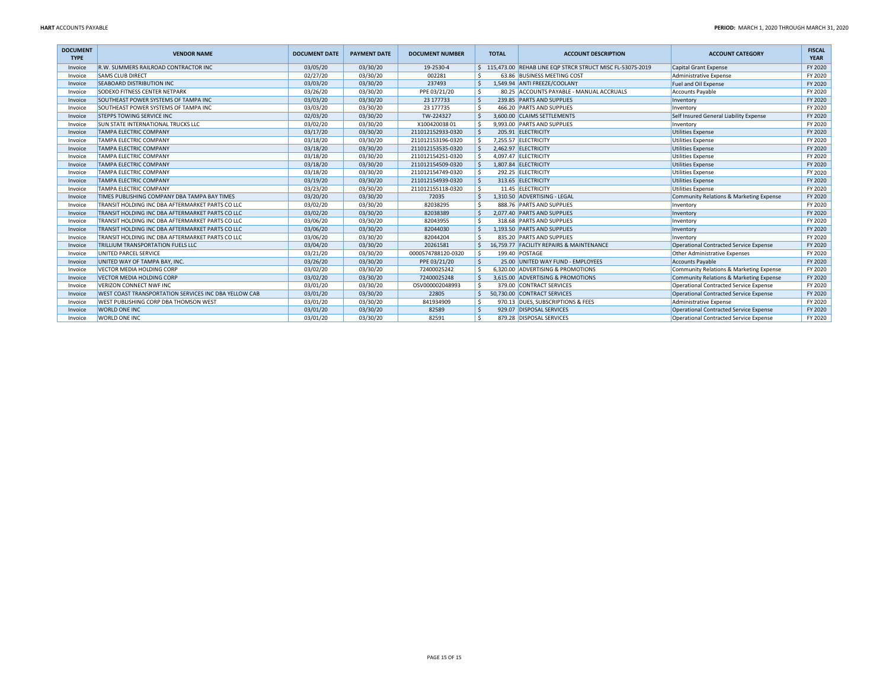| DOCUMENT TYPE | VENDOR NAME | DOCUMENT DATE | PAYMENT DATE | DOCUMENT NUMBER | TOTAL | ACCOUNT DESCRIPTION | ACCOUNT CATEGORY | FISCAL YEAR |
|---|---|---|---|---|---|---|---|---|
| Invoice | R.W. SUMMERS RAILROAD CONTRACTOR INC | 03/05/20 | 03/30/20 | 19-2530-4 | $ 115,473.00 | REHAB LINE EQP STRCR STRUCT MISC FL-5307S-2019 | Capital Grant Expense | FY 2020 |
| Invoice | SAMS CLUB DIRECT | 02/27/20 | 03/30/20 | 002281 | $ 63.86 | BUSINESS MEETING COST | Administrative Expense | FY 2020 |
| Invoice | SEABOARD DISTRIBUTION INC | 03/03/20 | 03/30/20 | 237493 | $ 1,549.94 | ANTI FREEZE/COOLANT | Fuel and Oil Expense | FY 2020 |
| Invoice | SODEXO FITNESS CENTER NETPARK | 03/26/20 | 03/30/20 | PPE 03/21/20 | $ 80.25 | ACCOUNTS PAYABLE - MANUAL ACCRUALS | Accounts Payable | FY 2020 |
| Invoice | SOUTHEAST POWER SYSTEMS OF TAMPA INC | 03/03/20 | 03/30/20 | 23 177733 | $ 239.85 | PARTS AND SUPPLIES | Inventory | FY 2020 |
| Invoice | SOUTHEAST POWER SYSTEMS OF TAMPA INC | 03/03/20 | 03/30/20 | 23 177735 | $ 466.20 | PARTS AND SUPPLIES | Inventory | FY 2020 |
| Invoice | STEPPS TOWING SERVICE INC | 02/03/20 | 03/30/20 | TW-224327 | $ 3,600.00 | CLAIMS SETTLEMENTS | Self Insured General Liability Expense | FY 2020 |
| Invoice | SUN STATE INTERNATIONAL TRUCKS LLC | 03/02/20 | 03/30/20 | X100420038 01 | $ 9,993.00 | PARTS AND SUPPLIES | Inventory | FY 2020 |
| Invoice | TAMPA ELECTRIC COMPANY | 03/17/20 | 03/30/20 | 211012152933-0320 | $ 205.91 | ELECTRICITY | Utilities Expense | FY 2020 |
| Invoice | TAMPA ELECTRIC COMPANY | 03/18/20 | 03/30/20 | 211012153196-0320 | $ 7,255.57 | ELECTRICITY | Utilities Expense | FY 2020 |
| Invoice | TAMPA ELECTRIC COMPANY | 03/18/20 | 03/30/20 | 211012153535-0320 | $ 2,462.97 | ELECTRICITY | Utilities Expense | FY 2020 |
| Invoice | TAMPA ELECTRIC COMPANY | 03/18/20 | 03/30/20 | 211012154251-0320 | $ 4,097.47 | ELECTRICITY | Utilities Expense | FY 2020 |
| Invoice | TAMPA ELECTRIC COMPANY | 03/18/20 | 03/30/20 | 211012154509-0320 | $ 1,807.84 | ELECTRICITY | Utilities Expense | FY 2020 |
| Invoice | TAMPA ELECTRIC COMPANY | 03/18/20 | 03/30/20 | 211012154749-0320 | $ 292.25 | ELECTRICITY | Utilities Expense | FY 2020 |
| Invoice | TAMPA ELECTRIC COMPANY | 03/19/20 | 03/30/20 | 211012154939-0320 | $ 313.65 | ELECTRICITY | Utilities Expense | FY 2020 |
| Invoice | TAMPA ELECTRIC COMPANY | 03/23/20 | 03/30/20 | 211012155118-0320 | $ 11.45 | ELECTRICITY | Utilities Expense | FY 2020 |
| Invoice | TIMES PUBLISHING COMPANY DBA TAMPA BAY TIMES | 03/20/20 | 03/30/20 | 72035 | $ 1,310.50 | ADVERTISING - LEGAL | Community Relations & Marketing Expense | FY 2020 |
| Invoice | TRANSIT HOLDING INC DBA AFTERMARKET PARTS CO LLC | 03/02/20 | 03/30/20 | 82038295 | $ 888.76 | PARTS AND SUPPLIES | Inventory | FY 2020 |
| Invoice | TRANSIT HOLDING INC DBA AFTERMARKET PARTS CO LLC | 03/02/20 | 03/30/20 | 82038389 | $ 2,077.40 | PARTS AND SUPPLIES | Inventory | FY 2020 |
| Invoice | TRANSIT HOLDING INC DBA AFTERMARKET PARTS CO LLC | 03/06/20 | 03/30/20 | 82043955 | $ 318.68 | PARTS AND SUPPLIES | Inventory | FY 2020 |
| Invoice | TRANSIT HOLDING INC DBA AFTERMARKET PARTS CO LLC | 03/06/20 | 03/30/20 | 82044030 | $ 1,193.50 | PARTS AND SUPPLIES | Inventory | FY 2020 |
| Invoice | TRANSIT HOLDING INC DBA AFTERMARKET PARTS CO LLC | 03/06/20 | 03/30/20 | 82044204 | $ 835.20 | PARTS AND SUPPLIES | Inventory | FY 2020 |
| Invoice | TRILLIUM TRANSPORTATION FUELS LLC | 03/04/20 | 03/30/20 | 20261581 | $ 16,759.77 | FACILITY REPAIRS & MAINTENANCE | Operational Contracted Service Expense | FY 2020 |
| Invoice | UNITED PARCEL SERVICE | 03/21/20 | 03/30/20 | 0000574788120-0320 | $ 199.40 | POSTAGE | Other Administrative Expenses | FY 2020 |
| Invoice | UNITED WAY OF TAMPA BAY, INC. | 03/26/20 | 03/30/20 | PPE 03/21/20 | $ 25.00 | UNITED WAY FUND - EMPLOYEES | Accounts Payable | FY 2020 |
| Invoice | VECTOR MEDIA HOLDING CORP | 03/02/20 | 03/30/20 | 72400025242 | $ 6,320.00 | ADVERTISING & PROMOTIONS | Community Relations & Marketing Expense | FY 2020 |
| Invoice | VECTOR MEDIA HOLDING CORP | 03/02/20 | 03/30/20 | 72400025248 | $ 3,615.00 | ADVERTISING & PROMOTIONS | Community Relations & Marketing Expense | FY 2020 |
| Invoice | VERIZON CONNECT NWF INC | 03/01/20 | 03/30/20 | OSV000002048993 | $ 379.00 | CONTRACT SERVICES | Operational Contracted Service Expense | FY 2020 |
| Invoice | WEST COAST TRANSPORTATION SERVICES INC DBA YELLOW CAB | 03/01/20 | 03/30/20 | 22805 | $ 50,730.00 | CONTRACT SERVICES | Operational Contracted Service Expense | FY 2020 |
| Invoice | WEST PUBLISHING CORP DBA THOMSON WEST | 03/01/20 | 03/30/20 | 841934909 | $ 970.13 | DUES, SUBSCRIPTIONS & FEES | Administrative Expense | FY 2020 |
| Invoice | WORLD ONE INC | 03/01/20 | 03/30/20 | 82589 | $ 929.07 | DISPOSAL SERVICES | Operational Contracted Service Expense | FY 2020 |
| Invoice | WORLD ONE INC | 03/01/20 | 03/30/20 | 82591 | $ 879.28 | DISPOSAL SERVICES | Operational Contracted Service Expense | FY 2020 |